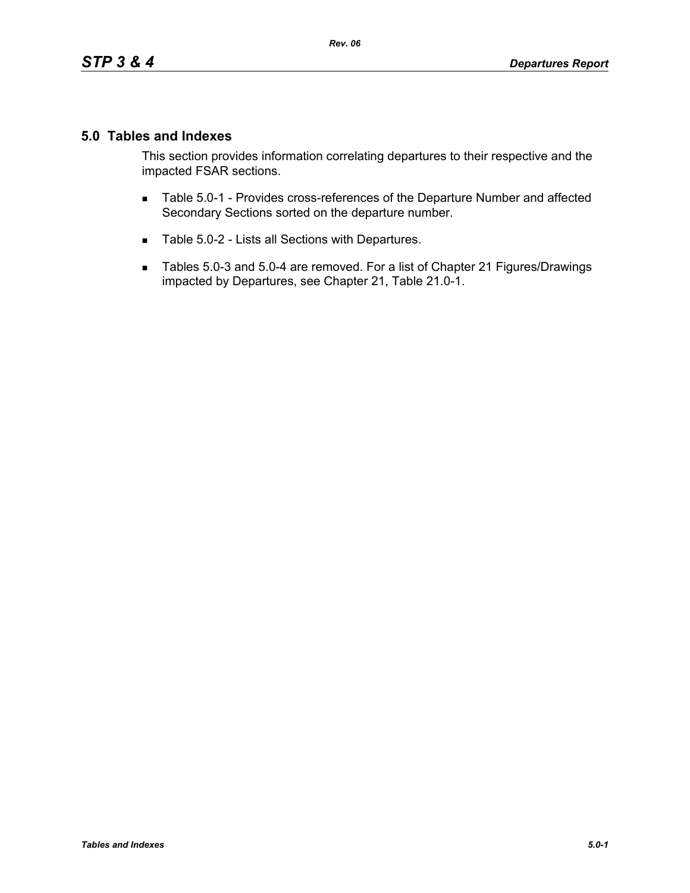## 5.0 Tables and Indexes

This section provides information correlating departures to their respective and the impacted FSAR sections.

- Table 5.0-1 - Provides cross-references of the Departure Number and affected Secondary Sections sorted on the departure number.
- Table 5.0-2 - Lists all Sections with Departures.
- Tables 5.0-3 and 5.0-4 are removed. For a list of Chapter 21 Figures/Drawings impacted by Departures, see Chapter 21, Table 21.0-1.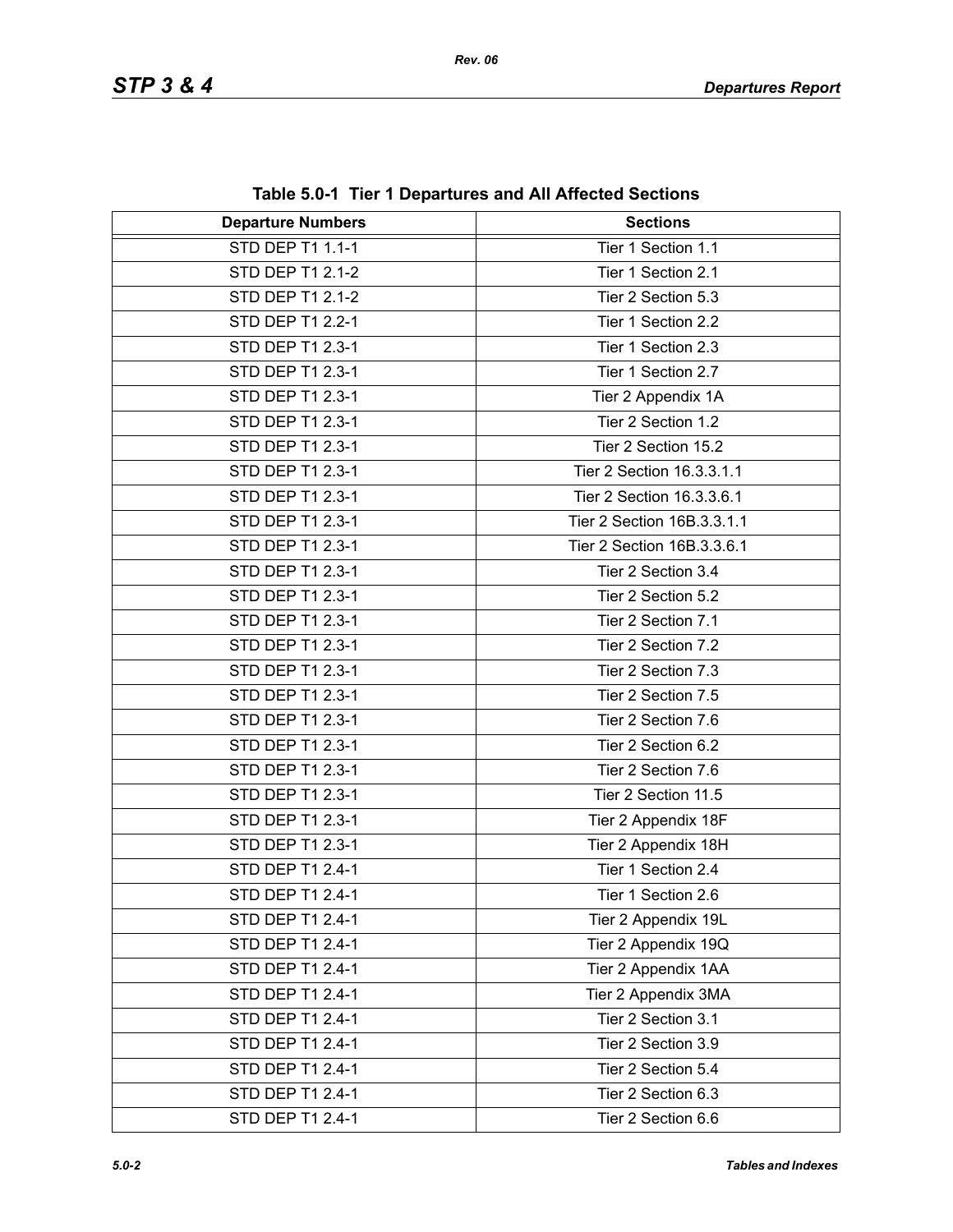**Table 5.0-1 Tier 1 Departures and All Affected Sections**

| Departure Numbers | Sections |
|---|---|
| STD DEP T1 1.1-1 | Tier 1 Section 1.1 |
| STD DEP T1 2.1-2 | Tier 1 Section 2.1 |
| STD DEP T1 2.1-2 | Tier 2 Section 5.3 |
| STD DEP T1 2.2-1 | Tier 1 Section 2.2 |
| STD DEP T1 2.3-1 | Tier 1 Section 2.3 |
| STD DEP T1 2.3-1 | Tier 1 Section 2.7 |
| STD DEP T1 2.3-1 | Tier 2 Appendix 1A |
| STD DEP T1 2.3-1 | Tier 2 Section 1.2 |
| STD DEP T1 2.3-1 | Tier 2 Section 15.2 |
| STD DEP T1 2.3-1 | Tier 2 Section 16.3.3.1.1 |
| STD DEP T1 2.3-1 | Tier 2 Section 16.3.3.6.1 |
| STD DEP T1 2.3-1 | Tier 2 Section 16B.3.3.1.1 |
| STD DEP T1 2.3-1 | Tier 2 Section 16B.3.3.6.1 |
| STD DEP T1 2.3-1 | Tier 2 Section 3.4 |
| STD DEP T1 2.3-1 | Tier 2 Section 5.2 |
| STD DEP T1 2.3-1 | Tier 2 Section 7.1 |
| STD DEP T1 2.3-1 | Tier 2 Section 7.2 |
| STD DEP T1 2.3-1 | Tier 2 Section 7.3 |
| STD DEP T1 2.3-1 | Tier 2 Section 7.5 |
| STD DEP T1 2.3-1 | Tier 2 Section 7.6 |
| STD DEP T1 2.3-1 | Tier 2 Section 6.2 |
| STD DEP T1 2.3-1 | Tier 2 Section 7.6 |
| STD DEP T1 2.3-1 | Tier 2 Section 11.5 |
| STD DEP T1 2.3-1 | Tier 2 Appendix 18F |
| STD DEP T1 2.3-1 | Tier 2 Appendix 18H |
| STD DEP T1 2.4-1 | Tier 1 Section 2.4 |
| STD DEP T1 2.4-1 | Tier 1 Section 2.6 |
| STD DEP T1 2.4-1 | Tier 2 Appendix 19L |
| STD DEP T1 2.4-1 | Tier 2 Appendix 19Q |
| STD DEP T1 2.4-1 | Tier 2 Appendix 1AA |
| STD DEP T1 2.4-1 | Tier 2 Appendix 3MA |
| STD DEP T1 2.4-1 | Tier 2 Section 3.1 |
| STD DEP T1 2.4-1 | Tier 2 Section 3.9 |
| STD DEP T1 2.4-1 | Tier 2 Section 5.4 |
| STD DEP T1 2.4-1 | Tier 2 Section 6.3 |
| STD DEP T1 2.4-1 | Tier 2 Section 6.6 |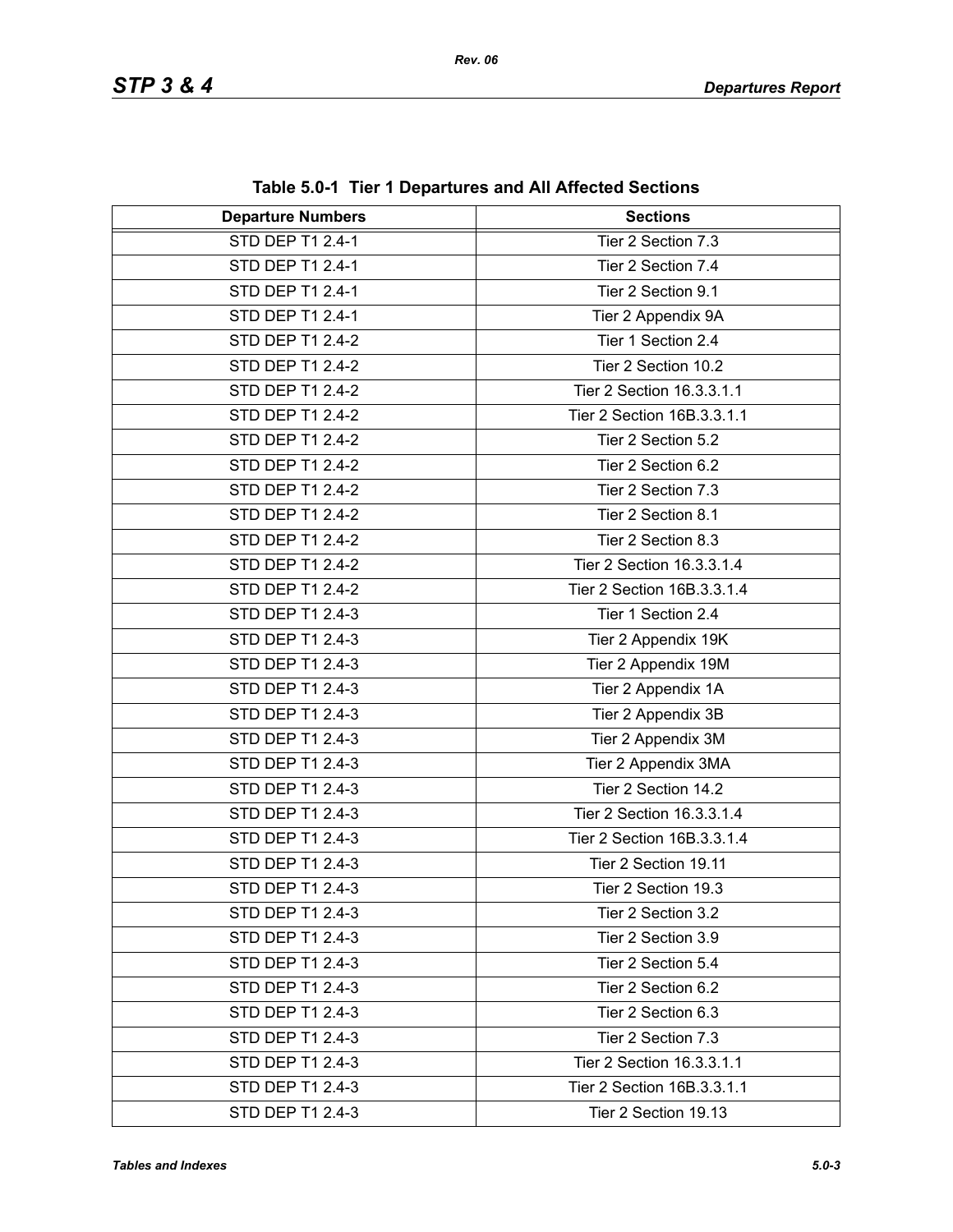Table 5.0-1  Tier 1 Departures and All Affected Sections

| Departure Numbers | Sections |
|---|---|
| STD DEP T1 2.4-1 | Tier 2 Section 7.3 |
| STD DEP T1 2.4-1 | Tier 2 Section 7.4 |
| STD DEP T1 2.4-1 | Tier 2 Section 9.1 |
| STD DEP T1 2.4-1 | Tier 2 Appendix 9A |
| STD DEP T1 2.4-2 | Tier 1 Section 2.4 |
| STD DEP T1 2.4-2 | Tier 2 Section 10.2 |
| STD DEP T1 2.4-2 | Tier 2 Section 16.3.3.1.1 |
| STD DEP T1 2.4-2 | Tier 2 Section 16B.3.3.1.1 |
| STD DEP T1 2.4-2 | Tier 2 Section 5.2 |
| STD DEP T1 2.4-2 | Tier 2 Section 6.2 |
| STD DEP T1 2.4-2 | Tier 2 Section 7.3 |
| STD DEP T1 2.4-2 | Tier 2 Section 8.1 |
| STD DEP T1 2.4-2 | Tier 2 Section 8.3 |
| STD DEP T1 2.4-2 | Tier 2 Section 16.3.3.1.4 |
| STD DEP T1 2.4-2 | Tier 2 Section 16B.3.3.1.4 |
| STD DEP T1 2.4-3 | Tier 1 Section 2.4 |
| STD DEP T1 2.4-3 | Tier 2 Appendix 19K |
| STD DEP T1 2.4-3 | Tier 2 Appendix 19M |
| STD DEP T1 2.4-3 | Tier 2 Appendix 1A |
| STD DEP T1 2.4-3 | Tier 2 Appendix 3B |
| STD DEP T1 2.4-3 | Tier 2 Appendix 3M |
| STD DEP T1 2.4-3 | Tier 2 Appendix 3MA |
| STD DEP T1 2.4-3 | Tier 2 Section 14.2 |
| STD DEP T1 2.4-3 | Tier 2 Section 16.3.3.1.4 |
| STD DEP T1 2.4-3 | Tier 2 Section 16B.3.3.1.4 |
| STD DEP T1 2.4-3 | Tier 2 Section 19.11 |
| STD DEP T1 2.4-3 | Tier 2 Section 19.3 |
| STD DEP T1 2.4-3 | Tier 2 Section 3.2 |
| STD DEP T1 2.4-3 | Tier 2 Section 3.9 |
| STD DEP T1 2.4-3 | Tier 2 Section 5.4 |
| STD DEP T1 2.4-3 | Tier 2 Section 6.2 |
| STD DEP T1 2.4-3 | Tier 2 Section 6.3 |
| STD DEP T1 2.4-3 | Tier 2 Section 7.3 |
| STD DEP T1 2.4-3 | Tier 2 Section 16.3.3.1.1 |
| STD DEP T1 2.4-3 | Tier 2 Section 16B.3.3.1.1 |
| STD DEP T1 2.4-3 | Tier 2 Section 19.13 |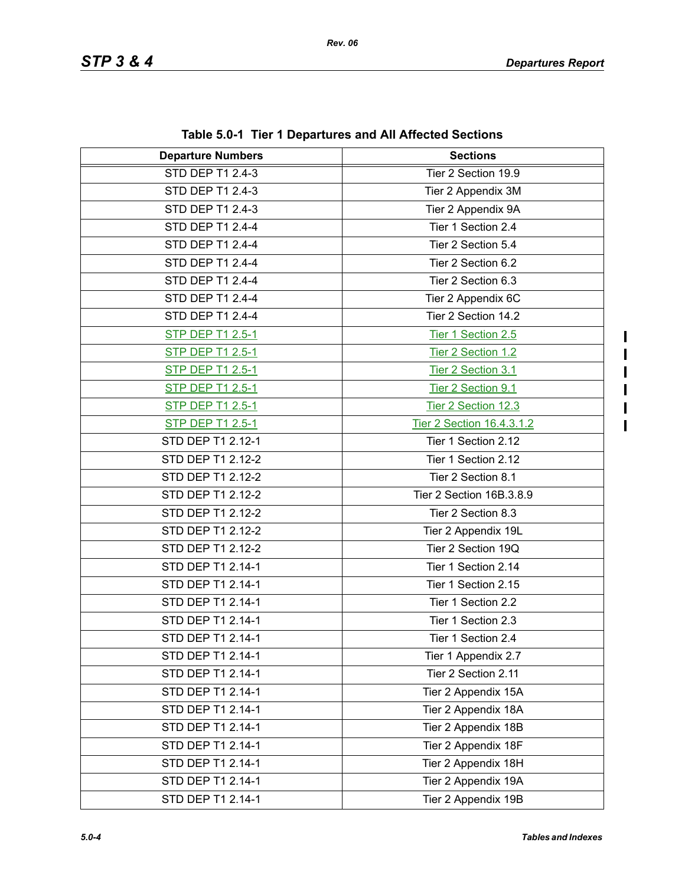**Table 5.0-1 Tier 1 Departures and All Affected Sections**

| Departure Numbers | Sections |
|---|---|
| STD DEP T1 2.4-3 | Tier 2 Section 19.9 |
| STD DEP T1 2.4-3 | Tier 2 Appendix 3M |
| STD DEP T1 2.4-3 | Tier 2 Appendix 9A |
| STD DEP T1 2.4-4 | Tier 1 Section 2.4 |
| STD DEP T1 2.4-4 | Tier 2 Section 5.4 |
| STD DEP T1 2.4-4 | Tier 2 Section 6.2 |
| STD DEP T1 2.4-4 | Tier 2 Section 6.3 |
| STD DEP T1 2.4-4 | Tier 2 Appendix 6C |
| STD DEP T1 2.4-4 | Tier 2 Section 14.2 |
| STP DEP T1 2.5-1 | Tier 1 Section 2.5 |
| STP DEP T1 2.5-1 | Tier 2 Section 1.2 |
| STP DEP T1 2.5-1 | Tier 2 Section 3.1 |
| STP DEP T1 2.5-1 | Tier 2 Section 9.1 |
| STP DEP T1 2.5-1 | Tier 2 Section 12.3 |
| STP DEP T1 2.5-1 | Tier 2 Section 16.4.3.1.2 |
| STD DEP T1 2.12-1 | Tier 1 Section 2.12 |
| STD DEP T1 2.12-2 | Tier 1 Section 2.12 |
| STD DEP T1 2.12-2 | Tier 2 Section 8.1 |
| STD DEP T1 2.12-2 | Tier 2 Section 16B.3.8.9 |
| STD DEP T1 2.12-2 | Tier 2 Section 8.3 |
| STD DEP T1 2.12-2 | Tier 2 Appendix 19L |
| STD DEP T1 2.12-2 | Tier 2 Section 19Q |
| STD DEP T1 2.14-1 | Tier 1 Section 2.14 |
| STD DEP T1 2.14-1 | Tier 1 Section 2.15 |
| STD DEP T1 2.14-1 | Tier 1 Section 2.2 |
| STD DEP T1 2.14-1 | Tier 1 Section 2.3 |
| STD DEP T1 2.14-1 | Tier 1 Section 2.4 |
| STD DEP T1 2.14-1 | Tier 1 Appendix 2.7 |
| STD DEP T1 2.14-1 | Tier 2 Section 2.11 |
| STD DEP T1 2.14-1 | Tier 2 Appendix 15A |
| STD DEP T1 2.14-1 | Tier 2 Appendix 18A |
| STD DEP T1 2.14-1 | Tier 2 Appendix 18B |
| STD DEP T1 2.14-1 | Tier 2 Appendix 18F |
| STD DEP T1 2.14-1 | Tier 2 Appendix 18H |
| STD DEP T1 2.14-1 | Tier 2 Appendix 19A |
| STD DEP T1 2.14-1 | Tier 2 Appendix 19B |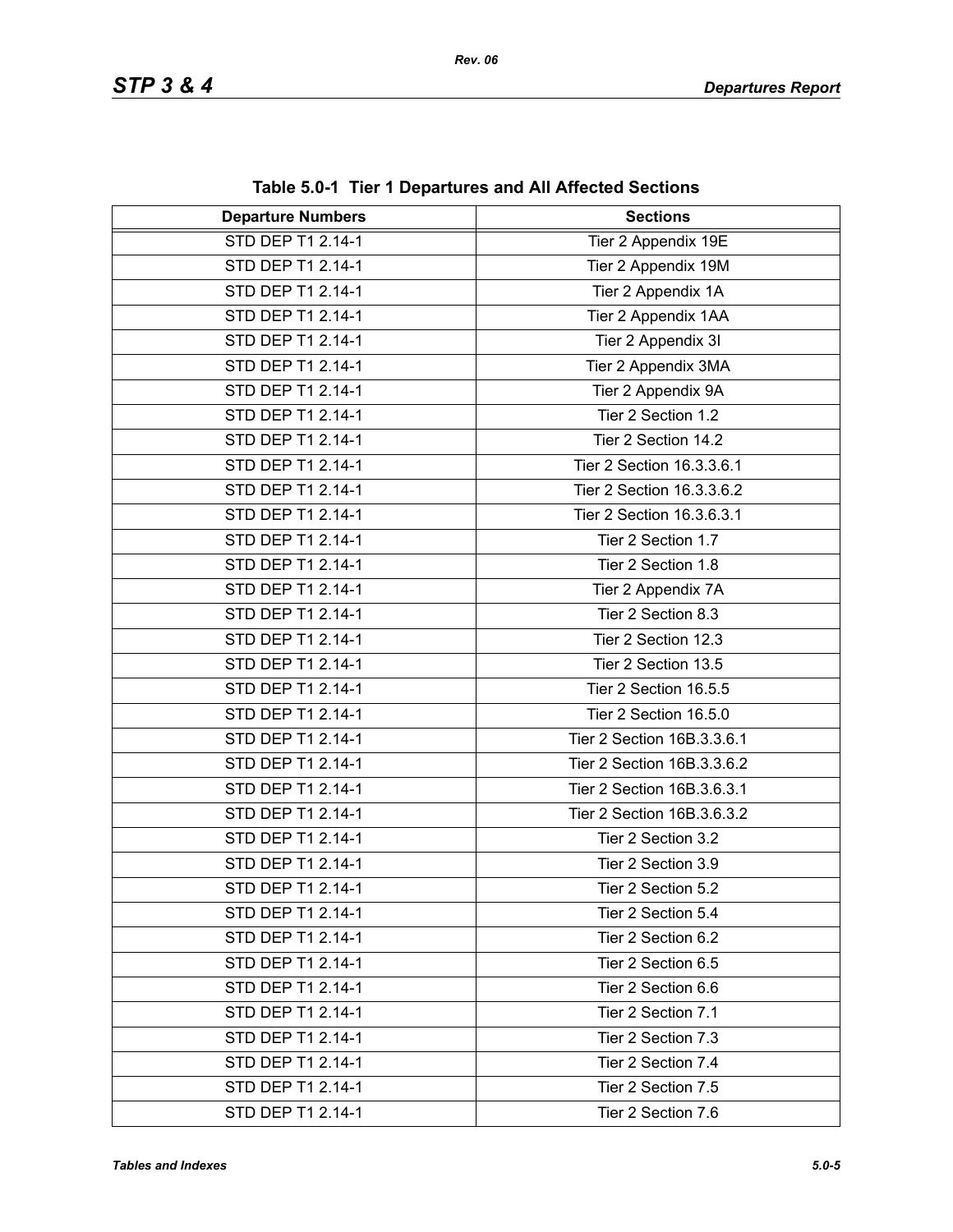**Table 5.0-1 Tier 1 Departures and All Affected Sections**

| Departure Numbers | Sections |
|---|---|
| STD DEP T1 2.14-1 | Tier 2 Appendix 19E |
| STD DEP T1 2.14-1 | Tier 2 Appendix 19M |
| STD DEP T1 2.14-1 | Tier 2 Appendix 1A |
| STD DEP T1 2.14-1 | Tier 2 Appendix 1AA |
| STD DEP T1 2.14-1 | Tier 2 Appendix 3I |
| STD DEP T1 2.14-1 | Tier 2 Appendix 3MA |
| STD DEP T1 2.14-1 | Tier 2 Appendix 9A |
| STD DEP T1 2.14-1 | Tier 2 Section 1.2 |
| STD DEP T1 2.14-1 | Tier 2 Section 14.2 |
| STD DEP T1 2.14-1 | Tier 2 Section 16.3.3.6.1 |
| STD DEP T1 2.14-1 | Tier 2 Section 16.3.3.6.2 |
| STD DEP T1 2.14-1 | Tier 2 Section 16.3.6.3.1 |
| STD DEP T1 2.14-1 | Tier 2 Section 1.7 |
| STD DEP T1 2.14-1 | Tier 2 Section 1.8 |
| STD DEP T1 2.14-1 | Tier 2 Appendix 7A |
| STD DEP T1 2.14-1 | Tier 2 Section 8.3 |
| STD DEP T1 2.14-1 | Tier 2 Section 12.3 |
| STD DEP T1 2.14-1 | Tier 2 Section 13.5 |
| STD DEP T1 2.14-1 | Tier 2 Section 16.5.5 |
| STD DEP T1 2.14-1 | Tier 2 Section 16.5.0 |
| STD DEP T1 2.14-1 | Tier 2 Section 16B.3.3.6.1 |
| STD DEP T1 2.14-1 | Tier 2 Section 16B.3.3.6.2 |
| STD DEP T1 2.14-1 | Tier 2 Section 16B.3.6.3.1 |
| STD DEP T1 2.14-1 | Tier 2 Section 16B.3.6.3.2 |
| STD DEP T1 2.14-1 | Tier 2 Section 3.2 |
| STD DEP T1 2.14-1 | Tier 2 Section 3.9 |
| STD DEP T1 2.14-1 | Tier 2 Section 5.2 |
| STD DEP T1 2.14-1 | Tier 2 Section 5.4 |
| STD DEP T1 2.14-1 | Tier 2 Section 6.2 |
| STD DEP T1 2.14-1 | Tier 2 Section 6.5 |
| STD DEP T1 2.14-1 | Tier 2 Section 6.6 |
| STD DEP T1 2.14-1 | Tier 2 Section 7.1 |
| STD DEP T1 2.14-1 | Tier 2 Section 7.3 |
| STD DEP T1 2.14-1 | Tier 2 Section 7.4 |
| STD DEP T1 2.14-1 | Tier 2 Section 7.5 |
| STD DEP T1 2.14-1 | Tier 2 Section 7.6 |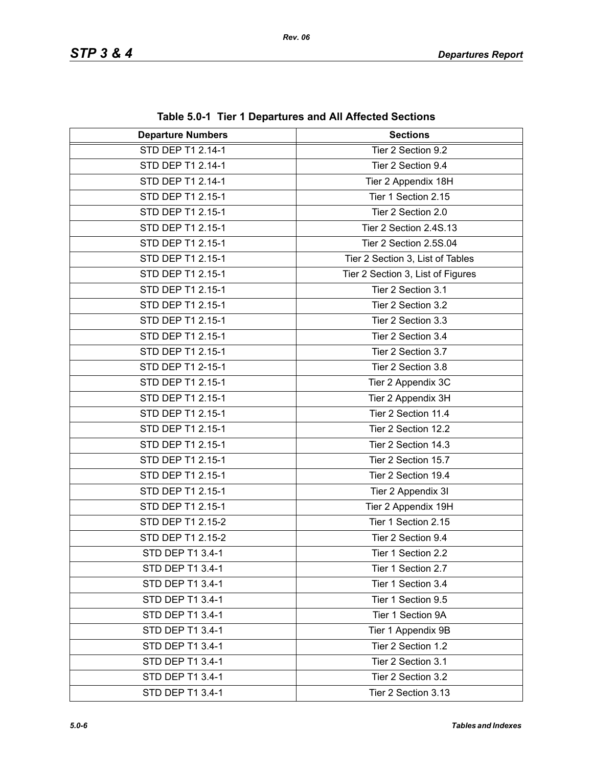**Table 5.0-1 Tier 1 Departures and All Affected Sections**

| Departure Numbers | Sections |
|---|---|
| STD DEP T1 2.14-1 | Tier 2 Section 9.2 |
| STD DEP T1 2.14-1 | Tier 2 Section 9.4 |
| STD DEP T1 2.14-1 | Tier 2 Appendix 18H |
| STD DEP T1 2.15-1 | Tier 1 Section 2.15 |
| STD DEP T1 2.15-1 | Tier 2 Section 2.0 |
| STD DEP T1 2.15-1 | Tier 2 Section 2.4S.13 |
| STD DEP T1 2.15-1 | Tier 2 Section 2.5S.04 |
| STD DEP T1 2.15-1 | Tier 2 Section 3, List of Tables |
| STD DEP T1 2.15-1 | Tier 2 Section 3, List of Figures |
| STD DEP T1 2.15-1 | Tier 2 Section 3.1 |
| STD DEP T1 2.15-1 | Tier 2 Section 3.2 |
| STD DEP T1 2.15-1 | Tier 2 Section 3.3 |
| STD DEP T1 2.15-1 | Tier 2 Section 3.4 |
| STD DEP T1 2.15-1 | Tier 2 Section 3.7 |
| STD DEP T1 2-15-1 | Tier 2 Section 3.8 |
| STD DEP T1 2.15-1 | Tier 2 Appendix 3C |
| STD DEP T1 2.15-1 | Tier 2 Appendix 3H |
| STD DEP T1 2.15-1 | Tier 2 Section 11.4 |
| STD DEP T1 2.15-1 | Tier 2 Section 12.2 |
| STD DEP T1 2.15-1 | Tier 2 Section 14.3 |
| STD DEP T1 2.15-1 | Tier 2 Section 15.7 |
| STD DEP T1 2.15-1 | Tier 2 Section 19.4 |
| STD DEP T1 2.15-1 | Tier 2 Appendix 3I |
| STD DEP T1 2.15-1 | Tier 2 Appendix 19H |
| STD DEP T1 2.15-2 | Tier 1 Section 2.15 |
| STD DEP T1 2.15-2 | Tier 2 Section 9.4 |
| STD DEP T1 3.4-1 | Tier 1 Section 2.2 |
| STD DEP T1 3.4-1 | Tier 1 Section 2.7 |
| STD DEP T1 3.4-1 | Tier 1 Section 3.4 |
| STD DEP T1 3.4-1 | Tier 1 Section 9.5 |
| STD DEP T1 3.4-1 | Tier 1 Section 9A |
| STD DEP T1 3.4-1 | Tier 1 Appendix 9B |
| STD DEP T1 3.4-1 | Tier 2 Section 1.2 |
| STD DEP T1 3.4-1 | Tier 2 Section 3.1 |
| STD DEP T1 3.4-1 | Tier 2 Section 3.2 |
| STD DEP T1 3.4-1 | Tier 2 Section 3.13 |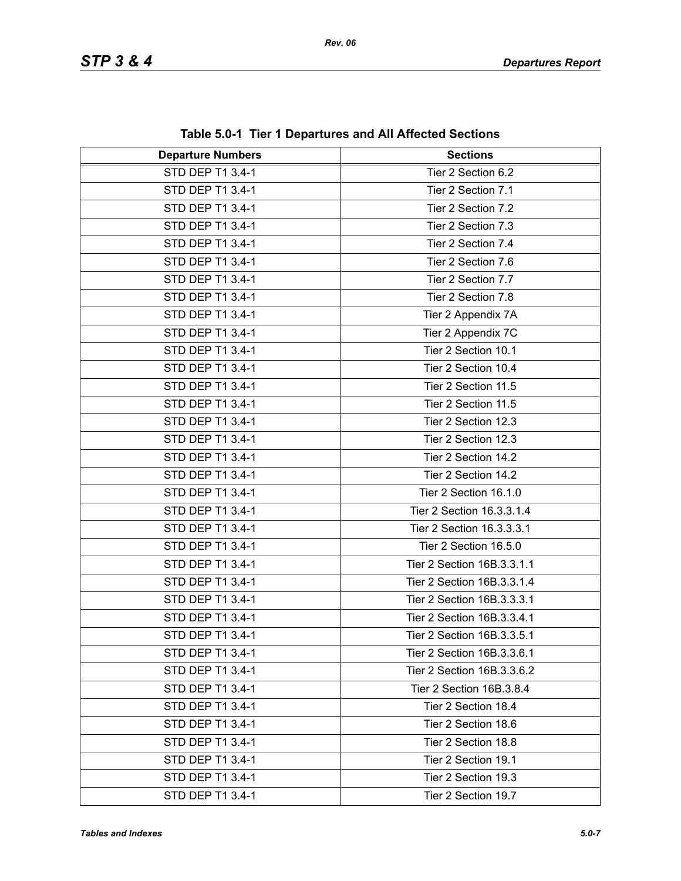**Table 5.0-1 Tier 1 Departures and All Affected Sections**

| Departure Numbers | Sections |
|---|---|
| STD DEP T1 3.4-1 | Tier 2 Section 6.2 |
| STD DEP T1 3.4-1 | Tier 2 Section 7.1 |
| STD DEP T1 3.4-1 | Tier 2 Section 7.2 |
| STD DEP T1 3.4-1 | Tier 2 Section 7.3 |
| STD DEP T1 3.4-1 | Tier 2 Section 7.4 |
| STD DEP T1 3.4-1 | Tier 2 Section 7.6 |
| STD DEP T1 3.4-1 | Tier 2 Section 7.7 |
| STD DEP T1 3.4-1 | Tier 2 Section 7.8 |
| STD DEP T1 3.4-1 | Tier 2 Appendix 7A |
| STD DEP T1 3.4-1 | Tier 2 Appendix 7C |
| STD DEP T1 3.4-1 | Tier 2 Section 10.1 |
| STD DEP T1 3.4-1 | Tier 2 Section 10.4 |
| STD DEP T1 3.4-1 | Tier 2 Section 11.5 |
| STD DEP T1 3.4-1 | Tier 2 Section 11.5 |
| STD DEP T1 3.4-1 | Tier 2 Section 12.3 |
| STD DEP T1 3.4-1 | Tier 2 Section 12.3 |
| STD DEP T1 3.4-1 | Tier 2 Section 14.2 |
| STD DEP T1 3.4-1 | Tier 2 Section 14.2 |
| STD DEP T1 3.4-1 | Tier 2 Section 16.1.0 |
| STD DEP T1 3.4-1 | Tier 2 Section 16.3.3.1.4 |
| STD DEP T1 3.4-1 | Tier 2 Section 16.3.3.3.1 |
| STD DEP T1 3.4-1 | Tier 2 Section 16.5.0 |
| STD DEP T1 3.4-1 | Tier 2 Section 16B.3.3.1.1 |
| STD DEP T1 3.4-1 | Tier 2 Section 16B.3.3.1.4 |
| STD DEP T1 3.4-1 | Tier 2 Section 16B.3.3.3.1 |
| STD DEP T1 3.4-1 | Tier 2 Section 16B.3.3.4.1 |
| STD DEP T1 3.4-1 | Tier 2 Section 16B.3.3.5.1 |
| STD DEP T1 3.4-1 | Tier 2 Section 16B.3.3.6.1 |
| STD DEP T1 3.4-1 | Tier 2 Section 16B.3.3.6.2 |
| STD DEP T1 3.4-1 | Tier 2 Section 16B.3.8.4 |
| STD DEP T1 3.4-1 | Tier 2 Section 18.4 |
| STD DEP T1 3.4-1 | Tier 2 Section 18.6 |
| STD DEP T1 3.4-1 | Tier 2 Section 18.8 |
| STD DEP T1 3.4-1 | Tier 2 Section 19.1 |
| STD DEP T1 3.4-1 | Tier 2 Section 19.3 |
| STD DEP T1 3.4-1 | Tier 2 Section 19.7 |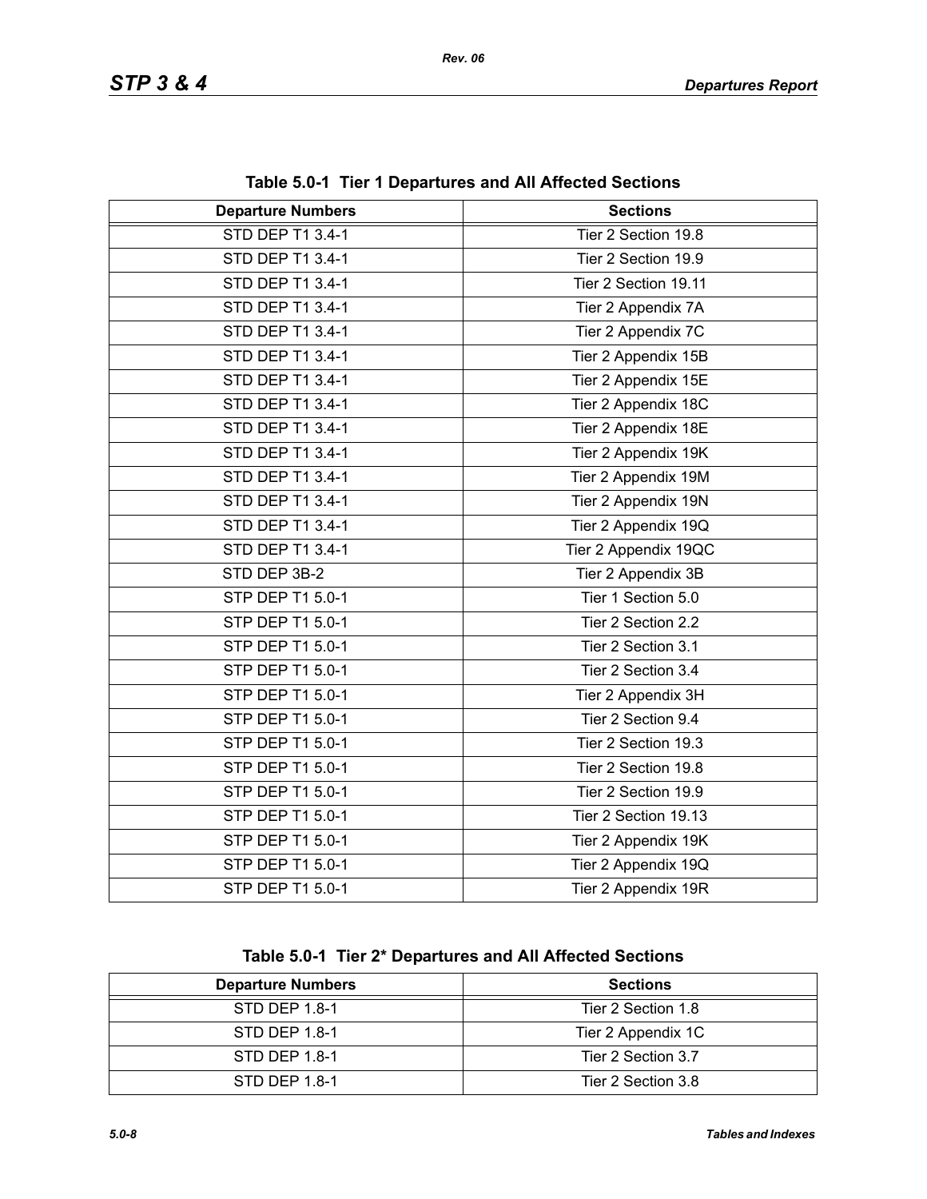**Table 5.0-1 Tier 1 Departures and All Affected Sections**

| Departure Numbers | Sections |
|---|---|
| STD DEP T1 3.4-1 | Tier 2 Section 19.8 |
| STD DEP T1 3.4-1 | Tier 2 Section 19.9 |
| STD DEP T1 3.4-1 | Tier 2 Section 19.11 |
| STD DEP T1 3.4-1 | Tier 2 Appendix 7A |
| STD DEP T1 3.4-1 | Tier 2 Appendix 7C |
| STD DEP T1 3.4-1 | Tier 2 Appendix 15B |
| STD DEP T1 3.4-1 | Tier 2 Appendix 15E |
| STD DEP T1 3.4-1 | Tier 2 Appendix 18C |
| STD DEP T1 3.4-1 | Tier 2 Appendix 18E |
| STD DEP T1 3.4-1 | Tier 2 Appendix 19K |
| STD DEP T1 3.4-1 | Tier 2 Appendix 19M |
| STD DEP T1 3.4-1 | Tier 2 Appendix 19N |
| STD DEP T1 3.4-1 | Tier 2 Appendix 19Q |
| STD DEP T1 3.4-1 | Tier 2 Appendix 19QC |
| STD DEP 3B-2 | Tier 2 Appendix 3B |
| STP DEP T1 5.0-1 | Tier 1 Section 5.0 |
| STP DEP T1 5.0-1 | Tier 2 Section 2.2 |
| STP DEP T1 5.0-1 | Tier 2 Section 3.1 |
| STP DEP T1 5.0-1 | Tier 2 Section 3.4 |
| STP DEP T1 5.0-1 | Tier 2 Appendix 3H |
| STP DEP T1 5.0-1 | Tier 2 Section 9.4 |
| STP DEP T1 5.0-1 | Tier 2 Section 19.3 |
| STP DEP T1 5.0-1 | Tier 2 Section 19.8 |
| STP DEP T1 5.0-1 | Tier 2 Section 19.9 |
| STP DEP T1 5.0-1 | Tier 2 Section 19.13 |
| STP DEP T1 5.0-1 | Tier 2 Appendix 19K |
| STP DEP T1 5.0-1 | Tier 2 Appendix 19Q |
| STP DEP T1 5.0-1 | Tier 2 Appendix 19R |

**Table 5.0-1 Tier 2* Departures and All Affected Sections**

| Departure Numbers | Sections |
|---|---|
| STD DEP 1.8-1 | Tier 2 Section 1.8 |
| STD DEP 1.8-1 | Tier 2 Appendix 1C |
| STD DEP 1.8-1 | Tier 2 Section 3.7 |
| STD DEP 1.8-1 | Tier 2 Section 3.8 |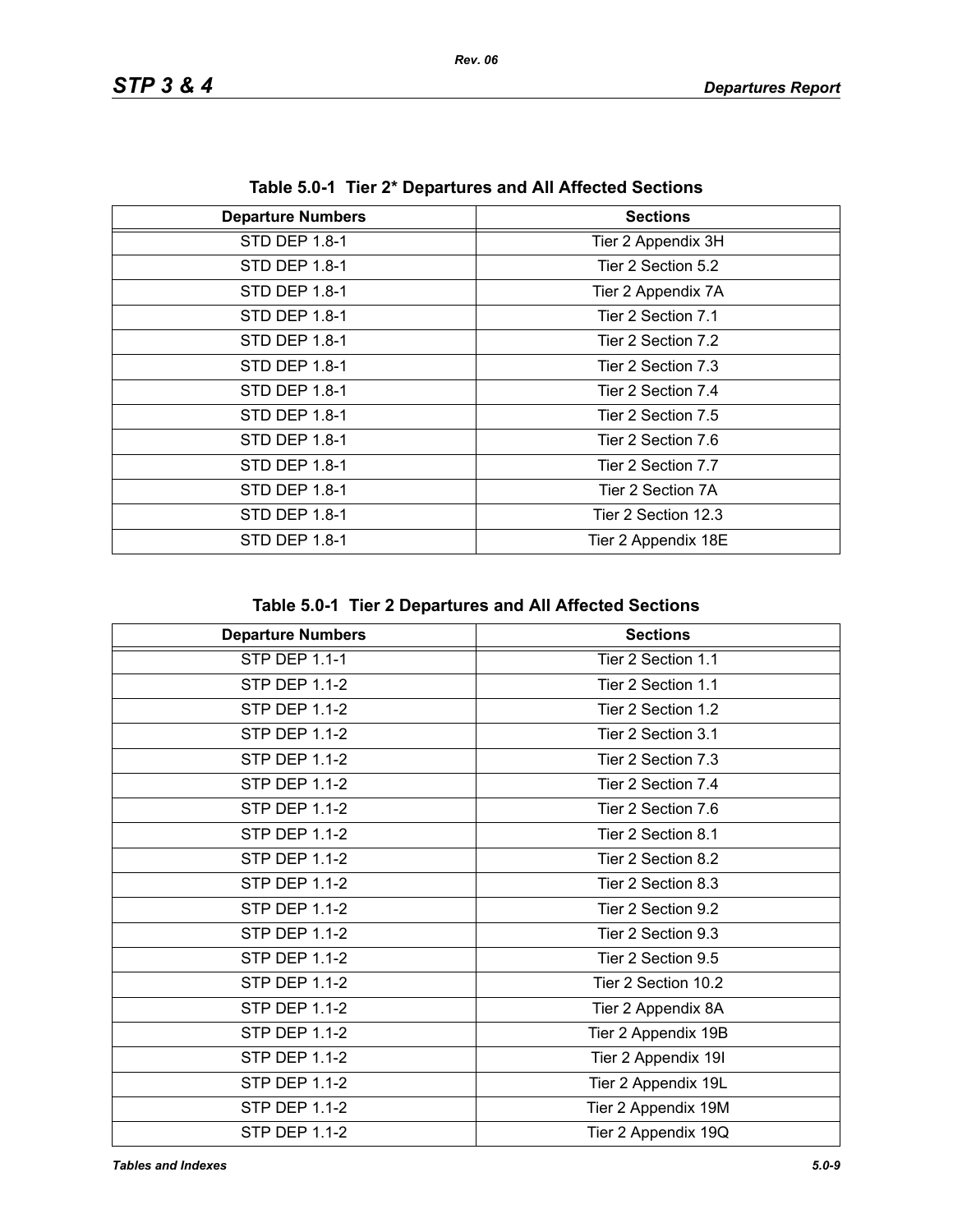**Table 5.0-1 Tier 2* Departures and All Affected Sections**

| Departure Numbers | Sections |
|---|---|
| STD DEP 1.8-1 | Tier 2 Appendix 3H |
| STD DEP 1.8-1 | Tier 2 Section 5.2 |
| STD DEP 1.8-1 | Tier 2 Appendix 7A |
| STD DEP 1.8-1 | Tier 2 Section 7.1 |
| STD DEP 1.8-1 | Tier 2 Section 7.2 |
| STD DEP 1.8-1 | Tier 2 Section 7.3 |
| STD DEP 1.8-1 | Tier 2 Section 7.4 |
| STD DEP 1.8-1 | Tier 2 Section 7.5 |
| STD DEP 1.8-1 | Tier 2 Section 7.6 |
| STD DEP 1.8-1 | Tier 2 Section 7.7 |
| STD DEP 1.8-1 | Tier 2 Section 7A |
| STD DEP 1.8-1 | Tier 2 Section 12.3 |
| STD DEP 1.8-1 | Tier 2 Appendix 18E |

**Table 5.0-1 Tier 2 Departures and All Affected Sections**

| Departure Numbers | Sections |
|---|---|
| STP DEP 1.1-1 | Tier 2 Section 1.1 |
| STP DEP 1.1-2 | Tier 2 Section 1.1 |
| STP DEP 1.1-2 | Tier 2 Section 1.2 |
| STP DEP 1.1-2 | Tier 2 Section 3.1 |
| STP DEP 1.1-2 | Tier 2 Section 7.3 |
| STP DEP 1.1-2 | Tier 2 Section 7.4 |
| STP DEP 1.1-2 | Tier 2 Section 7.6 |
| STP DEP 1.1-2 | Tier 2 Section 8.1 |
| STP DEP 1.1-2 | Tier 2 Section 8.2 |
| STP DEP 1.1-2 | Tier 2 Section 8.3 |
| STP DEP 1.1-2 | Tier 2 Section 9.2 |
| STP DEP 1.1-2 | Tier 2 Section 9.3 |
| STP DEP 1.1-2 | Tier 2 Section 9.5 |
| STP DEP 1.1-2 | Tier 2 Section 10.2 |
| STP DEP 1.1-2 | Tier 2 Appendix 8A |
| STP DEP 1.1-2 | Tier 2 Appendix 19B |
| STP DEP 1.1-2 | Tier 2 Appendix 19I |
| STP DEP 1.1-2 | Tier 2 Appendix 19L |
| STP DEP 1.1-2 | Tier 2 Appendix 19M |
| STP DEP 1.1-2 | Tier 2 Appendix 19Q |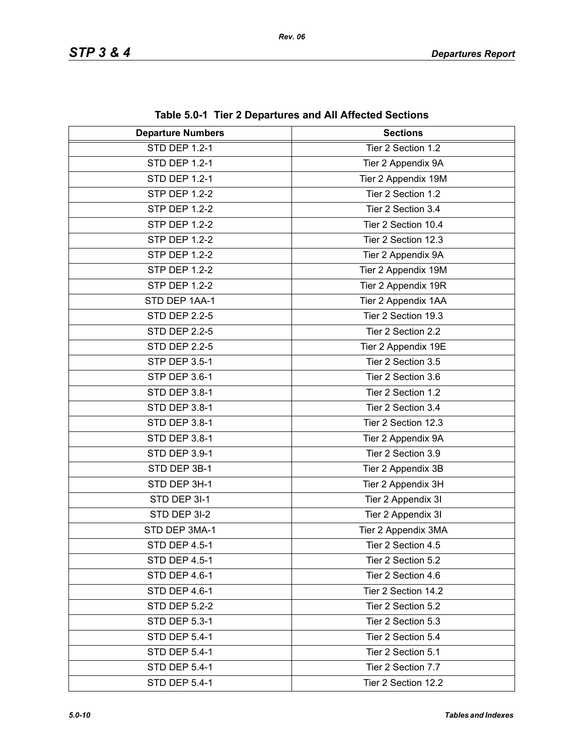**Table 5.0-1 Tier 2 Departures and All Affected Sections**

| Departure Numbers | Sections |
|---|---|
| STD DEP 1.2-1 | Tier 2 Section 1.2 |
| STD DEP 1.2-1 | Tier 2 Appendix 9A |
| STD DEP 1.2-1 | Tier 2 Appendix 19M |
| STP DEP 1.2-2 | Tier 2 Section 1.2 |
| STP DEP 1.2-2 | Tier 2 Section 3.4 |
| STP DEP 1.2-2 | Tier 2 Section 10.4 |
| STP DEP 1.2-2 | Tier 2 Section 12.3 |
| STP DEP 1.2-2 | Tier 2 Appendix 9A |
| STP DEP 1.2-2 | Tier 2 Appendix 19M |
| STP DEP 1.2-2 | Tier 2 Appendix 19R |
| STD DEP 1AA-1 | Tier 2 Appendix 1AA |
| STD DEP 2.2-5 | Tier 2 Section 19.3 |
| STD DEP 2.2-5 | Tier 2 Section 2.2 |
| STD DEP 2.2-5 | Tier 2 Appendix 19E |
| STP DEP 3.5-1 | Tier 2 Section 3.5 |
| STP DEP 3.6-1 | Tier 2 Section 3.6 |
| STD DEP 3.8-1 | Tier 2 Section 1.2 |
| STD DEP 3.8-1 | Tier 2 Section 3.4 |
| STD DEP 3.8-1 | Tier 2 Section 12.3 |
| STD DEP 3.8-1 | Tier 2 Appendix 9A |
| STD DEP 3.9-1 | Tier 2 Section 3.9 |
| STD DEP 3B-1 | Tier 2 Appendix 3B |
| STD DEP 3H-1 | Tier 2 Appendix 3H |
| STD DEP 3I-1 | Tier 2 Appendix 3I |
| STD DEP 3I-2 | Tier 2 Appendix 3I |
| STD DEP 3MA-1 | Tier 2 Appendix 3MA |
| STD DEP 4.5-1 | Tier 2 Section 4.5 |
| STD DEP 4.5-1 | Tier 2 Section 5.2 |
| STD DEP 4.6-1 | Tier 2 Section 4.6 |
| STD DEP 4.6-1 | Tier 2 Section 14.2 |
| STD DEP 5.2-2 | Tier 2 Section 5.2 |
| STD DEP 5.3-1 | Tier 2 Section 5.3 |
| STD DEP 5.4-1 | Tier 2 Section 5.4 |
| STD DEP 5.4-1 | Tier 2 Section 5.1 |
| STD DEP 5.4-1 | Tier 2 Section 7.7 |
| STD DEP 5.4-1 | Tier 2 Section 12.2 |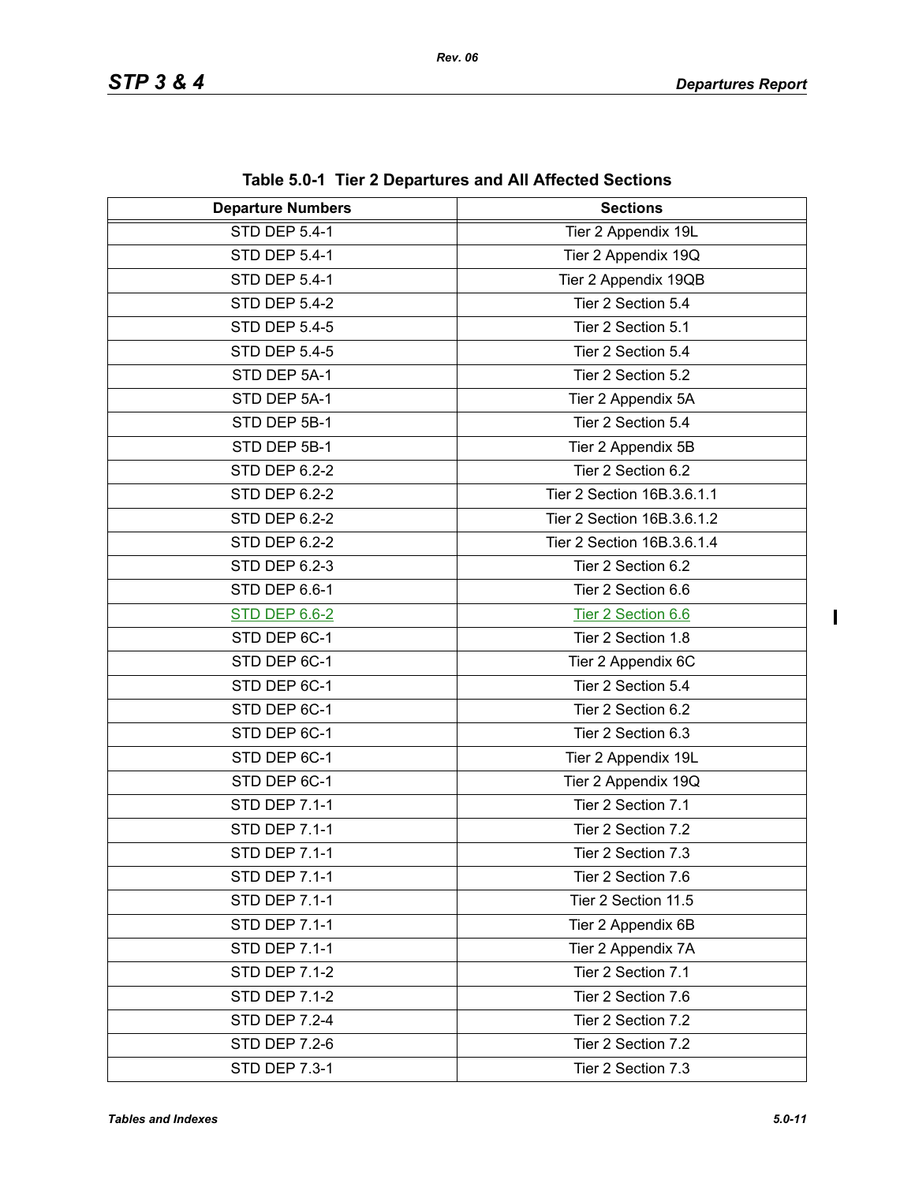**Table 5.0-1 Tier 2 Departures and All Affected Sections**

| Departure Numbers | Sections |
|---|---|
| STD DEP 5.4-1 | Tier 2 Appendix 19L |
| STD DEP 5.4-1 | Tier 2 Appendix 19Q |
| STD DEP 5.4-1 | Tier 2 Appendix 19QB |
| STD DEP 5.4-2 | Tier 2 Section 5.4 |
| STD DEP 5.4-5 | Tier 2 Section 5.1 |
| STD DEP 5.4-5 | Tier 2 Section 5.4 |
| STD DEP 5A-1 | Tier 2 Section 5.2 |
| STD DEP 5A-1 | Tier 2 Appendix 5A |
| STD DEP 5B-1 | Tier 2 Section 5.4 |
| STD DEP 5B-1 | Tier 2 Appendix 5B |
| STD DEP 6.2-2 | Tier 2 Section 6.2 |
| STD DEP 6.2-2 | Tier 2 Section 16B.3.6.1.1 |
| STD DEP 6.2-2 | Tier 2 Section 16B.3.6.1.2 |
| STD DEP 6.2-2 | Tier 2 Section 16B.3.6.1.4 |
| STD DEP 6.2-3 | Tier 2 Section 6.2 |
| STD DEP 6.6-1 | Tier 2 Section 6.6 |
| STD DEP 6.6-2 | Tier 2 Section 6.6 |
| STD DEP 6C-1 | Tier 2 Section 1.8 |
| STD DEP 6C-1 | Tier 2 Appendix 6C |
| STD DEP 6C-1 | Tier 2 Section 5.4 |
| STD DEP 6C-1 | Tier 2 Section 6.2 |
| STD DEP 6C-1 | Tier 2 Section 6.3 |
| STD DEP 6C-1 | Tier 2 Appendix 19L |
| STD DEP 6C-1 | Tier 2 Appendix 19Q |
| STD DEP 7.1-1 | Tier 2 Section 7.1 |
| STD DEP 7.1-1 | Tier 2 Section 7.2 |
| STD DEP 7.1-1 | Tier 2 Section 7.3 |
| STD DEP 7.1-1 | Tier 2 Section 7.6 |
| STD DEP 7.1-1 | Tier 2 Section 11.5 |
| STD DEP 7.1-1 | Tier 2 Appendix 6B |
| STD DEP 7.1-1 | Tier 2 Appendix 7A |
| STD DEP 7.1-2 | Tier 2 Section 7.1 |
| STD DEP 7.1-2 | Tier 2 Section 7.6 |
| STD DEP 7.2-4 | Tier 2 Section 7.2 |
| STD DEP 7.2-6 | Tier 2 Section 7.2 |
| STD DEP 7.3-1 | Tier 2 Section 7.3 |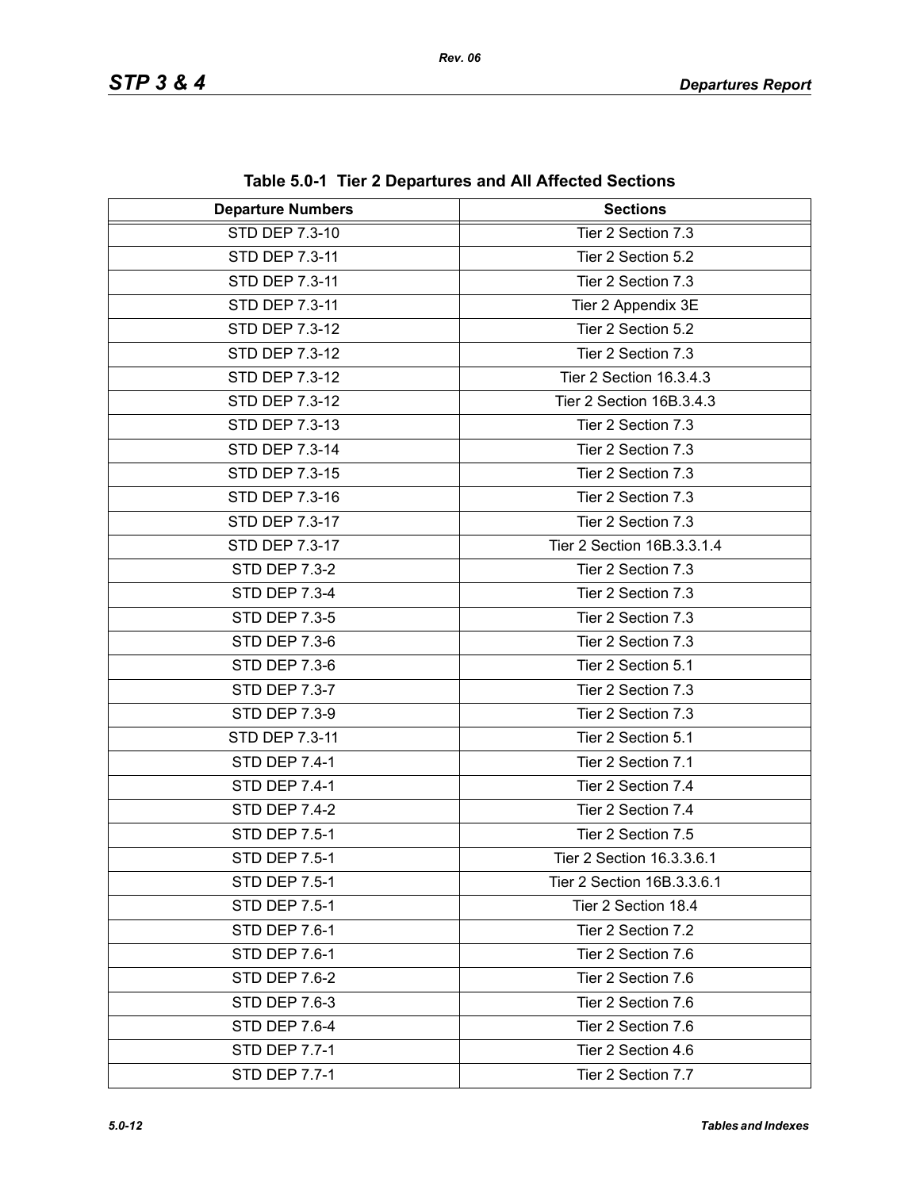Table 5.0-1 Tier 2 Departures and All Affected Sections

| Departure Numbers | Sections |
|---|---|
| STD DEP 7.3-10 | Tier 2 Section 7.3 |
| STD DEP 7.3-11 | Tier 2 Section 5.2 |
| STD DEP 7.3-11 | Tier 2 Section 7.3 |
| STD DEP 7.3-11 | Tier 2 Appendix 3E |
| STD DEP 7.3-12 | Tier 2 Section 5.2 |
| STD DEP 7.3-12 | Tier 2 Section 7.3 |
| STD DEP 7.3-12 | Tier 2 Section 16.3.4.3 |
| STD DEP 7.3-12 | Tier 2 Section 16B.3.4.3 |
| STD DEP 7.3-13 | Tier 2 Section 7.3 |
| STD DEP 7.3-14 | Tier 2 Section 7.3 |
| STD DEP 7.3-15 | Tier 2 Section 7.3 |
| STD DEP 7.3-16 | Tier 2 Section 7.3 |
| STD DEP 7.3-17 | Tier 2 Section 7.3 |
| STD DEP 7.3-17 | Tier 2 Section 16B.3.3.1.4 |
| STD DEP 7.3-2 | Tier 2 Section 7.3 |
| STD DEP 7.3-4 | Tier 2 Section 7.3 |
| STD DEP 7.3-5 | Tier 2 Section 7.3 |
| STD DEP 7.3-6 | Tier 2 Section 7.3 |
| STD DEP 7.3-6 | Tier 2 Section 5.1 |
| STD DEP 7.3-7 | Tier 2 Section 7.3 |
| STD DEP 7.3-9 | Tier 2 Section 7.3 |
| STD DEP 7.3-11 | Tier 2 Section 5.1 |
| STD DEP 7.4-1 | Tier 2 Section 7.1 |
| STD DEP 7.4-1 | Tier 2 Section 7.4 |
| STD DEP 7.4-2 | Tier 2 Section 7.4 |
| STD DEP 7.5-1 | Tier 2 Section 7.5 |
| STD DEP 7.5-1 | Tier 2 Section 16.3.3.6.1 |
| STD DEP 7.5-1 | Tier 2 Section 16B.3.3.6.1 |
| STD DEP 7.5-1 | Tier 2 Section 18.4 |
| STD DEP 7.6-1 | Tier 2 Section 7.2 |
| STD DEP 7.6-1 | Tier 2 Section 7.6 |
| STD DEP 7.6-2 | Tier 2 Section 7.6 |
| STD DEP 7.6-3 | Tier 2 Section 7.6 |
| STD DEP 7.6-4 | Tier 2 Section 7.6 |
| STD DEP 7.7-1 | Tier 2 Section 4.6 |
| STD DEP 7.7-1 | Tier 2 Section 7.7 |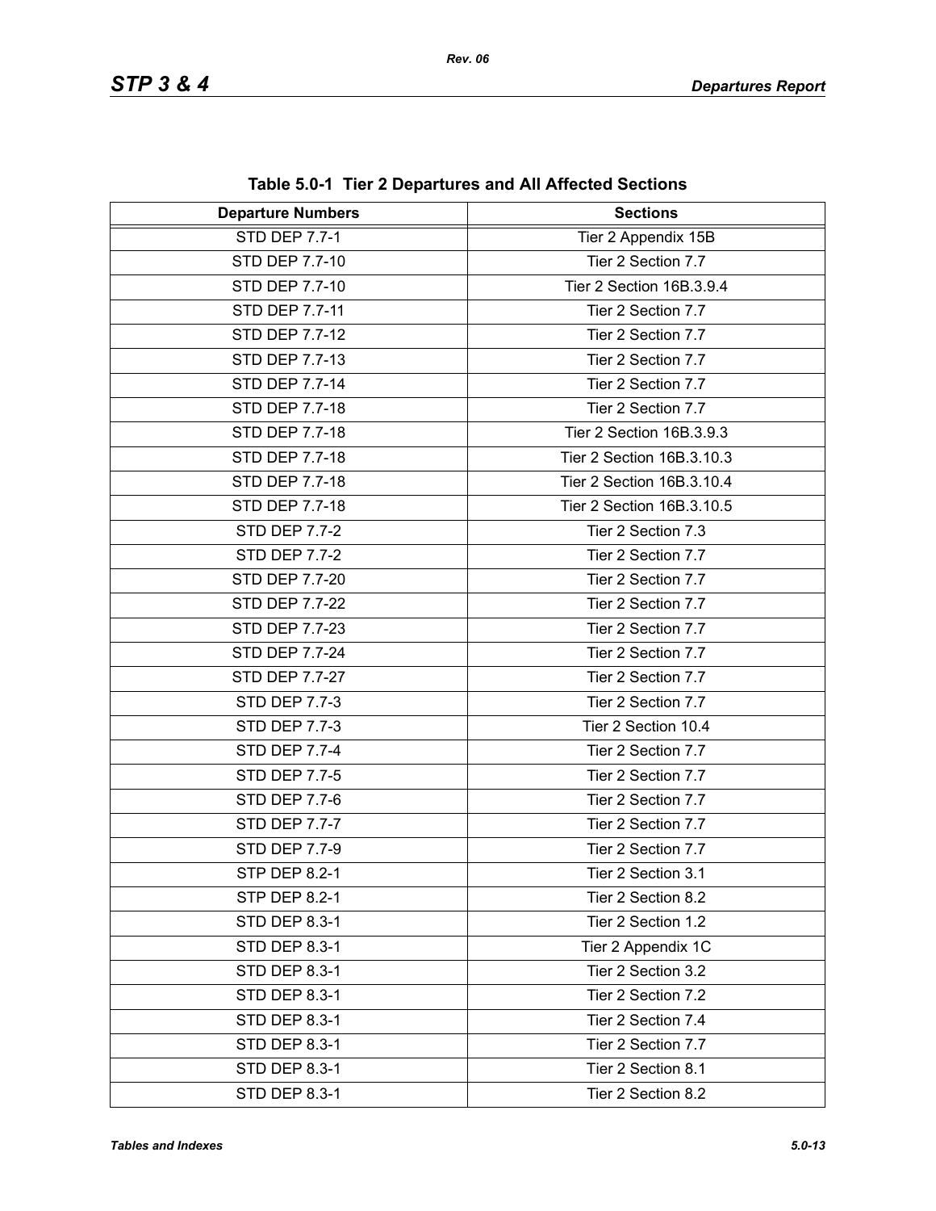**Table 5.0-1 Tier 2 Departures and All Affected Sections**

| Departure Numbers | Sections |
|---|---|
| STD DEP 7.7-1 | Tier 2 Appendix 15B |
| STD DEP 7.7-10 | Tier 2 Section 7.7 |
| STD DEP 7.7-10 | Tier 2 Section 16B.3.9.4 |
| STD DEP 7.7-11 | Tier 2 Section 7.7 |
| STD DEP 7.7-12 | Tier 2 Section 7.7 |
| STD DEP 7.7-13 | Tier 2 Section 7.7 |
| STD DEP 7.7-14 | Tier 2 Section 7.7 |
| STD DEP 7.7-18 | Tier 2 Section 7.7 |
| STD DEP 7.7-18 | Tier 2 Section 16B.3.9.3 |
| STD DEP 7.7-18 | Tier 2 Section 16B.3.10.3 |
| STD DEP 7.7-18 | Tier 2 Section 16B.3.10.4 |
| STD DEP 7.7-18 | Tier 2 Section 16B.3.10.5 |
| STD DEP 7.7-2 | Tier 2 Section 7.3 |
| STD DEP 7.7-2 | Tier 2 Section 7.7 |
| STD DEP 7.7-20 | Tier 2 Section 7.7 |
| STD DEP 7.7-22 | Tier 2 Section 7.7 |
| STD DEP 7.7-23 | Tier 2 Section 7.7 |
| STD DEP 7.7-24 | Tier 2 Section 7.7 |
| STD DEP 7.7-27 | Tier 2 Section 7.7 |
| STD DEP 7.7-3 | Tier 2 Section 7.7 |
| STD DEP 7.7-3 | Tier 2 Section 10.4 |
| STD DEP 7.7-4 | Tier 2 Section 7.7 |
| STD DEP 7.7-5 | Tier 2 Section 7.7 |
| STD DEP 7.7-6 | Tier 2 Section 7.7 |
| STD DEP 7.7-7 | Tier 2 Section 7.7 |
| STD DEP 7.7-9 | Tier 2 Section 7.7 |
| STP DEP 8.2-1 | Tier 2 Section 3.1 |
| STP DEP 8.2-1 | Tier 2 Section 8.2 |
| STD DEP 8.3-1 | Tier 2 Section 1.2 |
| STD DEP 8.3-1 | Tier 2 Appendix 1C |
| STD DEP 8.3-1 | Tier 2 Section 3.2 |
| STD DEP 8.3-1 | Tier 2 Section 7.2 |
| STD DEP 8.3-1 | Tier 2 Section 7.4 |
| STD DEP 8.3-1 | Tier 2 Section 7.7 |
| STD DEP 8.3-1 | Tier 2 Section 8.1 |
| STD DEP 8.3-1 | Tier 2 Section 8.2 |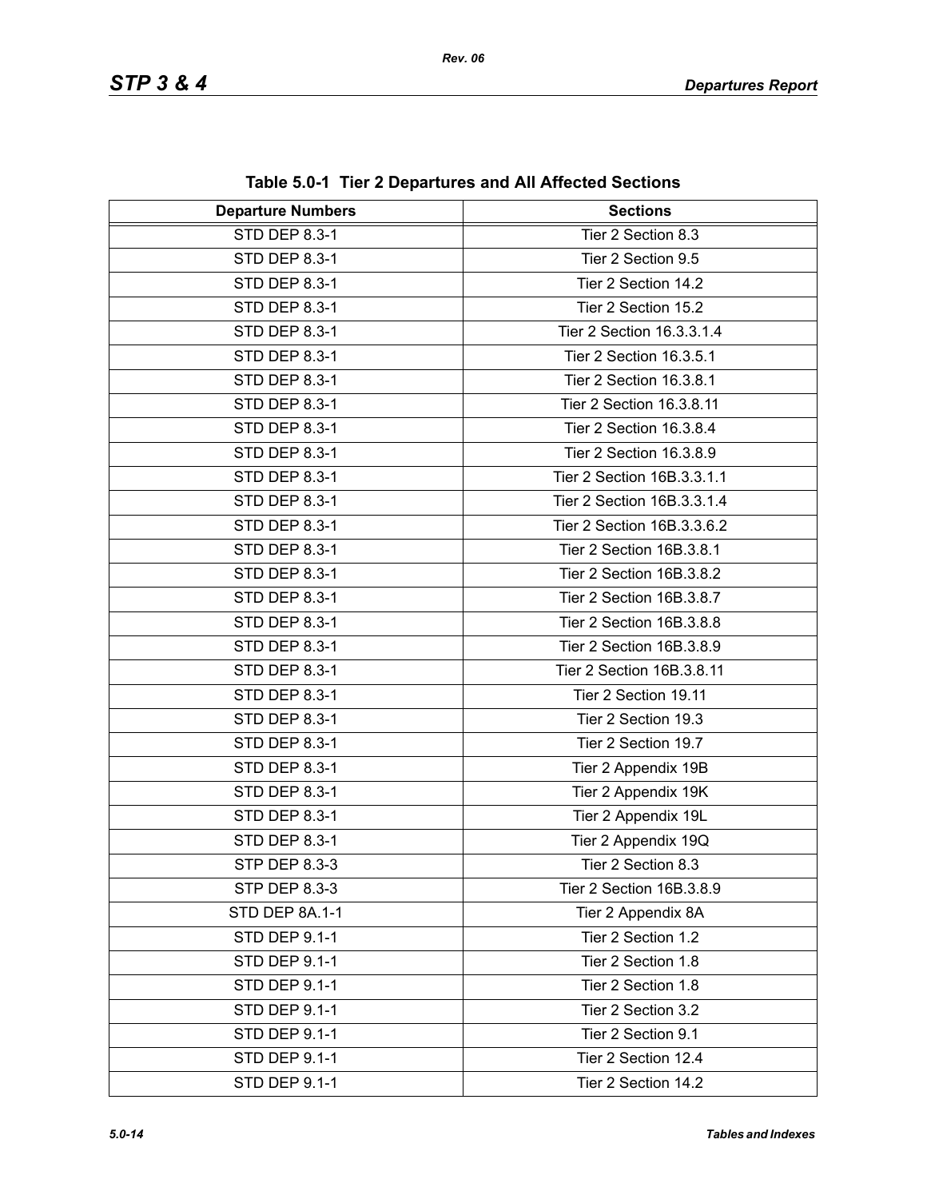**Table 5.0-1 Tier 2 Departures and All Affected Sections**

| Departure Numbers | Sections |
|---|---|
| STD DEP 8.3-1 | Tier 2 Section 8.3 |
| STD DEP 8.3-1 | Tier 2 Section 9.5 |
| STD DEP 8.3-1 | Tier 2 Section 14.2 |
| STD DEP 8.3-1 | Tier 2 Section 15.2 |
| STD DEP 8.3-1 | Tier 2 Section 16.3.3.1.4 |
| STD DEP 8.3-1 | Tier 2 Section 16.3.5.1 |
| STD DEP 8.3-1 | Tier 2 Section 16.3.8.1 |
| STD DEP 8.3-1 | Tier 2 Section 16.3.8.11 |
| STD DEP 8.3-1 | Tier 2 Section 16.3.8.4 |
| STD DEP 8.3-1 | Tier 2 Section 16.3.8.9 |
| STD DEP 8.3-1 | Tier 2 Section 16B.3.3.1.1 |
| STD DEP 8.3-1 | Tier 2 Section 16B.3.3.1.4 |
| STD DEP 8.3-1 | Tier 2 Section 16B.3.3.6.2 |
| STD DEP 8.3-1 | Tier 2 Section 16B.3.8.1 |
| STD DEP 8.3-1 | Tier 2 Section 16B.3.8.2 |
| STD DEP 8.3-1 | Tier 2 Section 16B.3.8.7 |
| STD DEP 8.3-1 | Tier 2 Section 16B.3.8.8 |
| STD DEP 8.3-1 | Tier 2 Section 16B.3.8.9 |
| STD DEP 8.3-1 | Tier 2 Section 16B.3.8.11 |
| STD DEP 8.3-1 | Tier 2 Section 19.11 |
| STD DEP 8.3-1 | Tier 2 Section 19.3 |
| STD DEP 8.3-1 | Tier 2 Section 19.7 |
| STD DEP 8.3-1 | Tier 2 Appendix 19B |
| STD DEP 8.3-1 | Tier 2 Appendix 19K |
| STD DEP 8.3-1 | Tier 2 Appendix 19L |
| STD DEP 8.3-1 | Tier 2 Appendix 19Q |
| STP DEP 8.3-3 | Tier 2 Section 8.3 |
| STP DEP 8.3-3 | Tier 2 Section 16B.3.8.9 |
| STD DEP 8A.1-1 | Tier 2 Appendix 8A |
| STD DEP 9.1-1 | Tier 2 Section 1.2 |
| STD DEP 9.1-1 | Tier 2 Section 1.8 |
| STD DEP 9.1-1 | Tier 2 Section 1.8 |
| STD DEP 9.1-1 | Tier 2 Section 3.2 |
| STD DEP 9.1-1 | Tier 2 Section 9.1 |
| STD DEP 9.1-1 | Tier 2 Section 12.4 |
| STD DEP 9.1-1 | Tier 2 Section 14.2 |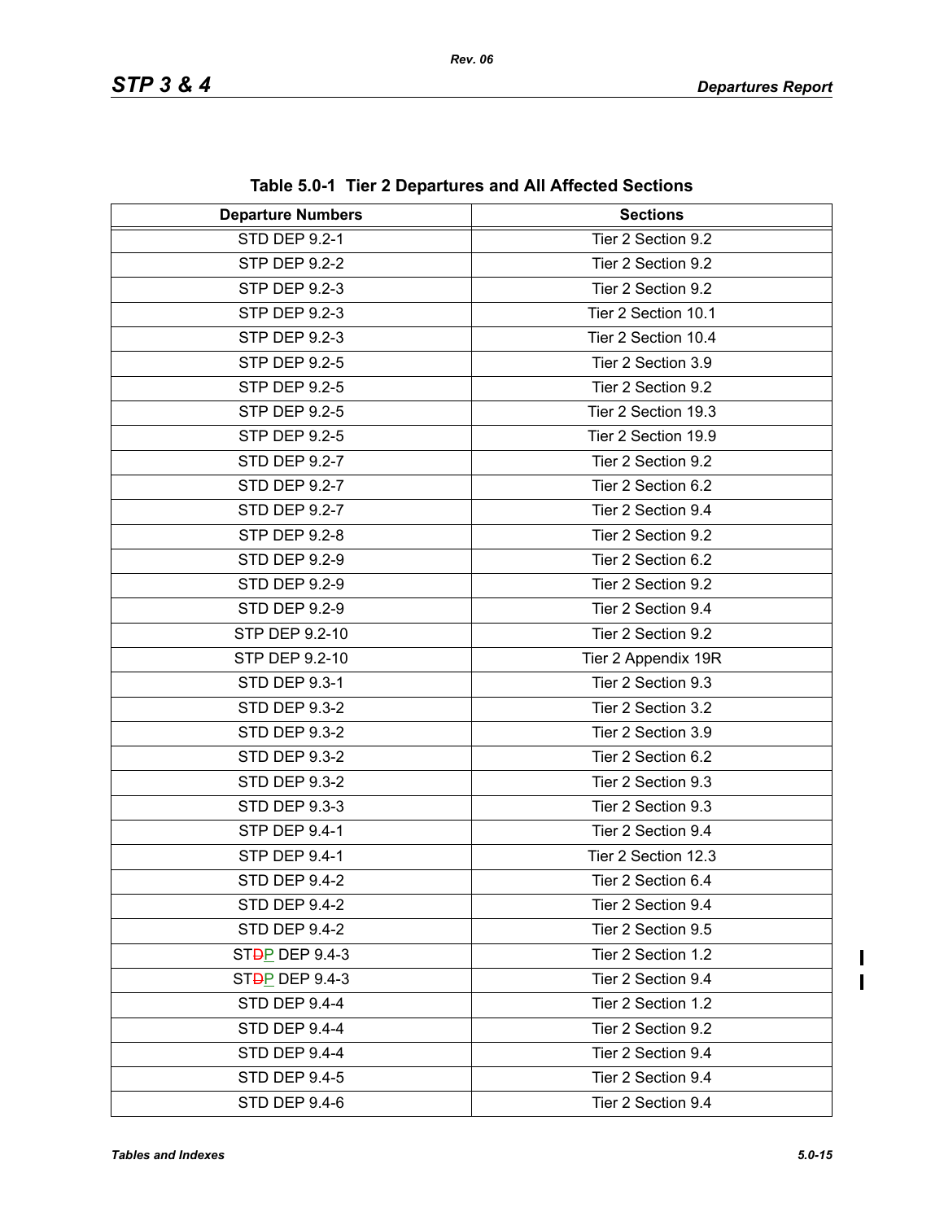Table 5.0-1 Tier 2 Departures and All Affected Sections

| Departure Numbers | Sections |
|---|---|
| STD DEP 9.2-1 | Tier 2 Section 9.2 |
| STP DEP 9.2-2 | Tier 2 Section 9.2 |
| STP DEP 9.2-3 | Tier 2 Section 9.2 |
| STP DEP 9.2-3 | Tier 2 Section 10.1 |
| STP DEP 9.2-3 | Tier 2 Section 10.4 |
| STP DEP 9.2-5 | Tier 2 Section 3.9 |
| STP DEP 9.2-5 | Tier 2 Section 9.2 |
| STP DEP 9.2-5 | Tier 2 Section 19.3 |
| STP DEP 9.2-5 | Tier 2 Section 19.9 |
| STD DEP 9.2-7 | Tier 2 Section 9.2 |
| STD DEP 9.2-7 | Tier 2 Section 6.2 |
| STD DEP 9.2-7 | Tier 2 Section 9.4 |
| STP DEP 9.2-8 | Tier 2 Section 9.2 |
| STD DEP 9.2-9 | Tier 2 Section 6.2 |
| STD DEP 9.2-9 | Tier 2 Section 9.2 |
| STD DEP 9.2-9 | Tier 2 Section 9.4 |
| STP DEP 9.2-10 | Tier 2 Section 9.2 |
| STP DEP 9.2-10 | Tier 2 Appendix 19R |
| STD DEP 9.3-1 | Tier 2 Section 9.3 |
| STD DEP 9.3-2 | Tier 2 Section 3.2 |
| STD DEP 9.3-2 | Tier 2 Section 3.9 |
| STD DEP 9.3-2 | Tier 2 Section 6.2 |
| STD DEP 9.3-2 | Tier 2 Section 9.3 |
| STD DEP 9.3-3 | Tier 2 Section 9.3 |
| STP DEP 9.4-1 | Tier 2 Section 9.4 |
| STP DEP 9.4-1 | Tier 2 Section 12.3 |
| STD DEP 9.4-2 | Tier 2 Section 6.4 |
| STD DEP 9.4-2 | Tier 2 Section 9.4 |
| STD DEP 9.4-2 | Tier 2 Section 9.5 |
| STDP DEP 9.4-3 | Tier 2 Section 1.2 |
| STDP DEP 9.4-3 | Tier 2 Section 9.4 |
| STD DEP 9.4-4 | Tier 2 Section 1.2 |
| STD DEP 9.4-4 | Tier 2 Section 9.2 |
| STD DEP 9.4-4 | Tier 2 Section 9.4 |
| STD DEP 9.4-5 | Tier 2 Section 9.4 |
| STD DEP 9.4-6 | Tier 2 Section 9.4 |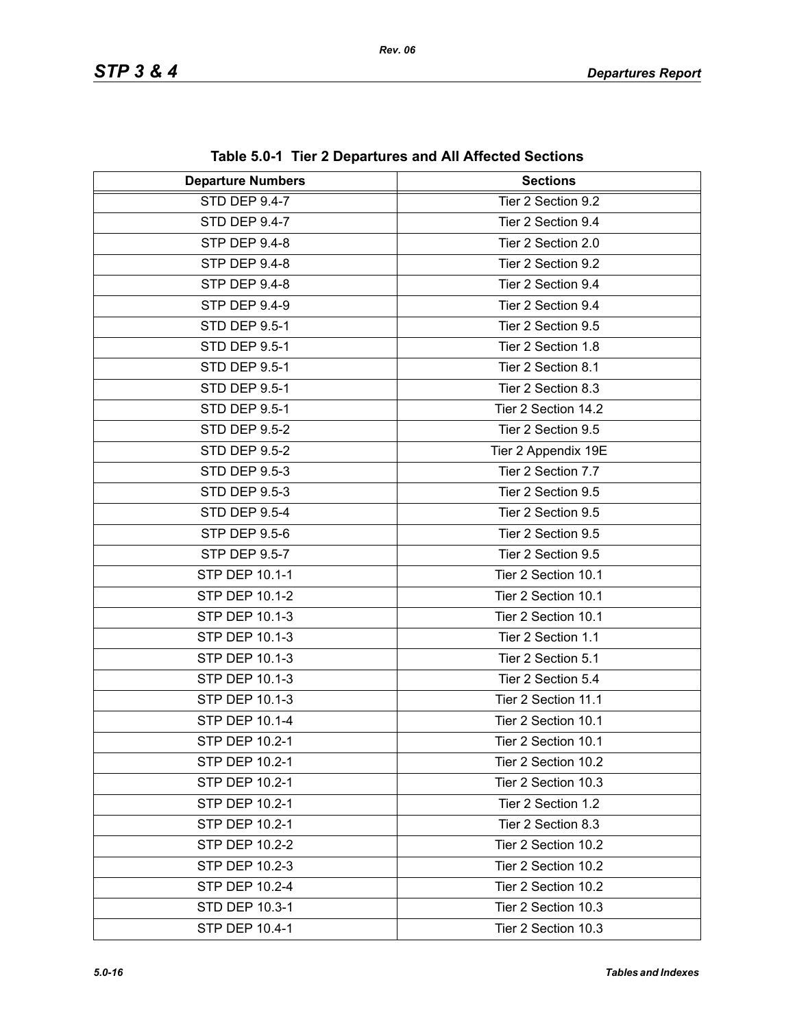**Table 5.0-1 Tier 2 Departures and All Affected Sections**

| Departure Numbers | Sections |
|---|---|
| STD DEP 9.4-7 | Tier 2 Section 9.2 |
| STD DEP 9.4-7 | Tier 2 Section 9.4 |
| STP DEP 9.4-8 | Tier 2 Section 2.0 |
| STP DEP 9.4-8 | Tier 2 Section 9.2 |
| STP DEP 9.4-8 | Tier 2 Section 9.4 |
| STP DEP 9.4-9 | Tier 2 Section 9.4 |
| STD DEP 9.5-1 | Tier 2 Section 9.5 |
| STD DEP 9.5-1 | Tier 2 Section 1.8 |
| STD DEP 9.5-1 | Tier 2 Section 8.1 |
| STD DEP 9.5-1 | Tier 2 Section 8.3 |
| STD DEP 9.5-1 | Tier 2 Section 14.2 |
| STD DEP 9.5-2 | Tier 2 Section 9.5 |
| STD DEP 9.5-2 | Tier 2 Appendix 19E |
| STD DEP 9.5-3 | Tier 2 Section 7.7 |
| STD DEP 9.5-3 | Tier 2 Section 9.5 |
| STD DEP 9.5-4 | Tier 2 Section 9.5 |
| STP DEP 9.5-6 | Tier 2 Section 9.5 |
| STP DEP 9.5-7 | Tier 2 Section 9.5 |
| STP DEP 10.1-1 | Tier 2 Section 10.1 |
| STP DEP 10.1-2 | Tier 2 Section 10.1 |
| STP DEP 10.1-3 | Tier 2 Section 10.1 |
| STP DEP 10.1-3 | Tier 2 Section 1.1 |
| STP DEP 10.1-3 | Tier 2 Section 5.1 |
| STP DEP 10.1-3 | Tier 2 Section 5.4 |
| STP DEP 10.1-3 | Tier 2 Section 11.1 |
| STP DEP 10.1-4 | Tier 2 Section 10.1 |
| STP DEP 10.2-1 | Tier 2 Section 10.1 |
| STP DEP 10.2-1 | Tier 2 Section 10.2 |
| STP DEP 10.2-1 | Tier 2 Section 10.3 |
| STP DEP 10.2-1 | Tier 2 Section 1.2 |
| STP DEP 10.2-1 | Tier 2 Section 8.3 |
| STP DEP 10.2-2 | Tier 2 Section 10.2 |
| STP DEP 10.2-3 | Tier 2 Section 10.2 |
| STP DEP 10.2-4 | Tier 2 Section 10.2 |
| STD DEP 10.3-1 | Tier 2 Section 10.3 |
| STP DEP 10.4-1 | Tier 2 Section 10.3 |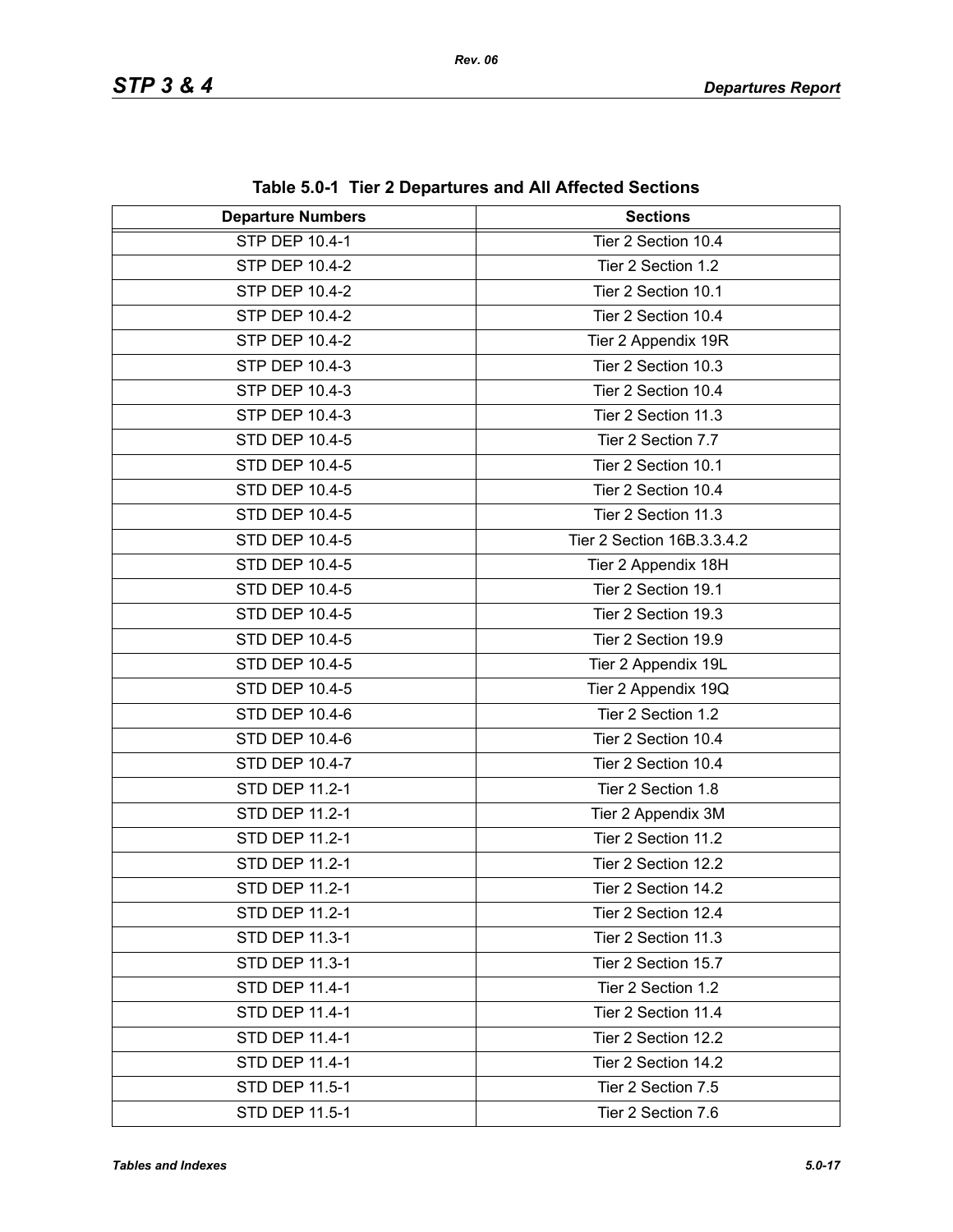**Table 5.0-1 Tier 2 Departures and All Affected Sections**

| Departure Numbers | Sections |
|---|---|
| STP DEP 10.4-1 | Tier 2 Section 10.4 |
| STP DEP 10.4-2 | Tier 2 Section 1.2 |
| STP DEP 10.4-2 | Tier 2 Section 10.1 |
| STP DEP 10.4-2 | Tier 2 Section 10.4 |
| STP DEP 10.4-2 | Tier 2 Appendix 19R |
| STP DEP 10.4-3 | Tier 2 Section 10.3 |
| STP DEP 10.4-3 | Tier 2 Section 10.4 |
| STP DEP 10.4-3 | Tier 2 Section 11.3 |
| STD DEP 10.4-5 | Tier 2 Section 7.7 |
| STD DEP 10.4-5 | Tier 2 Section 10.1 |
| STD DEP 10.4-5 | Tier 2 Section 10.4 |
| STD DEP 10.4-5 | Tier 2 Section 11.3 |
| STD DEP 10.4-5 | Tier 2 Section 16B.3.3.4.2 |
| STD DEP 10.4-5 | Tier 2 Appendix 18H |
| STD DEP 10.4-5 | Tier 2 Section 19.1 |
| STD DEP 10.4-5 | Tier 2 Section 19.3 |
| STD DEP 10.4-5 | Tier 2 Section 19.9 |
| STD DEP 10.4-5 | Tier 2 Appendix 19L |
| STD DEP 10.4-5 | Tier 2 Appendix 19Q |
| STD DEP 10.4-6 | Tier 2 Section 1.2 |
| STD DEP 10.4-6 | Tier 2 Section 10.4 |
| STD DEP 10.4-7 | Tier 2 Section 10.4 |
| STD DEP 11.2-1 | Tier 2 Section 1.8 |
| STD DEP 11.2-1 | Tier 2 Appendix 3M |
| STD DEP 11.2-1 | Tier 2 Section 11.2 |
| STD DEP 11.2-1 | Tier 2 Section 12.2 |
| STD DEP 11.2-1 | Tier 2 Section 14.2 |
| STD DEP 11.2-1 | Tier 2 Section 12.4 |
| STD DEP 11.3-1 | Tier 2 Section 11.3 |
| STD DEP 11.3-1 | Tier 2 Section 15.7 |
| STD DEP 11.4-1 | Tier 2 Section 1.2 |
| STD DEP 11.4-1 | Tier 2 Section 11.4 |
| STD DEP 11.4-1 | Tier 2 Section 12.2 |
| STD DEP 11.4-1 | Tier 2 Section 14.2 |
| STD DEP 11.5-1 | Tier 2 Section 7.5 |
| STD DEP 11.5-1 | Tier 2 Section 7.6 |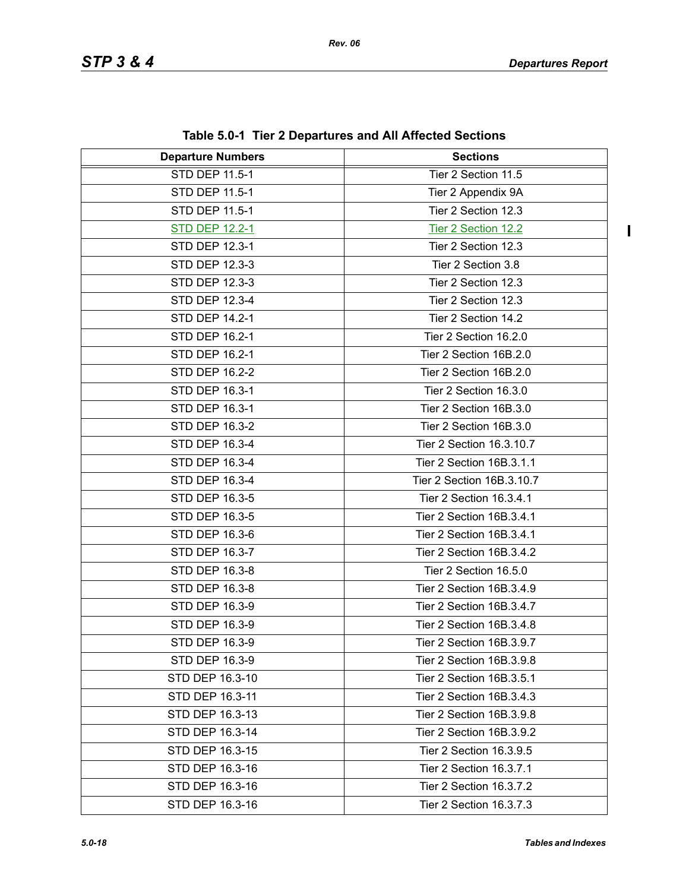Table 5.0-1 Tier 2 Departures and All Affected Sections

| Departure Numbers | Sections |
|---|---|
| STD DEP 11.5-1 | Tier 2 Section 11.5 |
| STD DEP 11.5-1 | Tier 2 Appendix 9A |
| STD DEP 11.5-1 | Tier 2 Section 12.3 |
| STD DEP 12.2-1 | Tier 2 Section 12.2 |
| STD DEP 12.3-1 | Tier 2 Section 12.3 |
| STD DEP 12.3-3 | Tier 2 Section 3.8 |
| STD DEP 12.3-3 | Tier 2 Section 12.3 |
| STD DEP 12.3-4 | Tier 2 Section 12.3 |
| STD DEP 14.2-1 | Tier 2 Section 14.2 |
| STD DEP 16.2-1 | Tier 2 Section 16.2.0 |
| STD DEP 16.2-1 | Tier 2 Section 16B.2.0 |
| STD DEP 16.2-2 | Tier 2 Section 16B.2.0 |
| STD DEP 16.3-1 | Tier 2 Section 16.3.0 |
| STD DEP 16.3-1 | Tier 2 Section 16B.3.0 |
| STD DEP 16.3-2 | Tier 2 Section 16B.3.0 |
| STD DEP 16.3-4 | Tier 2 Section 16.3.10.7 |
| STD DEP 16.3-4 | Tier 2 Section 16B.3.1.1 |
| STD DEP 16.3-4 | Tier 2 Section 16B.3.10.7 |
| STD DEP 16.3-5 | Tier 2 Section 16.3.4.1 |
| STD DEP 16.3-5 | Tier 2 Section 16B.3.4.1 |
| STD DEP 16.3-6 | Tier 2 Section 16B.3.4.1 |
| STD DEP 16.3-7 | Tier 2 Section 16B.3.4.2 |
| STD DEP 16.3-8 | Tier 2 Section 16.5.0 |
| STD DEP 16.3-8 | Tier 2 Section 16B.3.4.9 |
| STD DEP 16.3-9 | Tier 2 Section 16B.3.4.7 |
| STD DEP 16.3-9 | Tier 2 Section 16B.3.4.8 |
| STD DEP 16.3-9 | Tier 2 Section 16B.3.9.7 |
| STD DEP 16.3-9 | Tier 2 Section 16B.3.9.8 |
| STD DEP 16.3-10 | Tier 2 Section 16B.3.5.1 |
| STD DEP 16.3-11 | Tier 2 Section 16B.3.4.3 |
| STD DEP 16.3-13 | Tier 2 Section 16B.3.9.8 |
| STD DEP 16.3-14 | Tier 2 Section 16B.3.9.2 |
| STD DEP 16.3-15 | Tier 2 Section 16.3.9.5 |
| STD DEP 16.3-16 | Tier 2 Section 16.3.7.1 |
| STD DEP 16.3-16 | Tier 2 Section 16.3.7.2 |
| STD DEP 16.3-16 | Tier 2 Section 16.3.7.3 |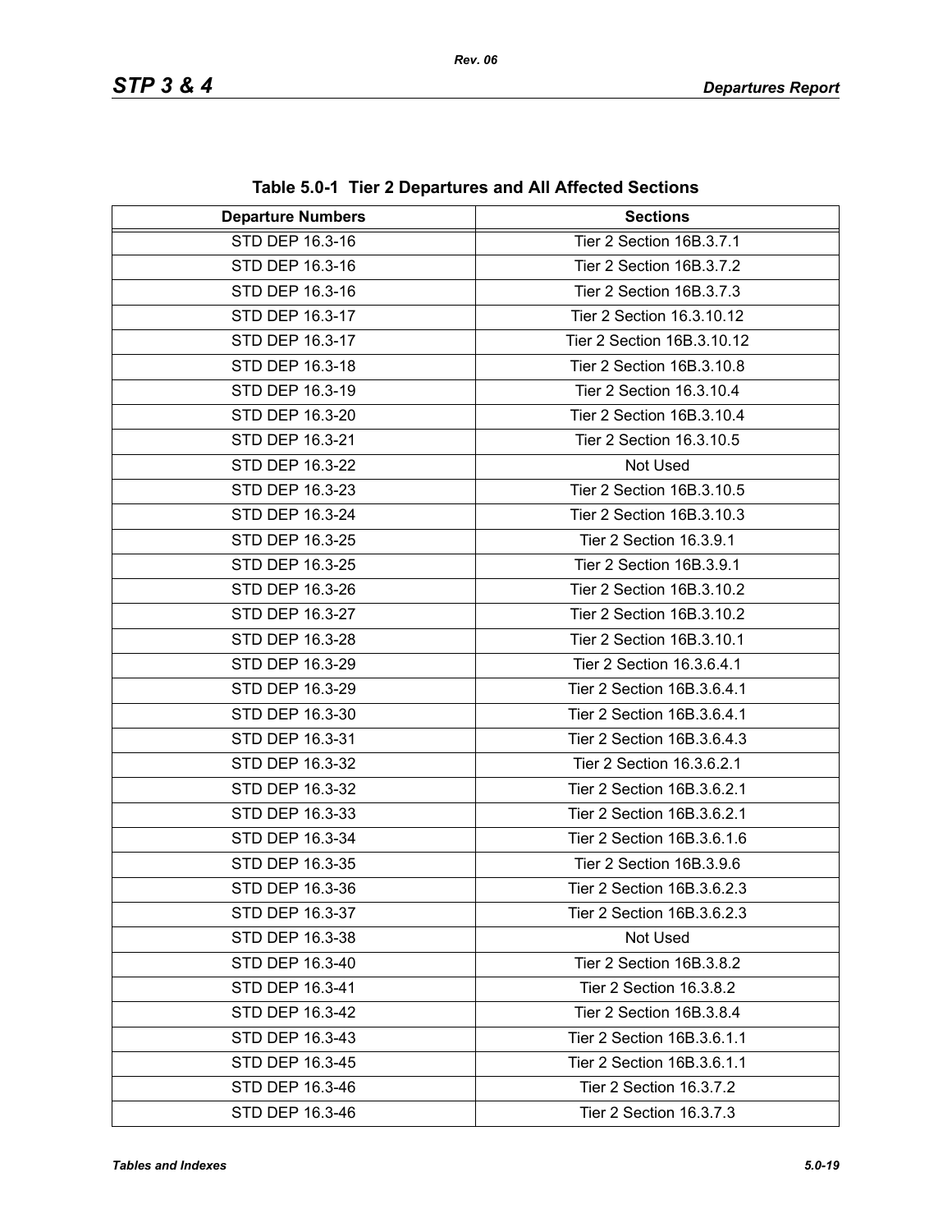**Table 5.0-1 Tier 2 Departures and All Affected Sections**

| Departure Numbers | Sections |
|---|---|
| STD DEP 16.3-16 | Tier 2 Section 16B.3.7.1 |
| STD DEP 16.3-16 | Tier 2 Section 16B.3.7.2 |
| STD DEP 16.3-16 | Tier 2 Section 16B.3.7.3 |
| STD DEP 16.3-17 | Tier 2 Section 16.3.10.12 |
| STD DEP 16.3-17 | Tier 2 Section 16B.3.10.12 |
| STD DEP 16.3-18 | Tier 2 Section 16B.3.10.8 |
| STD DEP 16.3-19 | Tier 2 Section 16.3.10.4 |
| STD DEP 16.3-20 | Tier 2 Section 16B.3.10.4 |
| STD DEP 16.3-21 | Tier 2 Section 16.3.10.5 |
| STD DEP 16.3-22 | Not Used |
| STD DEP 16.3-23 | Tier 2 Section 16B.3.10.5 |
| STD DEP 16.3-24 | Tier 2 Section 16B.3.10.3 |
| STD DEP 16.3-25 | Tier 2 Section 16.3.9.1 |
| STD DEP 16.3-25 | Tier 2 Section 16B.3.9.1 |
| STD DEP 16.3-26 | Tier 2 Section 16B.3.10.2 |
| STD DEP 16.3-27 | Tier 2 Section 16B.3.10.2 |
| STD DEP 16.3-28 | Tier 2 Section 16B.3.10.1 |
| STD DEP 16.3-29 | Tier 2 Section 16.3.6.4.1 |
| STD DEP 16.3-29 | Tier 2 Section 16B.3.6.4.1 |
| STD DEP 16.3-30 | Tier 2 Section 16B.3.6.4.1 |
| STD DEP 16.3-31 | Tier 2 Section 16B.3.6.4.3 |
| STD DEP 16.3-32 | Tier 2 Section 16.3.6.2.1 |
| STD DEP 16.3-32 | Tier 2 Section 16B.3.6.2.1 |
| STD DEP 16.3-33 | Tier 2 Section 16B.3.6.2.1 |
| STD DEP 16.3-34 | Tier 2 Section 16B.3.6.1.6 |
| STD DEP 16.3-35 | Tier 2 Section 16B.3.9.6 |
| STD DEP 16.3-36 | Tier 2 Section 16B.3.6.2.3 |
| STD DEP 16.3-37 | Tier 2 Section 16B.3.6.2.3 |
| STD DEP 16.3-38 | Not Used |
| STD DEP 16.3-40 | Tier 2 Section 16B.3.8.2 |
| STD DEP 16.3-41 | Tier 2 Section 16.3.8.2 |
| STD DEP 16.3-42 | Tier 2 Section 16B.3.8.4 |
| STD DEP 16.3-43 | Tier 2 Section 16B.3.6.1.1 |
| STD DEP 16.3-45 | Tier 2 Section 16B.3.6.1.1 |
| STD DEP 16.3-46 | Tier 2 Section 16.3.7.2 |
| STD DEP 16.3-46 | Tier 2 Section 16.3.7.3 |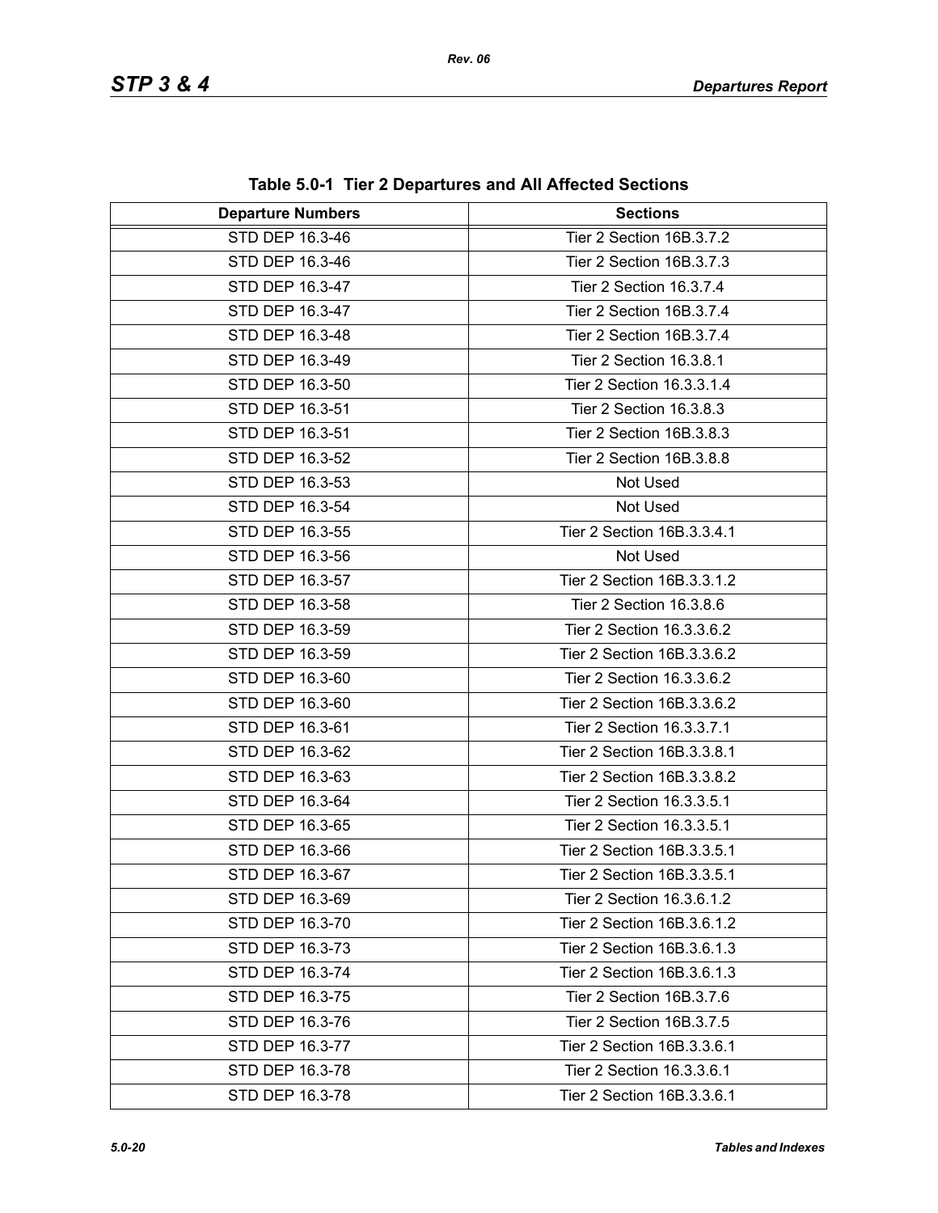**Table 5.0-1 Tier 2 Departures and All Affected Sections**

| Departure Numbers | Sections |
|---|---|
| STD DEP 16.3-46 | Tier 2 Section 16B.3.7.2 |
| STD DEP 16.3-46 | Tier 2 Section 16B.3.7.3 |
| STD DEP 16.3-47 | Tier 2 Section 16.3.7.4 |
| STD DEP 16.3-47 | Tier 2 Section 16B.3.7.4 |
| STD DEP 16.3-48 | Tier 2 Section 16B.3.7.4 |
| STD DEP 16.3-49 | Tier 2 Section 16.3.8.1 |
| STD DEP 16.3-50 | Tier 2 Section 16.3.3.1.4 |
| STD DEP 16.3-51 | Tier 2 Section 16.3.8.3 |
| STD DEP 16.3-51 | Tier 2 Section 16B.3.8.3 |
| STD DEP 16.3-52 | Tier 2 Section 16B.3.8.8 |
| STD DEP 16.3-53 | Not Used |
| STD DEP 16.3-54 | Not Used |
| STD DEP 16.3-55 | Tier 2 Section 16B.3.3.4.1 |
| STD DEP 16.3-56 | Not Used |
| STD DEP 16.3-57 | Tier 2 Section 16B.3.3.1.2 |
| STD DEP 16.3-58 | Tier 2 Section 16.3.8.6 |
| STD DEP 16.3-59 | Tier 2 Section 16.3.3.6.2 |
| STD DEP 16.3-59 | Tier 2 Section 16B.3.3.6.2 |
| STD DEP 16.3-60 | Tier 2 Section 16.3.3.6.2 |
| STD DEP 16.3-60 | Tier 2 Section 16B.3.3.6.2 |
| STD DEP 16.3-61 | Tier 2 Section 16.3.3.7.1 |
| STD DEP 16.3-62 | Tier 2 Section 16B.3.3.8.1 |
| STD DEP 16.3-63 | Tier 2 Section 16B.3.3.8.2 |
| STD DEP 16.3-64 | Tier 2 Section 16.3.3.5.1 |
| STD DEP 16.3-65 | Tier 2 Section 16.3.3.5.1 |
| STD DEP 16.3-66 | Tier 2 Section 16B.3.3.5.1 |
| STD DEP 16.3-67 | Tier 2 Section 16B.3.3.5.1 |
| STD DEP 16.3-69 | Tier 2 Section 16.3.6.1.2 |
| STD DEP 16.3-70 | Tier 2 Section 16B.3.6.1.2 |
| STD DEP 16.3-73 | Tier 2 Section 16B.3.6.1.3 |
| STD DEP 16.3-74 | Tier 2 Section 16B.3.6.1.3 |
| STD DEP 16.3-75 | Tier 2 Section 16B.3.7.6 |
| STD DEP 16.3-76 | Tier 2 Section 16B.3.7.5 |
| STD DEP 16.3-77 | Tier 2 Section 16B.3.3.6.1 |
| STD DEP 16.3-78 | Tier 2 Section 16.3.3.6.1 |
| STD DEP 16.3-78 | Tier 2 Section 16B.3.3.6.1 |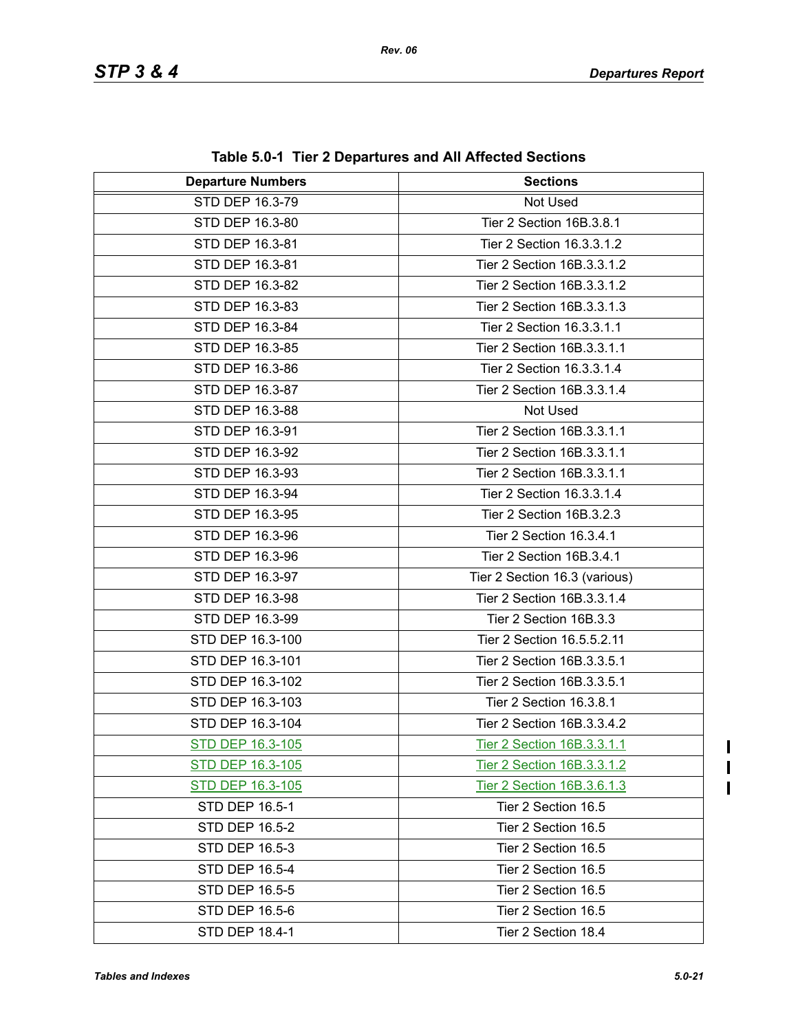Table 5.0-1 Tier 2 Departures and All Affected Sections

| Departure Numbers | Sections |
|---|---|
| STD DEP 16.3-79 | Not Used |
| STD DEP 16.3-80 | Tier 2 Section 16B.3.8.1 |
| STD DEP 16.3-81 | Tier 2 Section 16.3.3.1.2 |
| STD DEP 16.3-81 | Tier 2 Section 16B.3.3.1.2 |
| STD DEP 16.3-82 | Tier 2 Section 16B.3.3.1.2 |
| STD DEP 16.3-83 | Tier 2 Section 16B.3.3.1.3 |
| STD DEP 16.3-84 | Tier 2 Section 16.3.3.1.1 |
| STD DEP 16.3-85 | Tier 2 Section 16B.3.3.1.1 |
| STD DEP 16.3-86 | Tier 2 Section 16.3.3.1.4 |
| STD DEP 16.3-87 | Tier 2 Section 16B.3.3.1.4 |
| STD DEP 16.3-88 | Not Used |
| STD DEP 16.3-91 | Tier 2 Section 16B.3.3.1.1 |
| STD DEP 16.3-92 | Tier 2 Section 16B.3.3.1.1 |
| STD DEP 16.3-93 | Tier 2 Section 16B.3.3.1.1 |
| STD DEP 16.3-94 | Tier 2 Section 16.3.3.1.4 |
| STD DEP 16.3-95 | Tier 2 Section 16B.3.2.3 |
| STD DEP 16.3-96 | Tier 2 Section 16.3.4.1 |
| STD DEP 16.3-96 | Tier 2 Section 16B.3.4.1 |
| STD DEP 16.3-97 | Tier 2 Section 16.3 (various) |
| STD DEP 16.3-98 | Tier 2 Section 16B.3.3.1.4 |
| STD DEP 16.3-99 | Tier 2 Section 16B.3.3 |
| STD DEP 16.3-100 | Tier 2 Section 16.5.5.2.11 |
| STD DEP 16.3-101 | Tier 2 Section 16B.3.3.5.1 |
| STD DEP 16.3-102 | Tier 2 Section 16B.3.3.5.1 |
| STD DEP 16.3-103 | Tier 2 Section 16.3.8.1 |
| STD DEP 16.3-104 | Tier 2 Section 16B.3.3.4.2 |
| STD DEP 16.3-105 | Tier 2 Section 16B.3.3.1.1 |
| STD DEP 16.3-105 | Tier 2 Section 16B.3.3.1.2 |
| STD DEP 16.3-105 | Tier 2 Section 16B.3.6.1.3 |
| STD DEP 16.5-1 | Tier 2 Section 16.5 |
| STD DEP 16.5-2 | Tier 2 Section 16.5 |
| STD DEP 16.5-3 | Tier 2 Section 16.5 |
| STD DEP 16.5-4 | Tier 2 Section 16.5 |
| STD DEP 16.5-5 | Tier 2 Section 16.5 |
| STD DEP 16.5-6 | Tier 2 Section 16.5 |
| STD DEP 18.4-1 | Tier 2 Section 18.4 |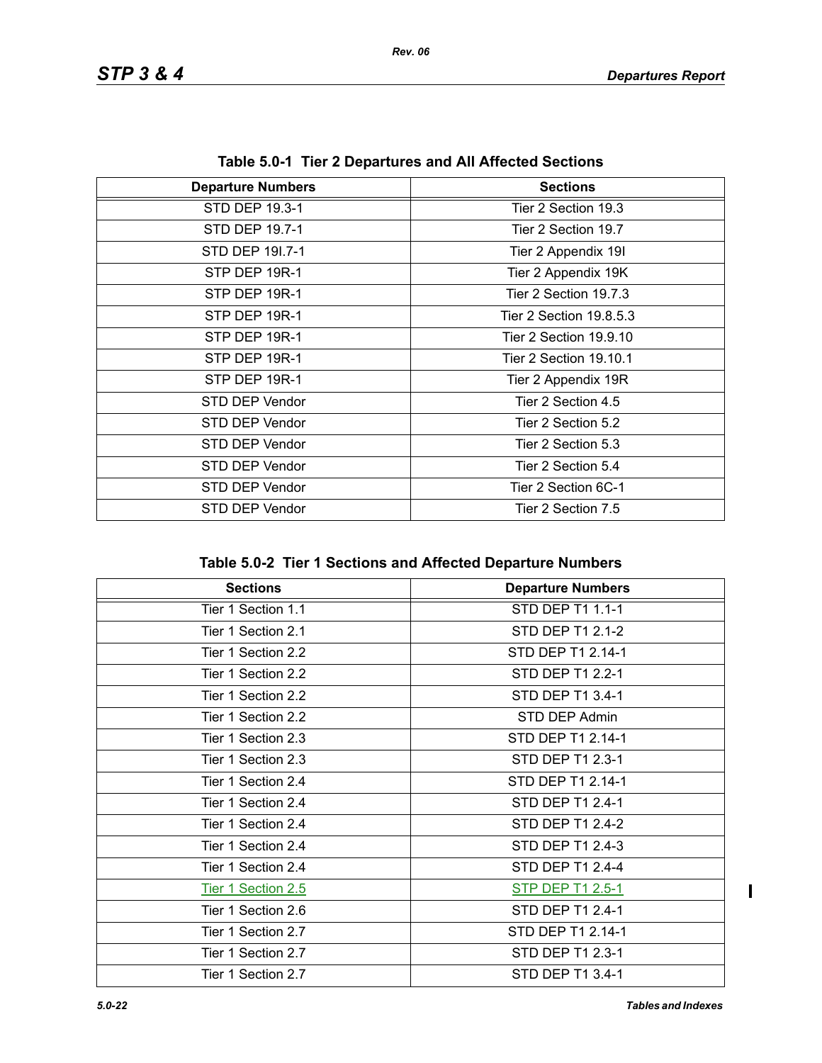**Table 5.0-1 Tier 2 Departures and All Affected Sections**

| Departure Numbers | Sections |
|---|---|
| STD DEP 19.3-1 | Tier 2 Section 19.3 |
| STD DEP 19.7-1 | Tier 2 Section 19.7 |
| STD DEP 19I.7-1 | Tier 2 Appendix 19I |
| STP DEP 19R-1 | Tier 2 Appendix 19K |
| STP DEP 19R-1 | Tier 2 Section 19.7.3 |
| STP DEP 19R-1 | Tier 2 Section 19.8.5.3 |
| STP DEP 19R-1 | Tier 2 Section 19.9.10 |
| STP DEP 19R-1 | Tier 2 Section 19.10.1 |
| STP DEP 19R-1 | Tier 2 Appendix 19R |
| STD DEP Vendor | Tier 2 Section 4.5 |
| STD DEP Vendor | Tier 2 Section 5.2 |
| STD DEP Vendor | Tier 2 Section 5.3 |
| STD DEP Vendor | Tier 2 Section 5.4 |
| STD DEP Vendor | Tier 2 Section 6C-1 |
| STD DEP Vendor | Tier 2 Section 7.5 |

**Table 5.0-2 Tier 1 Sections and Affected Departure Numbers**

| Sections | Departure Numbers |
|---|---|
| Tier 1 Section 1.1 | STD DEP T1 1.1-1 |
| Tier 1 Section 2.1 | STD DEP T1 2.1-2 |
| Tier 1 Section 2.2 | STD DEP T1 2.14-1 |
| Tier 1 Section 2.2 | STD DEP T1 2.2-1 |
| Tier 1 Section 2.2 | STD DEP T1 3.4-1 |
| Tier 1 Section 2.2 | STD DEP Admin |
| Tier 1 Section 2.3 | STD DEP T1 2.14-1 |
| Tier 1 Section 2.3 | STD DEP T1 2.3-1 |
| Tier 1 Section 2.4 | STD DEP T1 2.14-1 |
| Tier 1 Section 2.4 | STD DEP T1 2.4-1 |
| Tier 1 Section 2.4 | STD DEP T1 2.4-2 |
| Tier 1 Section 2.4 | STD DEP T1 2.4-3 |
| Tier 1 Section 2.4 | STD DEP T1 2.4-4 |
| Tier 1 Section 2.5 | STP DEP T1 2.5-1 |
| Tier 1 Section 2.6 | STD DEP T1 2.4-1 |
| Tier 1 Section 2.7 | STD DEP T1 2.14-1 |
| Tier 1 Section 2.7 | STD DEP T1 2.3-1 |
| Tier 1 Section 2.7 | STD DEP T1 3.4-1 |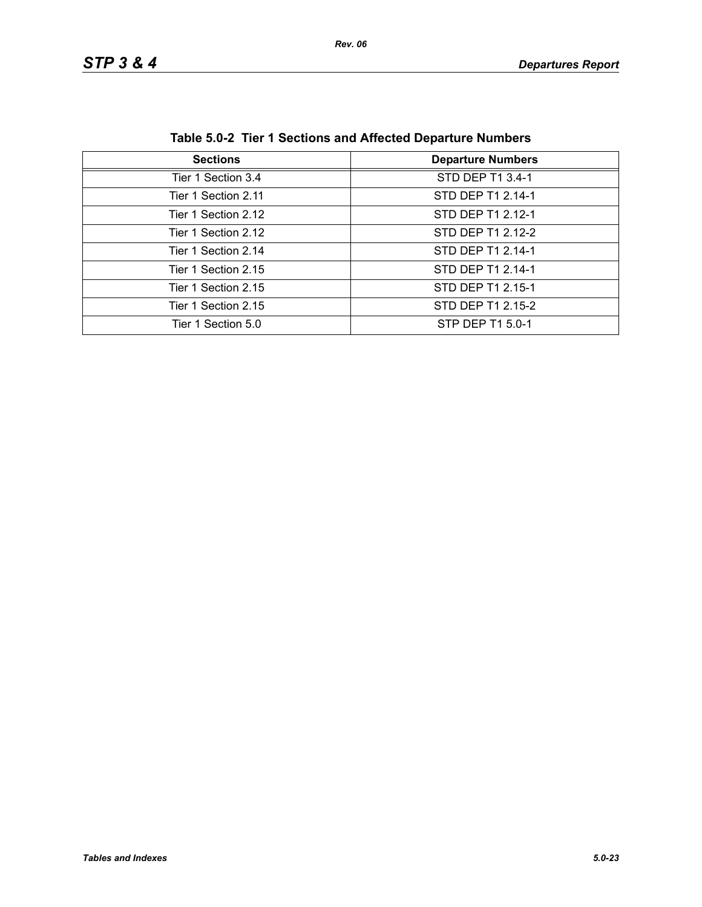**Table 5.0-2 Tier 1 Sections and Affected Departure Numbers**

| Sections | Departure Numbers |
|---|---|
| Tier 1 Section 3.4 | STD DEP T1 3.4-1 |
| Tier 1 Section 2.11 | STD DEP T1 2.14-1 |
| Tier 1 Section 2.12 | STD DEP T1 2.12-1 |
| Tier 1 Section 2.12 | STD DEP T1 2.12-2 |
| Tier 1 Section 2.14 | STD DEP T1 2.14-1 |
| Tier 1 Section 2.15 | STD DEP T1 2.14-1 |
| Tier 1 Section 2.15 | STD DEP T1 2.15-1 |
| Tier 1 Section 2.15 | STD DEP T1 2.15-2 |
| Tier 1 Section 5.0 | STP DEP T1 5.0-1 |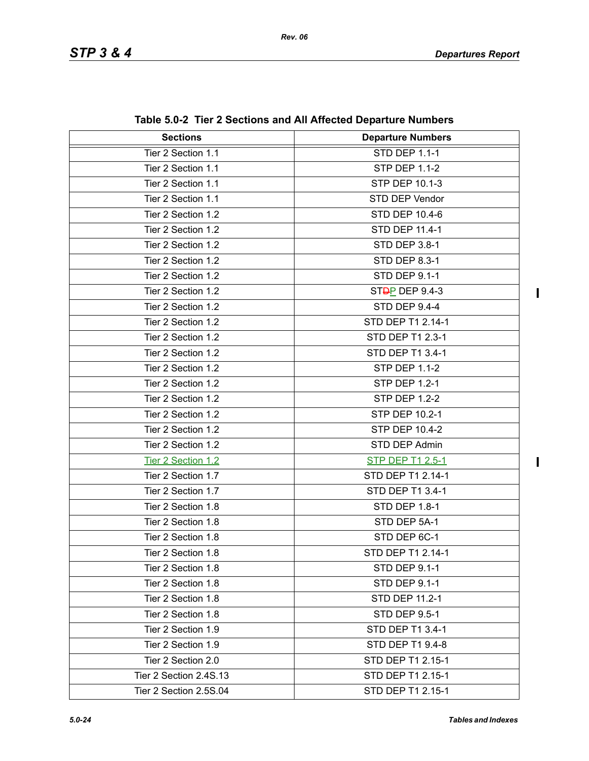**Table 5.0-2 Tier 2 Sections and All Affected Departure Numbers**

| Sections | Departure Numbers |
| --- | --- |
| Tier 2 Section 1.1 | STD DEP 1.1-1 |
| Tier 2 Section 1.1 | STP DEP 1.1-2 |
| Tier 2 Section 1.1 | STP DEP 10.1-3 |
| Tier 2 Section 1.1 | STD DEP Vendor |
| Tier 2 Section 1.2 | STD DEP 10.4-6 |
| Tier 2 Section 1.2 | STD DEP 11.4-1 |
| Tier 2 Section 1.2 | STD DEP 3.8-1 |
| Tier 2 Section 1.2 | STD DEP 8.3-1 |
| Tier 2 Section 1.2 | STD DEP 9.1-1 |
| Tier 2 Section 1.2 | ST~~D~~P DEP 9.4-3 |
| Tier 2 Section 1.2 | STD DEP 9.4-4 |
| Tier 2 Section 1.2 | STD DEP T1 2.14-1 |
| Tier 2 Section 1.2 | STD DEP T1 2.3-1 |
| Tier 2 Section 1.2 | STD DEP T1 3.4-1 |
| Tier 2 Section 1.2 | STP DEP 1.1-2 |
| Tier 2 Section 1.2 | STP DEP 1.2-1 |
| Tier 2 Section 1.2 | STP DEP 1.2-2 |
| Tier 2 Section 1.2 | STP DEP 10.2-1 |
| Tier 2 Section 1.2 | STP DEP 10.4-2 |
| Tier 2 Section 1.2 | STD DEP Admin |
| Tier 2 Section 1.2 | STP DEP T1 2.5-1 |
| Tier 2 Section 1.7 | STD DEP T1 2.14-1 |
| Tier 2 Section 1.7 | STD DEP T1 3.4-1 |
| Tier 2 Section 1.8 | STD DEP 1.8-1 |
| Tier 2 Section 1.8 | STD DEP 5A-1 |
| Tier 2 Section 1.8 | STD DEP 6C-1 |
| Tier 2 Section 1.8 | STD DEP T1 2.14-1 |
| Tier 2 Section 1.8 | STD DEP 9.1-1 |
| Tier 2 Section 1.8 | STD DEP 9.1-1 |
| Tier 2 Section 1.8 | STD DEP 11.2-1 |
| Tier 2 Section 1.8 | STD DEP 9.5-1 |
| Tier 2 Section 1.9 | STD DEP T1 3.4-1 |
| Tier 2 Section 1.9 | STD DEP T1 9.4-8 |
| Tier 2 Section 2.0 | STD DEP T1 2.15-1 |
| Tier 2 Section 2.4S.13 | STD DEP T1 2.15-1 |
| Tier 2 Section 2.5S.04 | STD DEP T1 2.15-1 |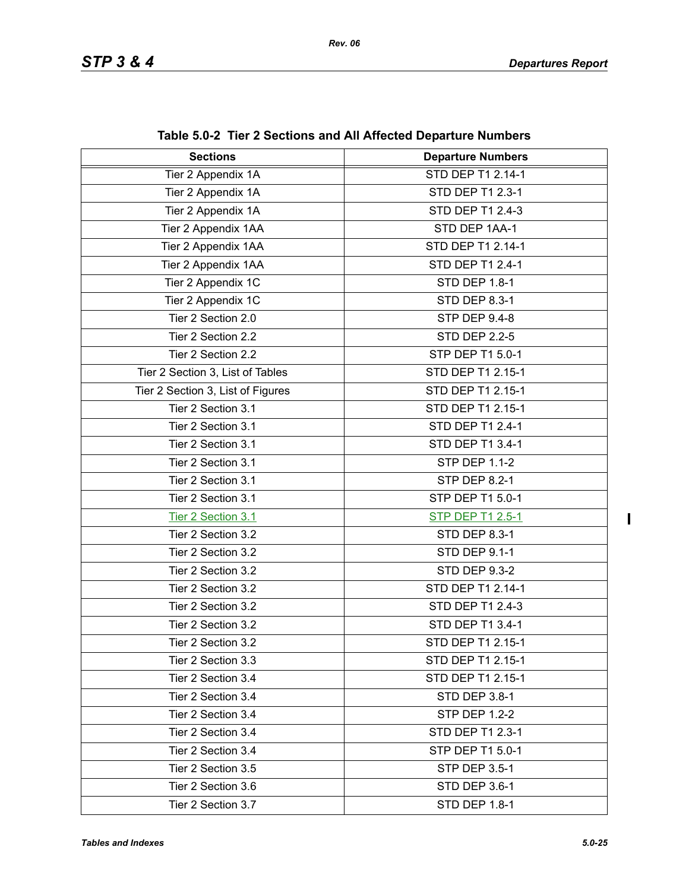**Table 5.0-2 Tier 2 Sections and All Affected Departure Numbers**

| Sections | Departure Numbers |
|---|---|
| Tier 2 Appendix 1A | STD DEP T1 2.14-1 |
| Tier 2 Appendix 1A | STD DEP T1 2.3-1 |
| Tier 2 Appendix 1A | STD DEP T1 2.4-3 |
| Tier 2 Appendix 1AA | STD DEP 1AA-1 |
| Tier 2 Appendix 1AA | STD DEP T1 2.14-1 |
| Tier 2 Appendix 1AA | STD DEP T1 2.4-1 |
| Tier 2 Appendix 1C | STD DEP 1.8-1 |
| Tier 2 Appendix 1C | STD DEP 8.3-1 |
| Tier 2 Section 2.0 | STP DEP 9.4-8 |
| Tier 2 Section 2.2 | STD DEP 2.2-5 |
| Tier 2 Section 2.2 | STP DEP T1 5.0-1 |
| Tier 2 Section 3, List of Tables | STD DEP T1 2.15-1 |
| Tier 2 Section 3, List of Figures | STD DEP T1 2.15-1 |
| Tier 2 Section 3.1 | STD DEP T1 2.15-1 |
| Tier 2 Section 3.1 | STD DEP T1 2.4-1 |
| Tier 2 Section 3.1 | STD DEP T1 3.4-1 |
| Tier 2 Section 3.1 | STP DEP 1.1-2 |
| Tier 2 Section 3.1 | STP DEP 8.2-1 |
| Tier 2 Section 3.1 | STP DEP T1 5.0-1 |
| Tier 2 Section 3.1 | STP DEP T1 2.5-1 |
| Tier 2 Section 3.2 | STD DEP 8.3-1 |
| Tier 2 Section 3.2 | STD DEP 9.1-1 |
| Tier 2 Section 3.2 | STD DEP 9.3-2 |
| Tier 2 Section 3.2 | STD DEP T1 2.14-1 |
| Tier 2 Section 3.2 | STD DEP T1 2.4-3 |
| Tier 2 Section 3.2 | STD DEP T1 3.4-1 |
| Tier 2 Section 3.2 | STD DEP T1 2.15-1 |
| Tier 2 Section 3.3 | STD DEP T1 2.15-1 |
| Tier 2 Section 3.4 | STD DEP T1 2.15-1 |
| Tier 2 Section 3.4 | STD DEP 3.8-1 |
| Tier 2 Section 3.4 | STP DEP 1.2-2 |
| Tier 2 Section 3.4 | STD DEP T1 2.3-1 |
| Tier 2 Section 3.4 | STP DEP T1 5.0-1 |
| Tier 2 Section 3.5 | STP DEP 3.5-1 |
| Tier 2 Section 3.6 | STD DEP 3.6-1 |
| Tier 2 Section 3.7 | STD DEP 1.8-1 |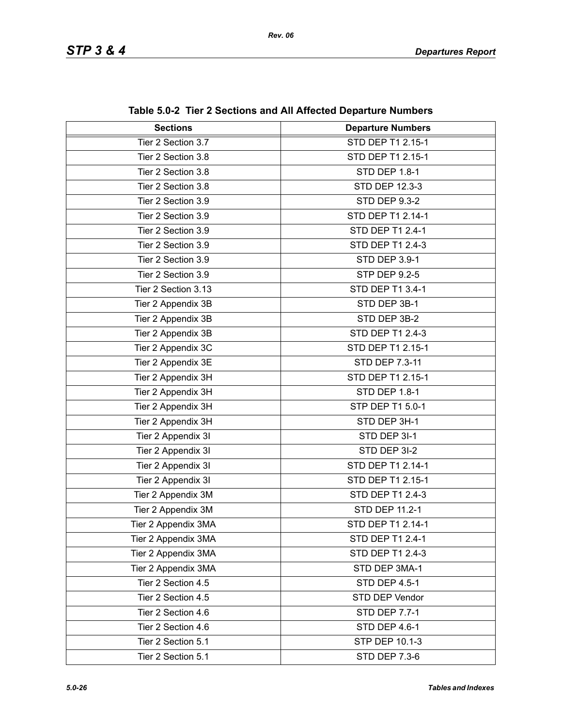**Table 5.0-2 Tier 2 Sections and All Affected Departure Numbers**

| Sections | Departure Numbers |
|---|---|
| Tier 2 Section 3.7 | STD DEP T1 2.15-1 |
| Tier 2 Section 3.8 | STD DEP T1 2.15-1 |
| Tier 2 Section 3.8 | STD DEP 1.8-1 |
| Tier 2 Section 3.8 | STD DEP 12.3-3 |
| Tier 2 Section 3.9 | STD DEP 9.3-2 |
| Tier 2 Section 3.9 | STD DEP T1 2.14-1 |
| Tier 2 Section 3.9 | STD DEP T1 2.4-1 |
| Tier 2 Section 3.9 | STD DEP T1 2.4-3 |
| Tier 2 Section 3.9 | STD DEP 3.9-1 |
| Tier 2 Section 3.9 | STP DEP 9.2-5 |
| Tier 2 Section 3.13 | STD DEP T1 3.4-1 |
| Tier 2 Appendix 3B | STD DEP 3B-1 |
| Tier 2 Appendix 3B | STD DEP 3B-2 |
| Tier 2 Appendix 3B | STD DEP T1 2.4-3 |
| Tier 2 Appendix 3C | STD DEP T1 2.15-1 |
| Tier 2 Appendix 3E | STD DEP 7.3-11 |
| Tier 2 Appendix 3H | STD DEP T1 2.15-1 |
| Tier 2 Appendix 3H | STD DEP 1.8-1 |
| Tier 2 Appendix 3H | STP DEP T1 5.0-1 |
| Tier 2 Appendix 3H | STD DEP 3H-1 |
| Tier 2 Appendix 3I | STD DEP 3I-1 |
| Tier 2 Appendix 3I | STD DEP 3I-2 |
| Tier 2 Appendix 3I | STD DEP T1 2.14-1 |
| Tier 2 Appendix 3I | STD DEP T1 2.15-1 |
| Tier 2 Appendix 3M | STD DEP T1 2.4-3 |
| Tier 2 Appendix 3M | STD DEP 11.2-1 |
| Tier 2 Appendix 3MA | STD DEP T1 2.14-1 |
| Tier 2 Appendix 3MA | STD DEP T1 2.4-1 |
| Tier 2 Appendix 3MA | STD DEP T1 2.4-3 |
| Tier 2 Appendix 3MA | STD DEP 3MA-1 |
| Tier 2 Section 4.5 | STD DEP 4.5-1 |
| Tier 2 Section 4.5 | STD DEP Vendor |
| Tier 2 Section 4.6 | STD DEP 7.7-1 |
| Tier 2 Section 4.6 | STD DEP 4.6-1 |
| Tier 2 Section 5.1 | STP DEP 10.1-3 |
| Tier 2 Section 5.1 | STD DEP 7.3-6 |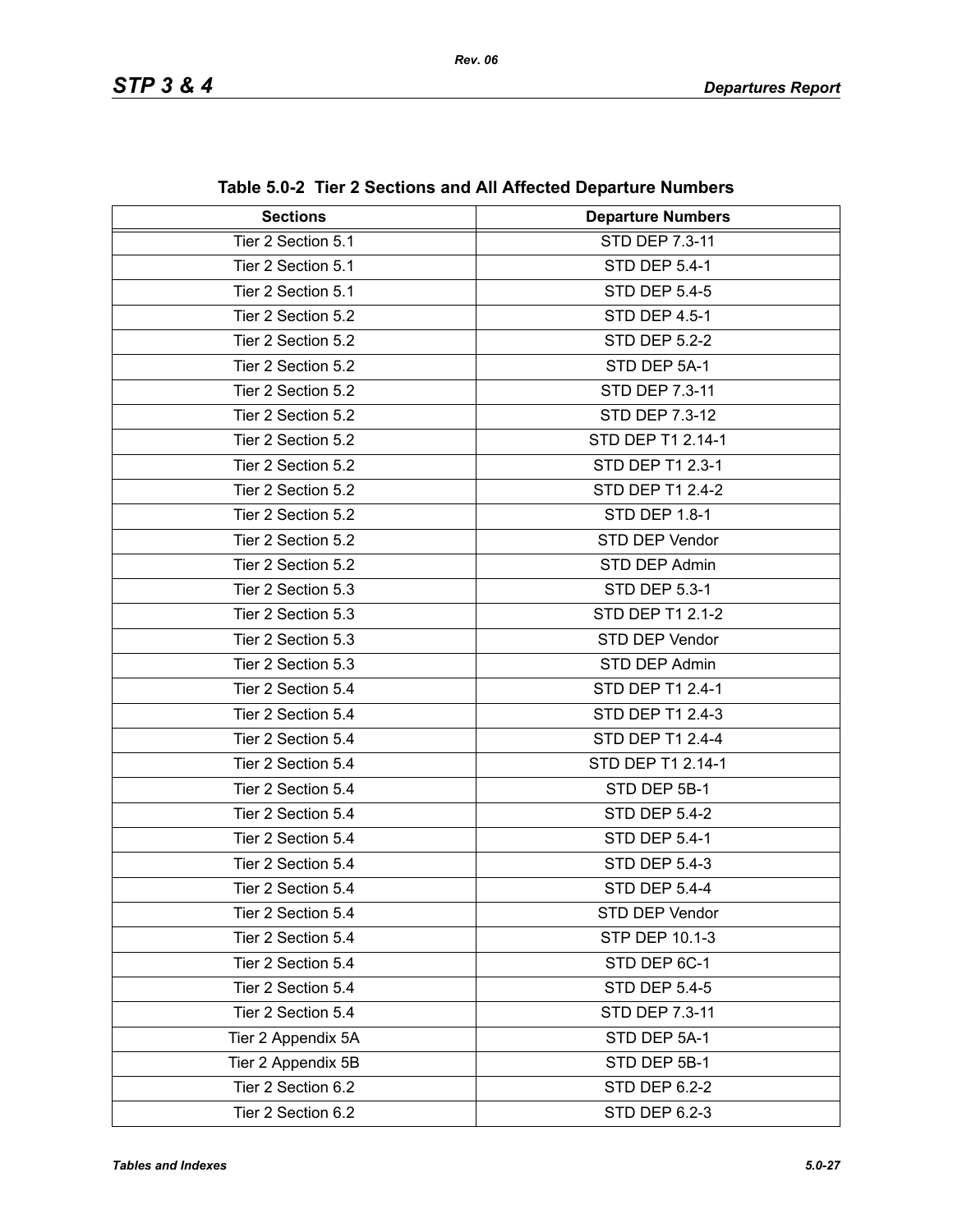**Table 5.0-2 Tier 2 Sections and All Affected Departure Numbers**

| Sections | Departure Numbers |
|---|---|
| Tier 2 Section 5.1 | STD DEP 7.3-11 |
| Tier 2 Section 5.1 | STD DEP 5.4-1 |
| Tier 2 Section 5.1 | STD DEP 5.4-5 |
| Tier 2 Section 5.2 | STD DEP 4.5-1 |
| Tier 2 Section 5.2 | STD DEP 5.2-2 |
| Tier 2 Section 5.2 | STD DEP 5A-1 |
| Tier 2 Section 5.2 | STD DEP 7.3-11 |
| Tier 2 Section 5.2 | STD DEP 7.3-12 |
| Tier 2 Section 5.2 | STD DEP T1 2.14-1 |
| Tier 2 Section 5.2 | STD DEP T1 2.3-1 |
| Tier 2 Section 5.2 | STD DEP T1 2.4-2 |
| Tier 2 Section 5.2 | STD DEP 1.8-1 |
| Tier 2 Section 5.2 | STD DEP Vendor |
| Tier 2 Section 5.2 | STD DEP Admin |
| Tier 2 Section 5.3 | STD DEP 5.3-1 |
| Tier 2 Section 5.3 | STD DEP T1 2.1-2 |
| Tier 2 Section 5.3 | STD DEP Vendor |
| Tier 2 Section 5.3 | STD DEP Admin |
| Tier 2 Section 5.4 | STD DEP T1 2.4-1 |
| Tier 2 Section 5.4 | STD DEP T1 2.4-3 |
| Tier 2 Section 5.4 | STD DEP T1 2.4-4 |
| Tier 2 Section 5.4 | STD DEP T1 2.14-1 |
| Tier 2 Section 5.4 | STD DEP 5B-1 |
| Tier 2 Section 5.4 | STD DEP 5.4-2 |
| Tier 2 Section 5.4 | STD DEP 5.4-1 |
| Tier 2 Section 5.4 | STD DEP 5.4-3 |
| Tier 2 Section 5.4 | STD DEP 5.4-4 |
| Tier 2 Section 5.4 | STD DEP Vendor |
| Tier 2 Section 5.4 | STP DEP 10.1-3 |
| Tier 2 Section 5.4 | STD DEP 6C-1 |
| Tier 2 Section 5.4 | STD DEP 5.4-5 |
| Tier 2 Section 5.4 | STD DEP 7.3-11 |
| Tier 2 Appendix 5A | STD DEP 5A-1 |
| Tier 2 Appendix 5B | STD DEP 5B-1 |
| Tier 2 Section 6.2 | STD DEP 6.2-2 |
| Tier 2 Section 6.2 | STD DEP 6.2-3 |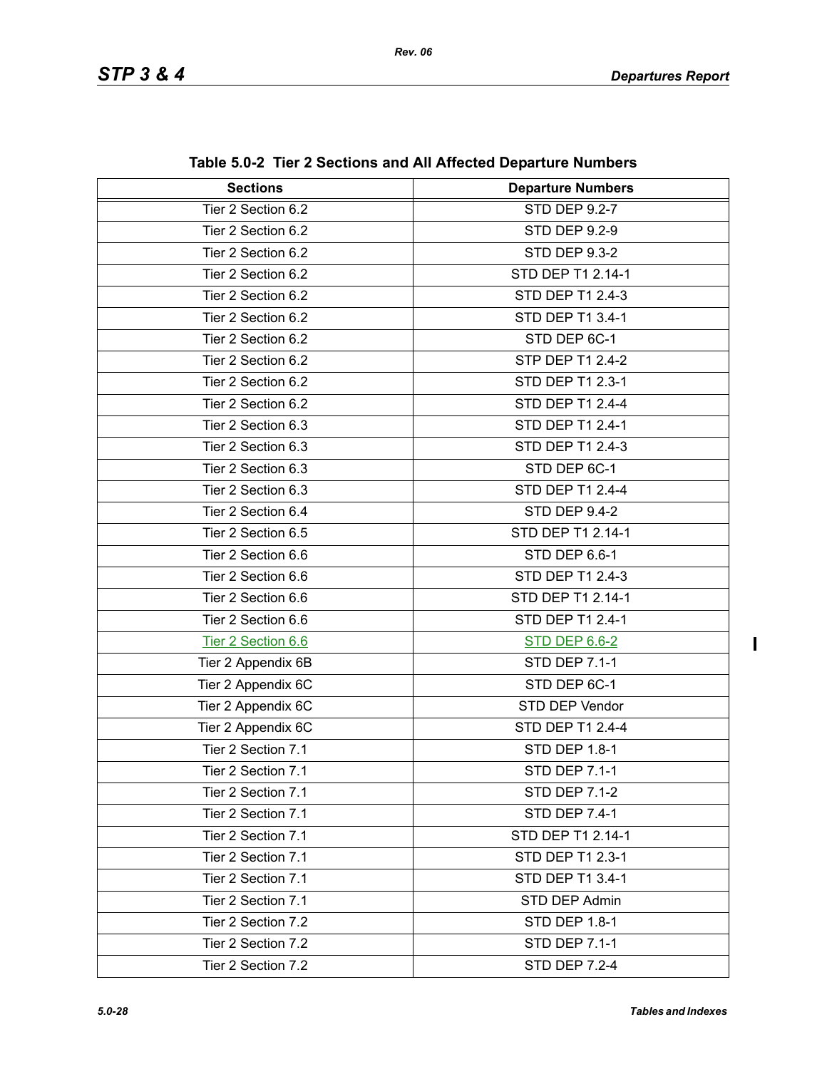**Table 5.0-2 Tier 2 Sections and All Affected Departure Numbers**

| Sections | Departure Numbers |
|---|---|
| Tier 2 Section 6.2 | STD DEP 9.2-7 |
| Tier 2 Section 6.2 | STD DEP 9.2-9 |
| Tier 2 Section 6.2 | STD DEP 9.3-2 |
| Tier 2 Section 6.2 | STD DEP T1 2.14-1 |
| Tier 2 Section 6.2 | STD DEP T1 2.4-3 |
| Tier 2 Section 6.2 | STD DEP T1 3.4-1 |
| Tier 2 Section 6.2 | STD DEP 6C-1 |
| Tier 2 Section 6.2 | STP DEP T1 2.4-2 |
| Tier 2 Section 6.2 | STD DEP T1 2.3-1 |
| Tier 2 Section 6.2 | STD DEP T1 2.4-4 |
| Tier 2 Section 6.3 | STD DEP T1 2.4-1 |
| Tier 2 Section 6.3 | STD DEP T1 2.4-3 |
| Tier 2 Section 6.3 | STD DEP 6C-1 |
| Tier 2 Section 6.3 | STD DEP T1 2.4-4 |
| Tier 2 Section 6.4 | STD DEP 9.4-2 |
| Tier 2 Section 6.5 | STD DEP T1 2.14-1 |
| Tier 2 Section 6.6 | STD DEP 6.6-1 |
| Tier 2 Section 6.6 | STD DEP T1 2.4-3 |
| Tier 2 Section 6.6 | STD DEP T1 2.14-1 |
| Tier 2 Section 6.6 | STD DEP T1 2.4-1 |
| Tier 2 Section 6.6 | STD DEP 6.6-2 |
| Tier 2 Appendix 6B | STD DEP 7.1-1 |
| Tier 2 Appendix 6C | STD DEP 6C-1 |
| Tier 2 Appendix 6C | STD DEP Vendor |
| Tier 2 Appendix 6C | STD DEP T1 2.4-4 |
| Tier 2 Section 7.1 | STD DEP 1.8-1 |
| Tier 2 Section 7.1 | STD DEP 7.1-1 |
| Tier 2 Section 7.1 | STD DEP 7.1-2 |
| Tier 2 Section 7.1 | STD DEP 7.4-1 |
| Tier 2 Section 7.1 | STD DEP T1 2.14-1 |
| Tier 2 Section 7.1 | STD DEP T1 2.3-1 |
| Tier 2 Section 7.1 | STD DEP T1 3.4-1 |
| Tier 2 Section 7.1 | STD DEP Admin |
| Tier 2 Section 7.2 | STD DEP 1.8-1 |
| Tier 2 Section 7.2 | STD DEP 7.1-1 |
| Tier 2 Section 7.2 | STD DEP 7.2-4 |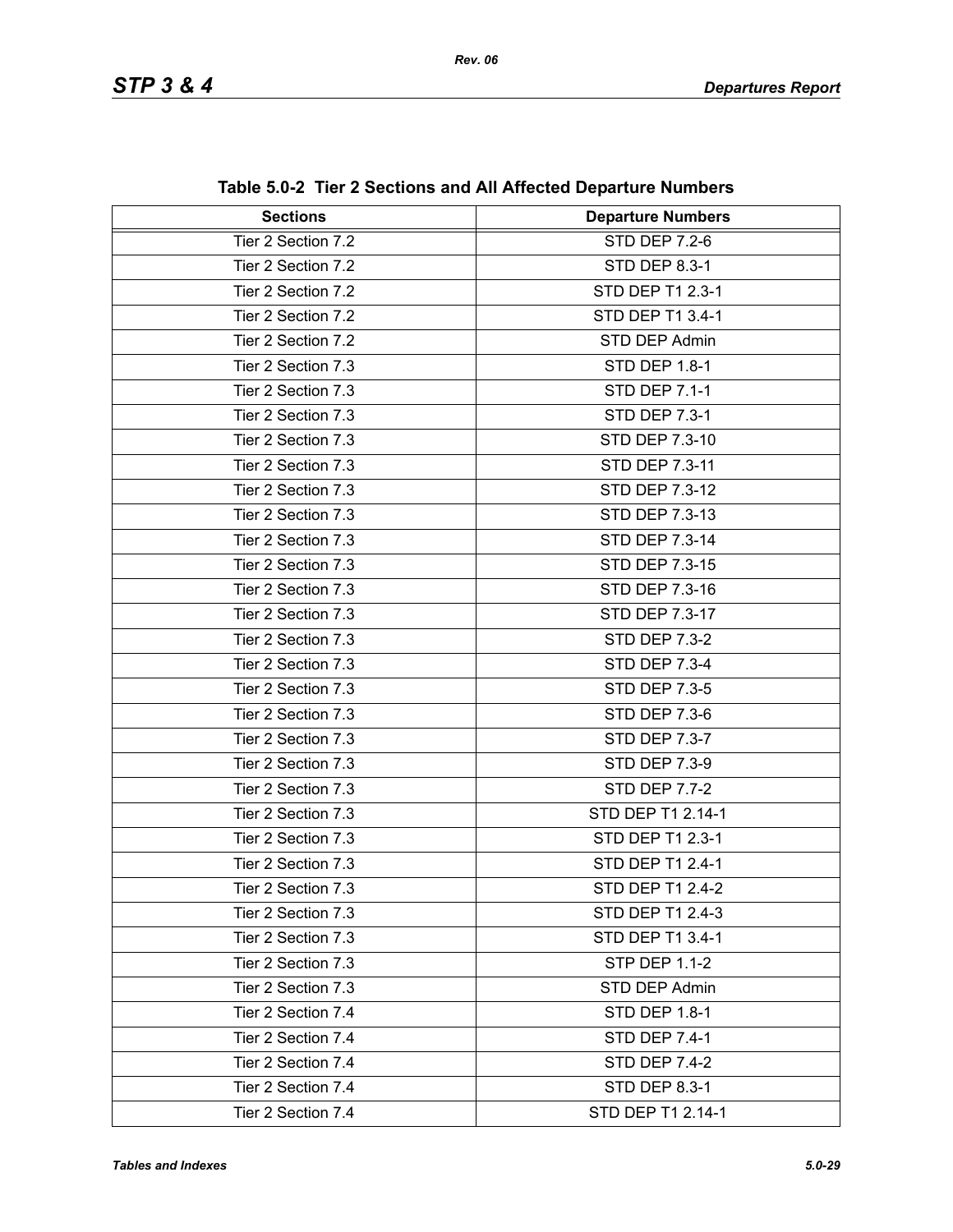**Table 5.0-2 Tier 2 Sections and All Affected Departure Numbers**

| Sections | Departure Numbers |
|---|---|
| Tier 2 Section 7.2 | STD DEP 7.2-6 |
| Tier 2 Section 7.2 | STD DEP 8.3-1 |
| Tier 2 Section 7.2 | STD DEP T1 2.3-1 |
| Tier 2 Section 7.2 | STD DEP T1 3.4-1 |
| Tier 2 Section 7.2 | STD DEP Admin |
| Tier 2 Section 7.3 | STD DEP 1.8-1 |
| Tier 2 Section 7.3 | STD DEP 7.1-1 |
| Tier 2 Section 7.3 | STD DEP 7.3-1 |
| Tier 2 Section 7.3 | STD DEP 7.3-10 |
| Tier 2 Section 7.3 | STD DEP 7.3-11 |
| Tier 2 Section 7.3 | STD DEP 7.3-12 |
| Tier 2 Section 7.3 | STD DEP 7.3-13 |
| Tier 2 Section 7.3 | STD DEP 7.3-14 |
| Tier 2 Section 7.3 | STD DEP 7.3-15 |
| Tier 2 Section 7.3 | STD DEP 7.3-16 |
| Tier 2 Section 7.3 | STD DEP 7.3-17 |
| Tier 2 Section 7.3 | STD DEP 7.3-2 |
| Tier 2 Section 7.3 | STD DEP 7.3-4 |
| Tier 2 Section 7.3 | STD DEP 7.3-5 |
| Tier 2 Section 7.3 | STD DEP 7.3-6 |
| Tier 2 Section 7.3 | STD DEP 7.3-7 |
| Tier 2 Section 7.3 | STD DEP 7.3-9 |
| Tier 2 Section 7.3 | STD DEP 7.7-2 |
| Tier 2 Section 7.3 | STD DEP T1 2.14-1 |
| Tier 2 Section 7.3 | STD DEP T1 2.3-1 |
| Tier 2 Section 7.3 | STD DEP T1 2.4-1 |
| Tier 2 Section 7.3 | STD DEP T1 2.4-2 |
| Tier 2 Section 7.3 | STD DEP T1 2.4-3 |
| Tier 2 Section 7.3 | STD DEP T1 3.4-1 |
| Tier 2 Section 7.3 | STP DEP 1.1-2 |
| Tier 2 Section 7.3 | STD DEP Admin |
| Tier 2 Section 7.4 | STD DEP 1.8-1 |
| Tier 2 Section 7.4 | STD DEP 7.4-1 |
| Tier 2 Section 7.4 | STD DEP 7.4-2 |
| Tier 2 Section 7.4 | STD DEP 8.3-1 |
| Tier 2 Section 7.4 | STD DEP T1 2.14-1 |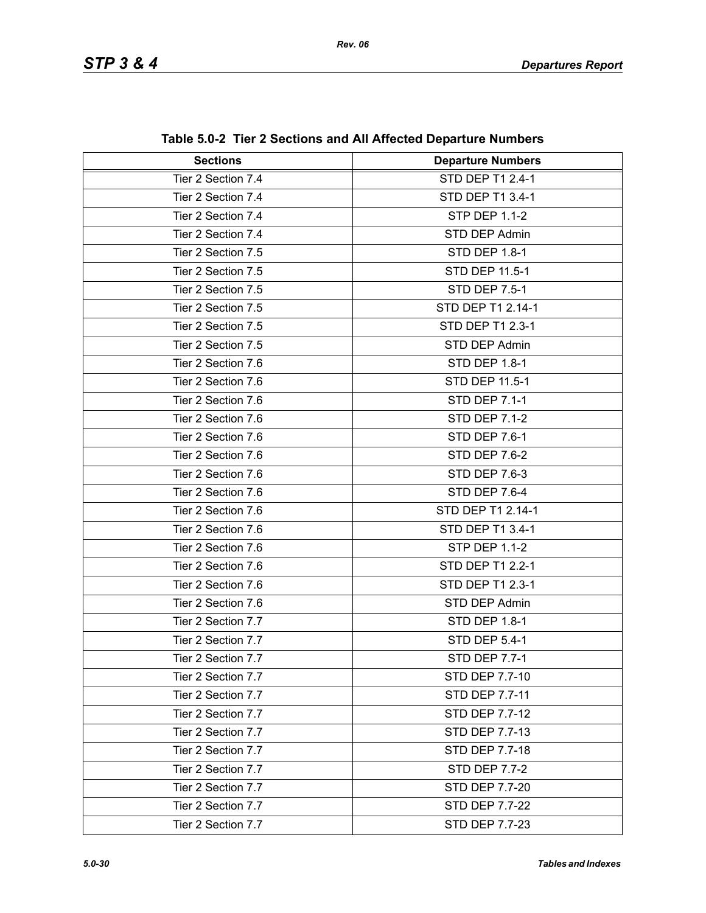**Table 5.0-2 Tier 2 Sections and All Affected Departure Numbers**

| Sections | Departure Numbers |
|---|---|
| Tier 2 Section 7.4 | STD DEP T1 2.4-1 |
| Tier 2 Section 7.4 | STD DEP T1 3.4-1 |
| Tier 2 Section 7.4 | STP DEP 1.1-2 |
| Tier 2 Section 7.4 | STD DEP Admin |
| Tier 2 Section 7.5 | STD DEP 1.8-1 |
| Tier 2 Section 7.5 | STD DEP 11.5-1 |
| Tier 2 Section 7.5 | STD DEP 7.5-1 |
| Tier 2 Section 7.5 | STD DEP T1 2.14-1 |
| Tier 2 Section 7.5 | STD DEP T1 2.3-1 |
| Tier 2 Section 7.5 | STD DEP Admin |
| Tier 2 Section 7.6 | STD DEP 1.8-1 |
| Tier 2 Section 7.6 | STD DEP 11.5-1 |
| Tier 2 Section 7.6 | STD DEP 7.1-1 |
| Tier 2 Section 7.6 | STD DEP 7.1-2 |
| Tier 2 Section 7.6 | STD DEP 7.6-1 |
| Tier 2 Section 7.6 | STD DEP 7.6-2 |
| Tier 2 Section 7.6 | STD DEP 7.6-3 |
| Tier 2 Section 7.6 | STD DEP 7.6-4 |
| Tier 2 Section 7.6 | STD DEP T1 2.14-1 |
| Tier 2 Section 7.6 | STD DEP T1 3.4-1 |
| Tier 2 Section 7.6 | STP DEP 1.1-2 |
| Tier 2 Section 7.6 | STD DEP T1 2.2-1 |
| Tier 2 Section 7.6 | STD DEP T1 2.3-1 |
| Tier 2 Section 7.6 | STD DEP Admin |
| Tier 2 Section 7.7 | STD DEP 1.8-1 |
| Tier 2 Section 7.7 | STD DEP 5.4-1 |
| Tier 2 Section 7.7 | STD DEP 7.7-1 |
| Tier 2 Section 7.7 | STD DEP 7.7-10 |
| Tier 2 Section 7.7 | STD DEP 7.7-11 |
| Tier 2 Section 7.7 | STD DEP 7.7-12 |
| Tier 2 Section 7.7 | STD DEP 7.7-13 |
| Tier 2 Section 7.7 | STD DEP 7.7-18 |
| Tier 2 Section 7.7 | STD DEP 7.7-2 |
| Tier 2 Section 7.7 | STD DEP 7.7-20 |
| Tier 2 Section 7.7 | STD DEP 7.7-22 |
| Tier 2 Section 7.7 | STD DEP 7.7-23 |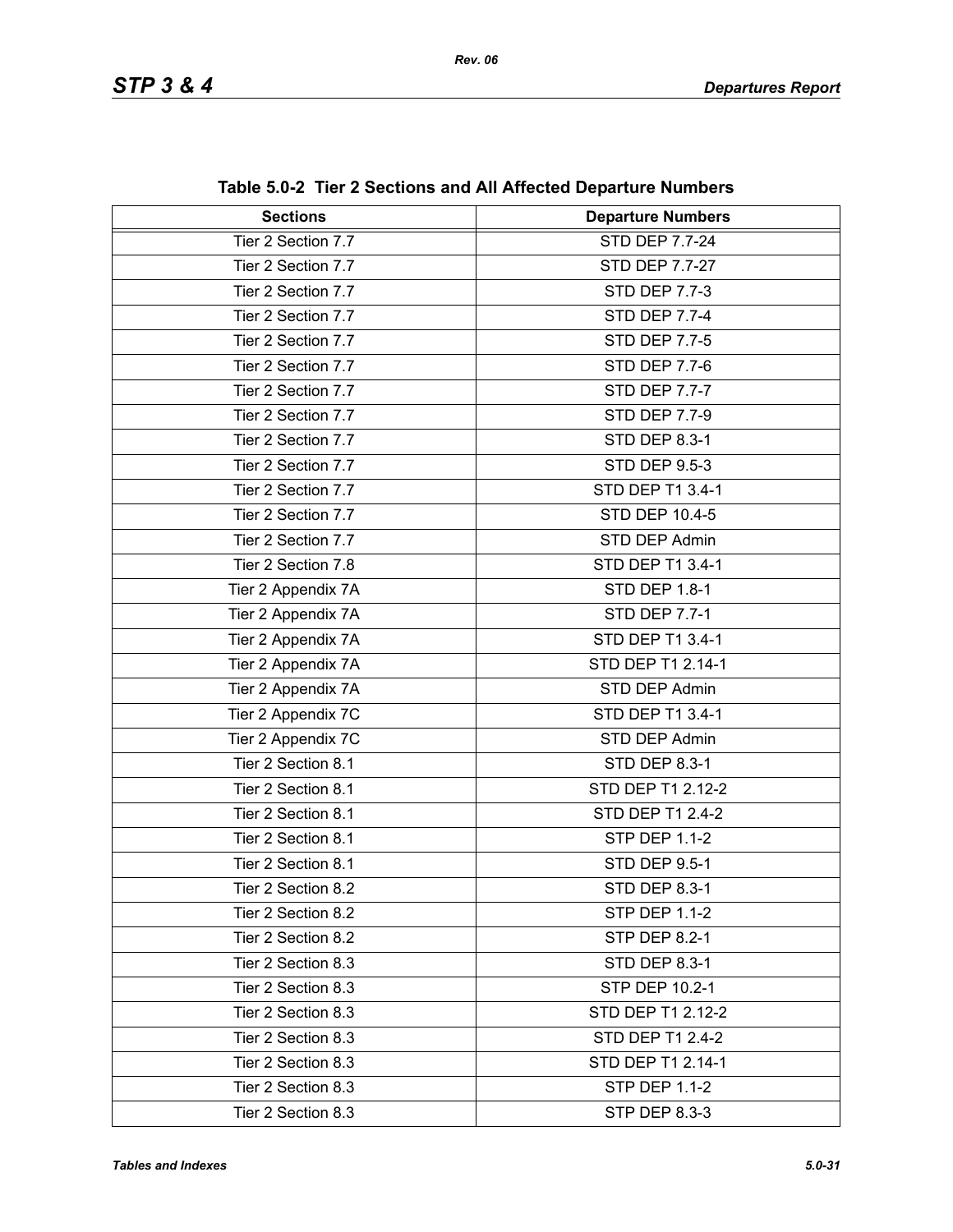**Table 5.0-2 Tier 2 Sections and All Affected Departure Numbers**

| Sections | Departure Numbers |
|---|---|
| Tier 2 Section 7.7 | STD DEP 7.7-24 |
| Tier 2 Section 7.7 | STD DEP 7.7-27 |
| Tier 2 Section 7.7 | STD DEP 7.7-3 |
| Tier 2 Section 7.7 | STD DEP 7.7-4 |
| Tier 2 Section 7.7 | STD DEP 7.7-5 |
| Tier 2 Section 7.7 | STD DEP 7.7-6 |
| Tier 2 Section 7.7 | STD DEP 7.7-7 |
| Tier 2 Section 7.7 | STD DEP 7.7-9 |
| Tier 2 Section 7.7 | STD DEP 8.3-1 |
| Tier 2 Section 7.7 | STD DEP 9.5-3 |
| Tier 2 Section 7.7 | STD DEP T1 3.4-1 |
| Tier 2 Section 7.7 | STD DEP 10.4-5 |
| Tier 2 Section 7.7 | STD DEP Admin |
| Tier 2 Section 7.8 | STD DEP T1 3.4-1 |
| Tier 2 Appendix 7A | STD DEP 1.8-1 |
| Tier 2 Appendix 7A | STD DEP 7.7-1 |
| Tier 2 Appendix 7A | STD DEP T1 3.4-1 |
| Tier 2 Appendix 7A | STD DEP T1 2.14-1 |
| Tier 2 Appendix 7A | STD DEP Admin |
| Tier 2 Appendix 7C | STD DEP T1 3.4-1 |
| Tier 2 Appendix 7C | STD DEP Admin |
| Tier 2 Section 8.1 | STD DEP 8.3-1 |
| Tier 2 Section 8.1 | STD DEP T1 2.12-2 |
| Tier 2 Section 8.1 | STD DEP T1 2.4-2 |
| Tier 2 Section 8.1 | STP DEP 1.1-2 |
| Tier 2 Section 8.1 | STD DEP 9.5-1 |
| Tier 2 Section 8.2 | STD DEP 8.3-1 |
| Tier 2 Section 8.2 | STP DEP 1.1-2 |
| Tier 2 Section 8.2 | STP DEP 8.2-1 |
| Tier 2 Section 8.3 | STD DEP 8.3-1 |
| Tier 2 Section 8.3 | STP DEP 10.2-1 |
| Tier 2 Section 8.3 | STD DEP T1 2.12-2 |
| Tier 2 Section 8.3 | STD DEP T1 2.4-2 |
| Tier 2 Section 8.3 | STD DEP T1 2.14-1 |
| Tier 2 Section 8.3 | STP DEP 1.1-2 |
| Tier 2 Section 8.3 | STP DEP 8.3-3 |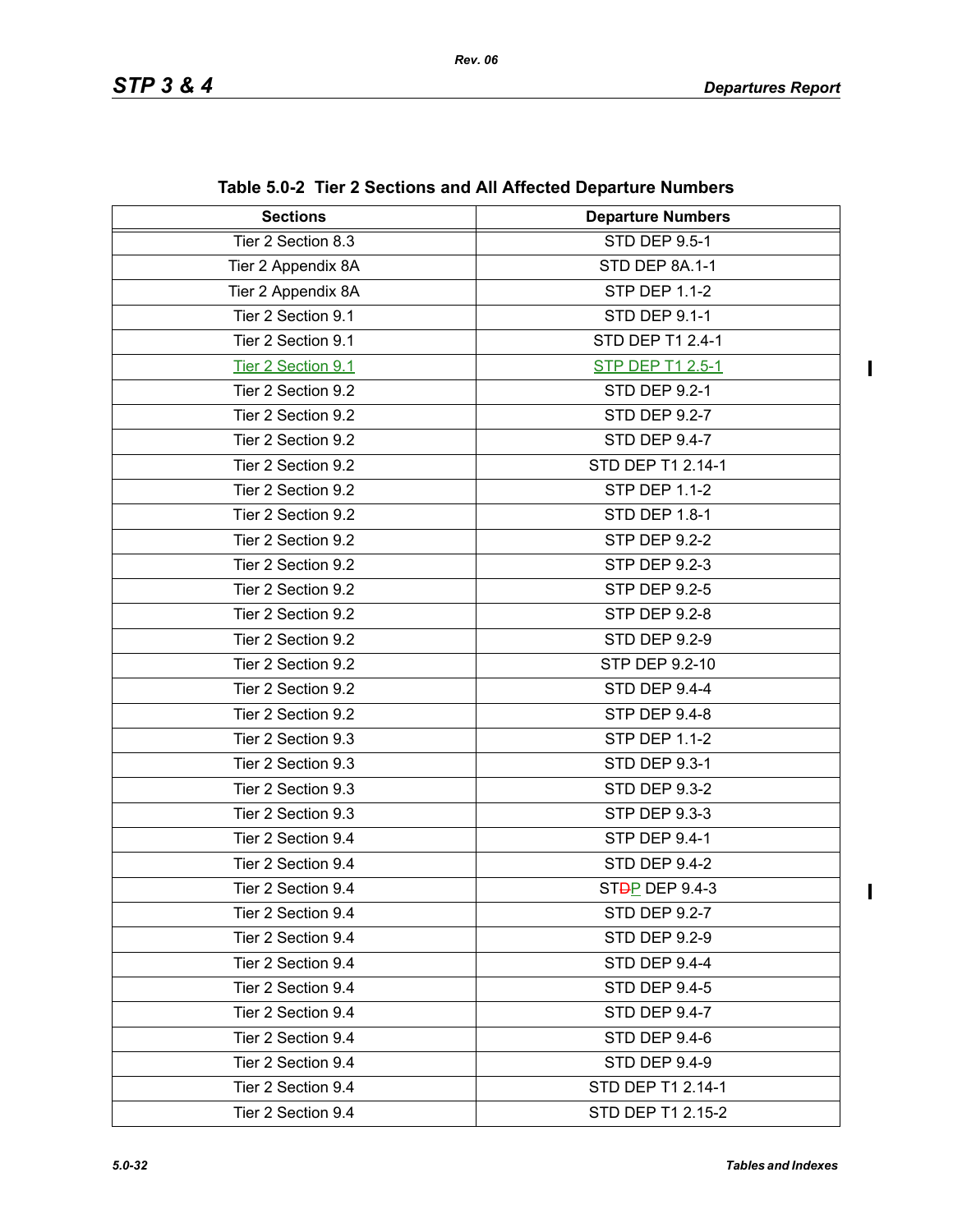Table 5.0-2  Tier 2 Sections and All Affected Departure Numbers

| Sections | Departure Numbers |
|---|---|
| Tier 2 Section 8.3 | STD DEP 9.5-1 |
| Tier 2 Appendix 8A | STD DEP 8A.1-1 |
| Tier 2 Appendix 8A | STP DEP 1.1-2 |
| Tier 2 Section 9.1 | STD DEP 9.1-1 |
| Tier 2 Section 9.1 | STD DEP T1 2.4-1 |
| Tier 2 Section 9.1 | STP DEP T1 2.5-1 |
| Tier 2 Section 9.2 | STD DEP 9.2-1 |
| Tier 2 Section 9.2 | STD DEP 9.2-7 |
| Tier 2 Section 9.2 | STD DEP 9.4-7 |
| Tier 2 Section 9.2 | STD DEP T1 2.14-1 |
| Tier 2 Section 9.2 | STP DEP 1.1-2 |
| Tier 2 Section 9.2 | STD DEP 1.8-1 |
| Tier 2 Section 9.2 | STP DEP 9.2-2 |
| Tier 2 Section 9.2 | STP DEP 9.2-3 |
| Tier 2 Section 9.2 | STP DEP 9.2-5 |
| Tier 2 Section 9.2 | STP DEP 9.2-8 |
| Tier 2 Section 9.2 | STD DEP 9.2-9 |
| Tier 2 Section 9.2 | STP DEP 9.2-10 |
| Tier 2 Section 9.2 | STD DEP 9.4-4 |
| Tier 2 Section 9.2 | STP DEP 9.4-8 |
| Tier 2 Section 9.3 | STP DEP 1.1-2 |
| Tier 2 Section 9.3 | STD DEP 9.3-1 |
| Tier 2 Section 9.3 | STD DEP 9.3-2 |
| Tier 2 Section 9.3 | STP DEP 9.3-3 |
| Tier 2 Section 9.4 | STP DEP 9.4-1 |
| Tier 2 Section 9.4 | STD DEP 9.4-2 |
| Tier 2 Section 9.4 | STDP DEP 9.4-3 |
| Tier 2 Section 9.4 | STD DEP 9.2-7 |
| Tier 2 Section 9.4 | STD DEP 9.2-9 |
| Tier 2 Section 9.4 | STD DEP 9.4-4 |
| Tier 2 Section 9.4 | STD DEP 9.4-5 |
| Tier 2 Section 9.4 | STD DEP 9.4-7 |
| Tier 2 Section 9.4 | STD DEP 9.4-6 |
| Tier 2 Section 9.4 | STD DEP 9.4-9 |
| Tier 2 Section 9.4 | STD DEP T1 2.14-1 |
| Tier 2 Section 9.4 | STD DEP T1 2.15-2 |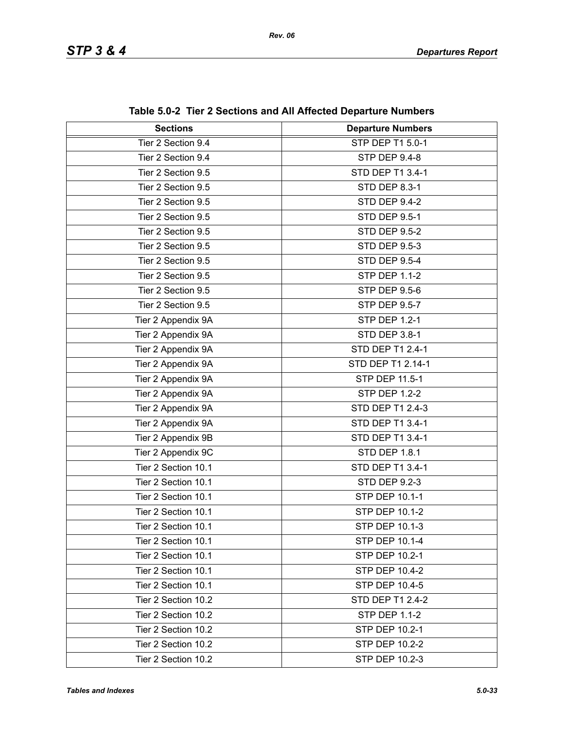**Table 5.0-2 Tier 2 Sections and All Affected Departure Numbers**

| Sections | Departure Numbers |
|---|---|
| Tier 2 Section 9.4 | STP DEP T1 5.0-1 |
| Tier 2 Section 9.4 | STP DEP 9.4-8 |
| Tier 2 Section 9.5 | STD DEP T1 3.4-1 |
| Tier 2 Section 9.5 | STD DEP 8.3-1 |
| Tier 2 Section 9.5 | STD DEP 9.4-2 |
| Tier 2 Section 9.5 | STD DEP 9.5-1 |
| Tier 2 Section 9.5 | STD DEP 9.5-2 |
| Tier 2 Section 9.5 | STD DEP 9.5-3 |
| Tier 2 Section 9.5 | STD DEP 9.5-4 |
| Tier 2 Section 9.5 | STP DEP 1.1-2 |
| Tier 2 Section 9.5 | STP DEP 9.5-6 |
| Tier 2 Section 9.5 | STP DEP 9.5-7 |
| Tier 2 Appendix 9A | STP DEP 1.2-1 |
| Tier 2 Appendix 9A | STD DEP 3.8-1 |
| Tier 2 Appendix 9A | STD DEP T1 2.4-1 |
| Tier 2 Appendix 9A | STD DEP T1 2.14-1 |
| Tier 2 Appendix 9A | STP DEP 11.5-1 |
| Tier 2 Appendix 9A | STP DEP 1.2-2 |
| Tier 2 Appendix 9A | STD DEP T1 2.4-3 |
| Tier 2 Appendix 9A | STD DEP T1 3.4-1 |
| Tier 2 Appendix 9B | STD DEP T1 3.4-1 |
| Tier 2 Appendix 9C | STD DEP 1.8.1 |
| Tier 2 Section 10.1 | STD DEP T1 3.4-1 |
| Tier 2 Section 10.1 | STD DEP 9.2-3 |
| Tier 2 Section 10.1 | STP DEP 10.1-1 |
| Tier 2 Section 10.1 | STP DEP 10.1-2 |
| Tier 2 Section 10.1 | STP DEP 10.1-3 |
| Tier 2 Section 10.1 | STP DEP 10.1-4 |
| Tier 2 Section 10.1 | STP DEP 10.2-1 |
| Tier 2 Section 10.1 | STP DEP 10.4-2 |
| Tier 2 Section 10.1 | STP DEP 10.4-5 |
| Tier 2 Section 10.2 | STD DEP T1 2.4-2 |
| Tier 2 Section 10.2 | STP DEP 1.1-2 |
| Tier 2 Section 10.2 | STP DEP 10.2-1 |
| Tier 2 Section 10.2 | STP DEP 10.2-2 |
| Tier 2 Section 10.2 | STP DEP 10.2-3 |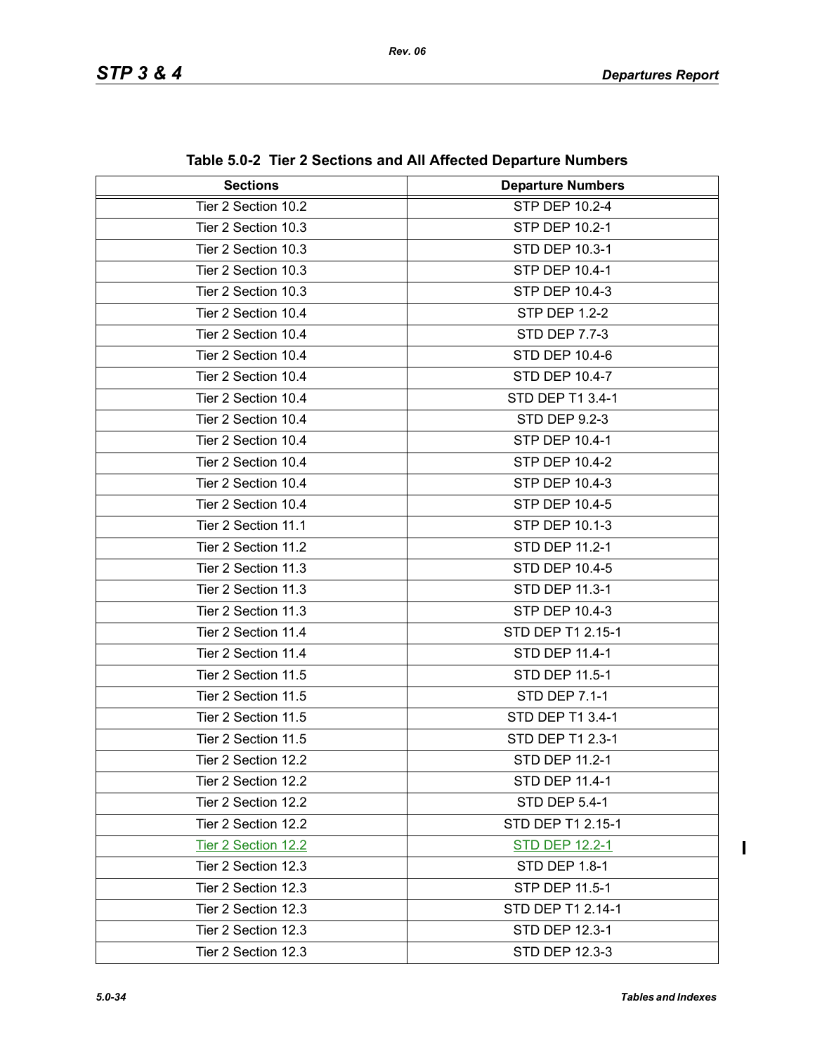**Table 5.0-2 Tier 2 Sections and All Affected Departure Numbers**

| Sections | Departure Numbers |
|---|---|
| Tier 2 Section 10.2 | STP DEP 10.2-4 |
| Tier 2 Section 10.3 | STP DEP 10.2-1 |
| Tier 2 Section 10.3 | STD DEP 10.3-1 |
| Tier 2 Section 10.3 | STP DEP 10.4-1 |
| Tier 2 Section 10.3 | STP DEP 10.4-3 |
| Tier 2 Section 10.4 | STP DEP 1.2-2 |
| Tier 2 Section 10.4 | STD DEP 7.7-3 |
| Tier 2 Section 10.4 | STD DEP 10.4-6 |
| Tier 2 Section 10.4 | STD DEP 10.4-7 |
| Tier 2 Section 10.4 | STD DEP T1 3.4-1 |
| Tier 2 Section 10.4 | STD DEP 9.2-3 |
| Tier 2 Section 10.4 | STP DEP 10.4-1 |
| Tier 2 Section 10.4 | STP DEP 10.4-2 |
| Tier 2 Section 10.4 | STP DEP 10.4-3 |
| Tier 2 Section 10.4 | STP DEP 10.4-5 |
| Tier 2 Section 11.1 | STP DEP 10.1-3 |
| Tier 2 Section 11.2 | STD DEP 11.2-1 |
| Tier 2 Section 11.3 | STD DEP 10.4-5 |
| Tier 2 Section 11.3 | STD DEP 11.3-1 |
| Tier 2 Section 11.3 | STP DEP 10.4-3 |
| Tier 2 Section 11.4 | STD DEP T1 2.15-1 |
| Tier 2 Section 11.4 | STD DEP 11.4-1 |
| Tier 2 Section 11.5 | STD DEP 11.5-1 |
| Tier 2 Section 11.5 | STD DEP 7.1-1 |
| Tier 2 Section 11.5 | STD DEP T1 3.4-1 |
| Tier 2 Section 11.5 | STD DEP T1 2.3-1 |
| Tier 2 Section 12.2 | STD DEP 11.2-1 |
| Tier 2 Section 12.2 | STD DEP 11.4-1 |
| Tier 2 Section 12.2 | STD DEP 5.4-1 |
| Tier 2 Section 12.2 | STD DEP T1 2.15-1 |
| Tier 2 Section 12.2 | STD DEP 12.2-1 |
| Tier 2 Section 12.3 | STD DEP 1.8-1 |
| Tier 2 Section 12.3 | STP DEP 11.5-1 |
| Tier 2 Section 12.3 | STD DEP T1 2.14-1 |
| Tier 2 Section 12.3 | STD DEP 12.3-1 |
| Tier 2 Section 12.3 | STD DEP 12.3-3 |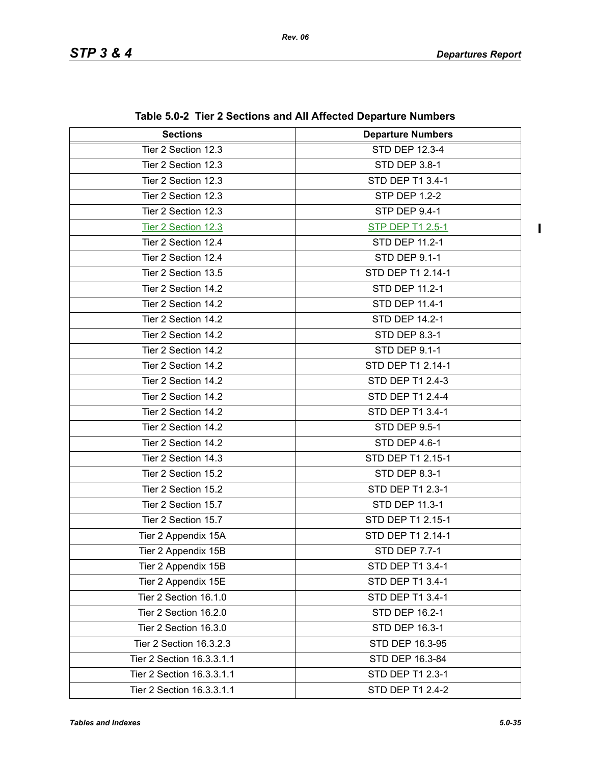**Table 5.0-2 Tier 2 Sections and All Affected Departure Numbers**

| Sections | Departure Numbers |
|---|---|
| Tier 2 Section 12.3 | STD DEP 12.3-4 |
| Tier 2 Section 12.3 | STD DEP 3.8-1 |
| Tier 2 Section 12.3 | STD DEP T1 3.4-1 |
| Tier 2 Section 12.3 | STP DEP 1.2-2 |
| Tier 2 Section 12.3 | STP DEP 9.4-1 |
| Tier 2 Section 12.3 | STP DEP T1 2.5-1 |
| Tier 2 Section 12.4 | STD DEP 11.2-1 |
| Tier 2 Section 12.4 | STD DEP 9.1-1 |
| Tier 2 Section 13.5 | STD DEP T1 2.14-1 |
| Tier 2 Section 14.2 | STD DEP 11.2-1 |
| Tier 2 Section 14.2 | STD DEP 11.4-1 |
| Tier 2 Section 14.2 | STD DEP 14.2-1 |
| Tier 2 Section 14.2 | STD DEP 8.3-1 |
| Tier 2 Section 14.2 | STD DEP 9.1-1 |
| Tier 2 Section 14.2 | STD DEP T1 2.14-1 |
| Tier 2 Section 14.2 | STD DEP T1 2.4-3 |
| Tier 2 Section 14.2 | STD DEP T1 2.4-4 |
| Tier 2 Section 14.2 | STD DEP T1 3.4-1 |
| Tier 2 Section 14.2 | STD DEP 9.5-1 |
| Tier 2 Section 14.2 | STD DEP 4.6-1 |
| Tier 2 Section 14.3 | STD DEP T1 2.15-1 |
| Tier 2 Section 15.2 | STD DEP 8.3-1 |
| Tier 2 Section 15.2 | STD DEP T1 2.3-1 |
| Tier 2 Section 15.7 | STD DEP 11.3-1 |
| Tier 2 Section 15.7 | STD DEP T1 2.15-1 |
| Tier 2 Appendix 15A | STD DEP T1 2.14-1 |
| Tier 2 Appendix 15B | STD DEP 7.7-1 |
| Tier 2 Appendix 15B | STD DEP T1 3.4-1 |
| Tier 2 Appendix 15E | STD DEP T1 3.4-1 |
| Tier 2 Section 16.1.0 | STD DEP T1 3.4-1 |
| Tier 2 Section 16.2.0 | STD DEP 16.2-1 |
| Tier 2 Section 16.3.0 | STD DEP 16.3-1 |
| Tier 2 Section 16.3.2.3 | STD DEP 16.3-95 |
| Tier 2 Section 16.3.3.1.1 | STD DEP 16.3-84 |
| Tier 2 Section 16.3.3.1.1 | STD DEP T1 2.3-1 |
| Tier 2 Section 16.3.3.1.1 | STD DEP T1 2.4-2 |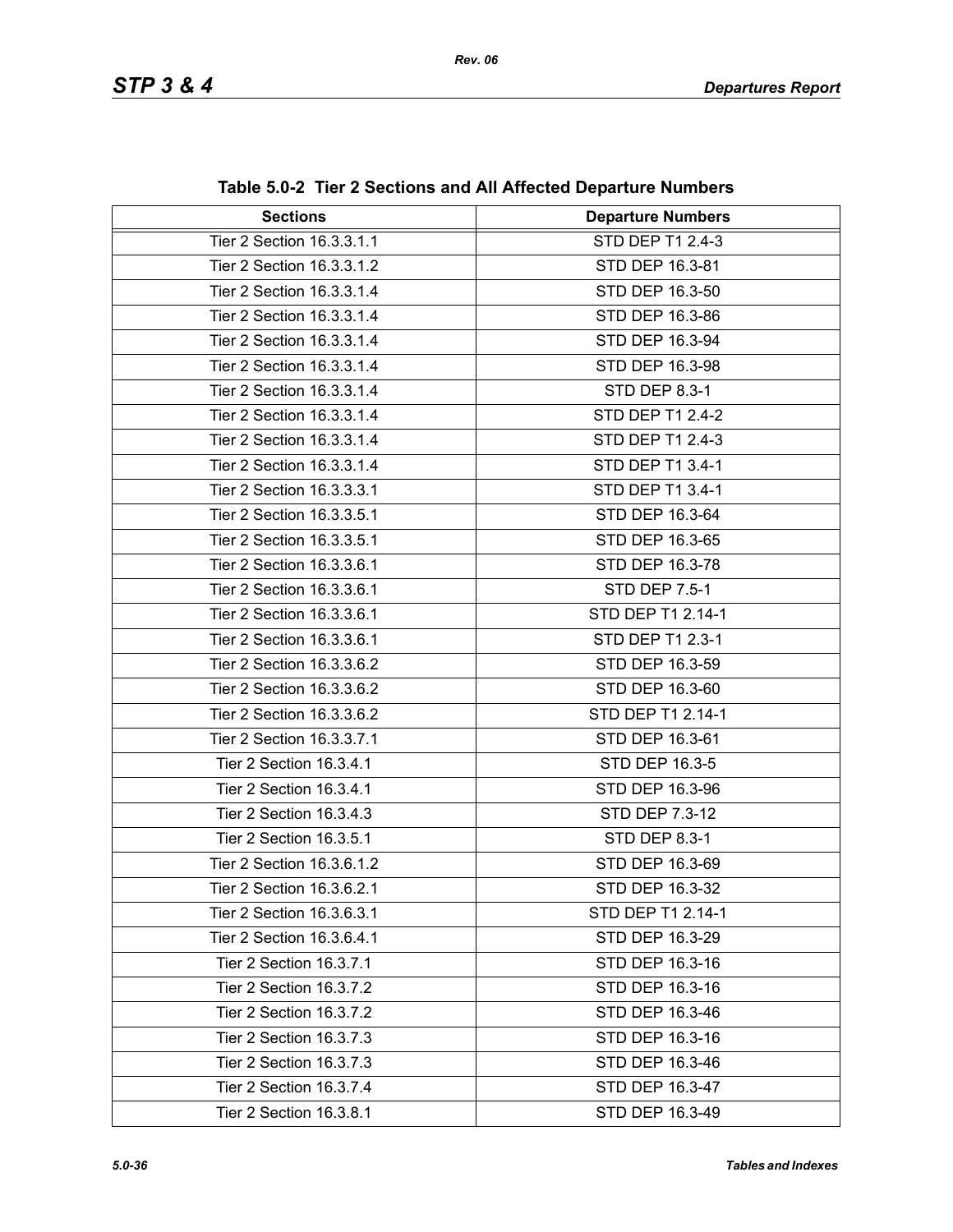**Table 5.0-2 Tier 2 Sections and All Affected Departure Numbers**

| Sections | Departure Numbers |
|---|---|
| Tier 2 Section 16.3.3.1.1 | STD DEP T1 2.4-3 |
| Tier 2 Section 16.3.3.1.2 | STD DEP 16.3-81 |
| Tier 2 Section 16.3.3.1.4 | STD DEP 16.3-50 |
| Tier 2 Section 16.3.3.1.4 | STD DEP 16.3-86 |
| Tier 2 Section 16.3.3.1.4 | STD DEP 16.3-94 |
| Tier 2 Section 16.3.3.1.4 | STD DEP 16.3-98 |
| Tier 2 Section 16.3.3.1.4 | STD DEP 8.3-1 |
| Tier 2 Section 16.3.3.1.4 | STD DEP T1 2.4-2 |
| Tier 2 Section 16.3.3.1.4 | STD DEP T1 2.4-3 |
| Tier 2 Section 16.3.3.1.4 | STD DEP T1 3.4-1 |
| Tier 2 Section 16.3.3.3.1 | STD DEP T1 3.4-1 |
| Tier 2 Section 16.3.3.5.1 | STD DEP 16.3-64 |
| Tier 2 Section 16.3.3.5.1 | STD DEP 16.3-65 |
| Tier 2 Section 16.3.3.6.1 | STD DEP 16.3-78 |
| Tier 2 Section 16.3.3.6.1 | STD DEP 7.5-1 |
| Tier 2 Section 16.3.3.6.1 | STD DEP T1 2.14-1 |
| Tier 2 Section 16.3.3.6.1 | STD DEP T1 2.3-1 |
| Tier 2 Section 16.3.3.6.2 | STD DEP 16.3-59 |
| Tier 2 Section 16.3.3.6.2 | STD DEP 16.3-60 |
| Tier 2 Section 16.3.3.6.2 | STD DEP T1 2.14-1 |
| Tier 2 Section 16.3.3.7.1 | STD DEP 16.3-61 |
| Tier 2 Section 16.3.4.1 | STD DEP 16.3-5 |
| Tier 2 Section 16.3.4.1 | STD DEP 16.3-96 |
| Tier 2 Section 16.3.4.3 | STD DEP 7.3-12 |
| Tier 2 Section 16.3.5.1 | STD DEP 8.3-1 |
| Tier 2 Section 16.3.6.1.2 | STD DEP 16.3-69 |
| Tier 2 Section 16.3.6.2.1 | STD DEP 16.3-32 |
| Tier 2 Section 16.3.6.3.1 | STD DEP T1 2.14-1 |
| Tier 2 Section 16.3.6.4.1 | STD DEP 16.3-29 |
| Tier 2 Section 16.3.7.1 | STD DEP 16.3-16 |
| Tier 2 Section 16.3.7.2 | STD DEP 16.3-16 |
| Tier 2 Section 16.3.7.2 | STD DEP 16.3-46 |
| Tier 2 Section 16.3.7.3 | STD DEP 16.3-16 |
| Tier 2 Section 16.3.7.3 | STD DEP 16.3-46 |
| Tier 2 Section 16.3.7.4 | STD DEP 16.3-47 |
| Tier 2 Section 16.3.8.1 | STD DEP 16.3-49 |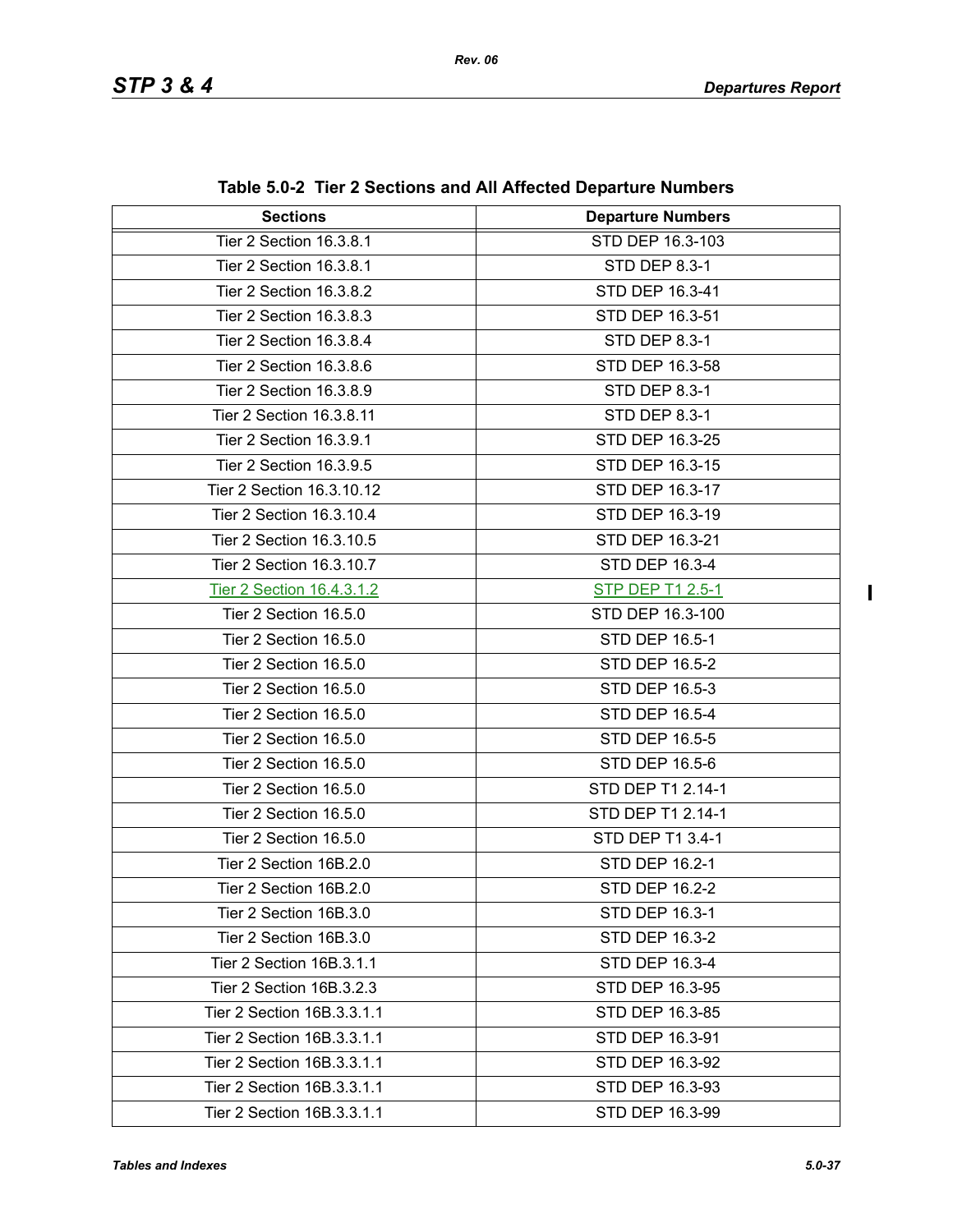**Table 5.0-2 Tier 2 Sections and All Affected Departure Numbers**

| Sections | Departure Numbers |
|---|---|
| Tier 2 Section 16.3.8.1 | STD DEP 16.3-103 |
| Tier 2 Section 16.3.8.1 | STD DEP 8.3-1 |
| Tier 2 Section 16.3.8.2 | STD DEP 16.3-41 |
| Tier 2 Section 16.3.8.3 | STD DEP 16.3-51 |
| Tier 2 Section 16.3.8.4 | STD DEP 8.3-1 |
| Tier 2 Section 16.3.8.6 | STD DEP 16.3-58 |
| Tier 2 Section 16.3.8.9 | STD DEP 8.3-1 |
| Tier 2 Section 16.3.8.11 | STD DEP 8.3-1 |
| Tier 2 Section 16.3.9.1 | STD DEP 16.3-25 |
| Tier 2 Section 16.3.9.5 | STD DEP 16.3-15 |
| Tier 2 Section 16.3.10.12 | STD DEP 16.3-17 |
| Tier 2 Section 16.3.10.4 | STD DEP 16.3-19 |
| Tier 2 Section 16.3.10.5 | STD DEP 16.3-21 |
| Tier 2 Section 16.3.10.7 | STD DEP 16.3-4 |
| Tier 2 Section 16.4.3.1.2 | STP DEP T1 2.5-1 |
| Tier 2 Section 16.5.0 | STD DEP 16.3-100 |
| Tier 2 Section 16.5.0 | STD DEP 16.5-1 |
| Tier 2 Section 16.5.0 | STD DEP 16.5-2 |
| Tier 2 Section 16.5.0 | STD DEP 16.5-3 |
| Tier 2 Section 16.5.0 | STD DEP 16.5-4 |
| Tier 2 Section 16.5.0 | STD DEP 16.5-5 |
| Tier 2 Section 16.5.0 | STD DEP 16.5-6 |
| Tier 2 Section 16.5.0 | STD DEP T1 2.14-1 |
| Tier 2 Section 16.5.0 | STD DEP T1 2.14-1 |
| Tier 2 Section 16.5.0 | STD DEP T1 3.4-1 |
| Tier 2 Section 16B.2.0 | STD DEP 16.2-1 |
| Tier 2 Section 16B.2.0 | STD DEP 16.2-2 |
| Tier 2 Section 16B.3.0 | STD DEP 16.3-1 |
| Tier 2 Section 16B.3.0 | STD DEP 16.3-2 |
| Tier 2 Section 16B.3.1.1 | STD DEP 16.3-4 |
| Tier 2 Section 16B.3.2.3 | STD DEP 16.3-95 |
| Tier 2 Section 16B.3.3.1.1 | STD DEP 16.3-85 |
| Tier 2 Section 16B.3.3.1.1 | STD DEP 16.3-91 |
| Tier 2 Section 16B.3.3.1.1 | STD DEP 16.3-92 |
| Tier 2 Section 16B.3.3.1.1 | STD DEP 16.3-93 |
| Tier 2 Section 16B.3.3.1.1 | STD DEP 16.3-99 |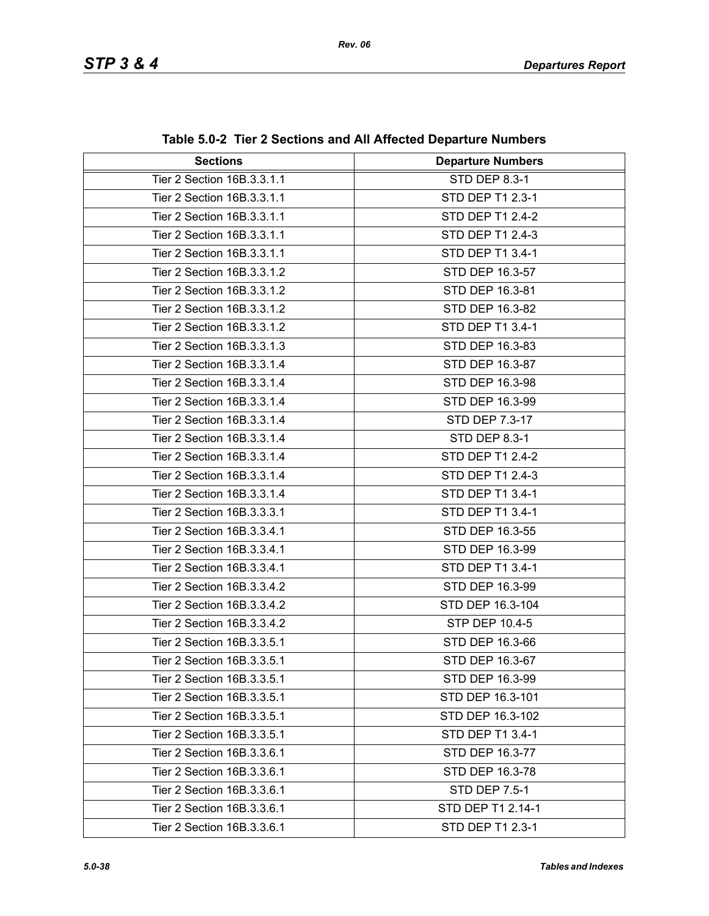**Table 5.0-2  Tier 2 Sections and All Affected Departure Numbers**

| Sections | Departure Numbers |
|---|---|
| Tier 2 Section 16B.3.3.1.1 | STD DEP 8.3-1 |
| Tier 2 Section 16B.3.3.1.1 | STD DEP T1 2.3-1 |
| Tier 2 Section 16B.3.3.1.1 | STD DEP T1 2.4-2 |
| Tier 2 Section 16B.3.3.1.1 | STD DEP T1 2.4-3 |
| Tier 2 Section 16B.3.3.1.1 | STD DEP T1 3.4-1 |
| Tier 2 Section 16B.3.3.1.2 | STD DEP 16.3-57 |
| Tier 2 Section 16B.3.3.1.2 | STD DEP 16.3-81 |
| Tier 2 Section 16B.3.3.1.2 | STD DEP 16.3-82 |
| Tier 2 Section 16B.3.3.1.2 | STD DEP T1 3.4-1 |
| Tier 2 Section 16B.3.3.1.3 | STD DEP 16.3-83 |
| Tier 2 Section 16B.3.3.1.4 | STD DEP 16.3-87 |
| Tier 2 Section 16B.3.3.1.4 | STD DEP 16.3-98 |
| Tier 2 Section 16B.3.3.1.4 | STD DEP 16.3-99 |
| Tier 2 Section 16B.3.3.1.4 | STD DEP 7.3-17 |
| Tier 2 Section 16B.3.3.1.4 | STD DEP 8.3-1 |
| Tier 2 Section 16B.3.3.1.4 | STD DEP T1 2.4-2 |
| Tier 2 Section 16B.3.3.1.4 | STD DEP T1 2.4-3 |
| Tier 2 Section 16B.3.3.1.4 | STD DEP T1 3.4-1 |
| Tier 2 Section 16B.3.3.3.1 | STD DEP T1 3.4-1 |
| Tier 2 Section 16B.3.3.4.1 | STD DEP 16.3-55 |
| Tier 2 Section 16B.3.3.4.1 | STD DEP 16.3-99 |
| Tier 2 Section 16B.3.3.4.1 | STD DEP T1 3.4-1 |
| Tier 2 Section 16B.3.3.4.2 | STD DEP 16.3-99 |
| Tier 2 Section 16B.3.3.4.2 | STD DEP 16.3-104 |
| Tier 2 Section 16B.3.3.4.2 | STP DEP 10.4-5 |
| Tier 2 Section 16B.3.3.5.1 | STD DEP 16.3-66 |
| Tier 2 Section 16B.3.3.5.1 | STD DEP 16.3-67 |
| Tier 2 Section 16B.3.3.5.1 | STD DEP 16.3-99 |
| Tier 2 Section 16B.3.3.5.1 | STD DEP 16.3-101 |
| Tier 2 Section 16B.3.3.5.1 | STD DEP 16.3-102 |
| Tier 2 Section 16B.3.3.5.1 | STD DEP T1 3.4-1 |
| Tier 2 Section 16B.3.3.6.1 | STD DEP 16.3-77 |
| Tier 2 Section 16B.3.3.6.1 | STD DEP 16.3-78 |
| Tier 2 Section 16B.3.3.6.1 | STD DEP 7.5-1 |
| Tier 2 Section 16B.3.3.6.1 | STD DEP T1 2.14-1 |
| Tier 2 Section 16B.3.3.6.1 | STD DEP T1 2.3-1 |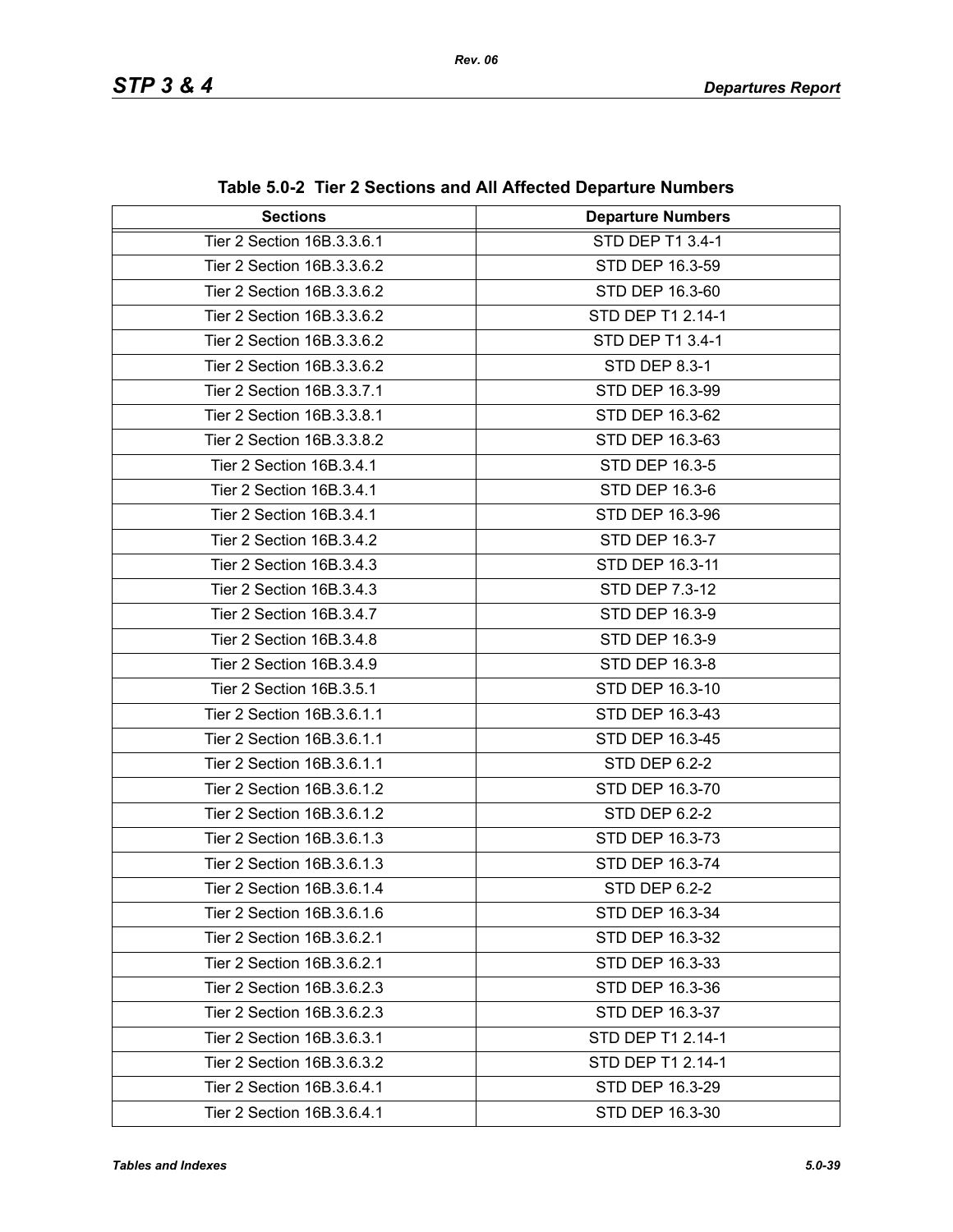**Table 5.0-2 Tier 2 Sections and All Affected Departure Numbers**

| Sections | Departure Numbers |
|---|---|
| Tier 2 Section 16B.3.3.6.1 | STD DEP T1 3.4-1 |
| Tier 2 Section 16B.3.3.6.2 | STD DEP 16.3-59 |
| Tier 2 Section 16B.3.3.6.2 | STD DEP 16.3-60 |
| Tier 2 Section 16B.3.3.6.2 | STD DEP T1 2.14-1 |
| Tier 2 Section 16B.3.3.6.2 | STD DEP T1 3.4-1 |
| Tier 2 Section 16B.3.3.6.2 | STD DEP 8.3-1 |
| Tier 2 Section 16B.3.3.7.1 | STD DEP 16.3-99 |
| Tier 2 Section 16B.3.3.8.1 | STD DEP 16.3-62 |
| Tier 2 Section 16B.3.3.8.2 | STD DEP 16.3-63 |
| Tier 2 Section 16B.3.4.1 | STD DEP 16.3-5 |
| Tier 2 Section 16B.3.4.1 | STD DEP 16.3-6 |
| Tier 2 Section 16B.3.4.1 | STD DEP 16.3-96 |
| Tier 2 Section 16B.3.4.2 | STD DEP 16.3-7 |
| Tier 2 Section 16B.3.4.3 | STD DEP 16.3-11 |
| Tier 2 Section 16B.3.4.3 | STD DEP 7.3-12 |
| Tier 2 Section 16B.3.4.7 | STD DEP 16.3-9 |
| Tier 2 Section 16B.3.4.8 | STD DEP 16.3-9 |
| Tier 2 Section 16B.3.4.9 | STD DEP 16.3-8 |
| Tier 2 Section 16B.3.5.1 | STD DEP 16.3-10 |
| Tier 2 Section 16B.3.6.1.1 | STD DEP 16.3-43 |
| Tier 2 Section 16B.3.6.1.1 | STD DEP 16.3-45 |
| Tier 2 Section 16B.3.6.1.1 | STD DEP 6.2-2 |
| Tier 2 Section 16B.3.6.1.2 | STD DEP 16.3-70 |
| Tier 2 Section 16B.3.6.1.2 | STD DEP 6.2-2 |
| Tier 2 Section 16B.3.6.1.3 | STD DEP 16.3-73 |
| Tier 2 Section 16B.3.6.1.3 | STD DEP 16.3-74 |
| Tier 2 Section 16B.3.6.1.4 | STD DEP 6.2-2 |
| Tier 2 Section 16B.3.6.1.6 | STD DEP 16.3-34 |
| Tier 2 Section 16B.3.6.2.1 | STD DEP 16.3-32 |
| Tier 2 Section 16B.3.6.2.1 | STD DEP 16.3-33 |
| Tier 2 Section 16B.3.6.2.3 | STD DEP 16.3-36 |
| Tier 2 Section 16B.3.6.2.3 | STD DEP 16.3-37 |
| Tier 2 Section 16B.3.6.3.1 | STD DEP T1 2.14-1 |
| Tier 2 Section 16B.3.6.3.2 | STD DEP T1 2.14-1 |
| Tier 2 Section 16B.3.6.4.1 | STD DEP 16.3-29 |
| Tier 2 Section 16B.3.6.4.1 | STD DEP 16.3-30 |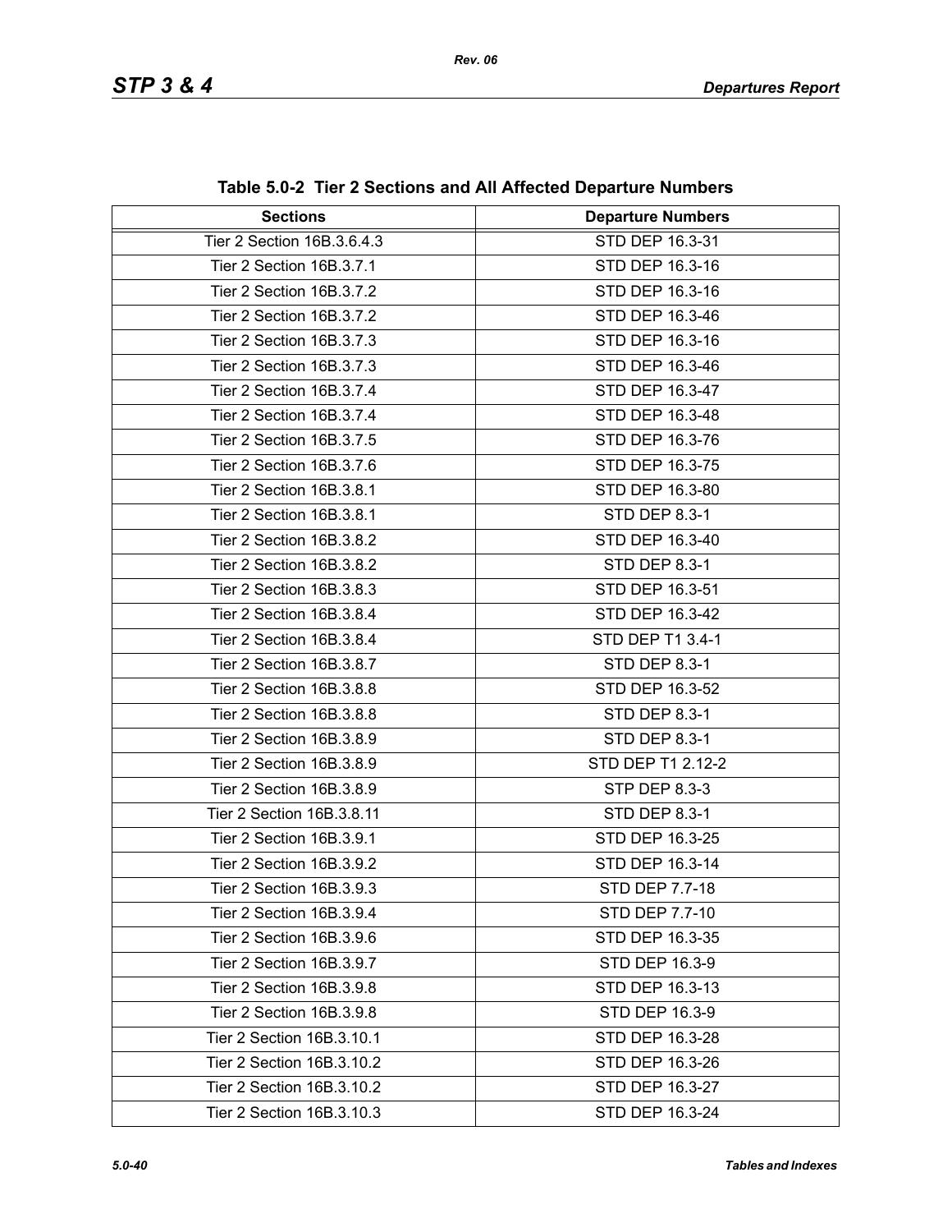**Table 5.0-2 Tier 2 Sections and All Affected Departure Numbers**

| Sections | Departure Numbers |
|---|---|
| Tier 2 Section 16B.3.6.4.3 | STD DEP 16.3-31 |
| Tier 2 Section 16B.3.7.1 | STD DEP 16.3-16 |
| Tier 2 Section 16B.3.7.2 | STD DEP 16.3-16 |
| Tier 2 Section 16B.3.7.2 | STD DEP 16.3-46 |
| Tier 2 Section 16B.3.7.3 | STD DEP 16.3-16 |
| Tier 2 Section 16B.3.7.3 | STD DEP 16.3-46 |
| Tier 2 Section 16B.3.7.4 | STD DEP 16.3-47 |
| Tier 2 Section 16B.3.7.4 | STD DEP 16.3-48 |
| Tier 2 Section 16B.3.7.5 | STD DEP 16.3-76 |
| Tier 2 Section 16B.3.7.6 | STD DEP 16.3-75 |
| Tier 2 Section 16B.3.8.1 | STD DEP 16.3-80 |
| Tier 2 Section 16B.3.8.1 | STD DEP 8.3-1 |
| Tier 2 Section 16B.3.8.2 | STD DEP 16.3-40 |
| Tier 2 Section 16B.3.8.2 | STD DEP 8.3-1 |
| Tier 2 Section 16B.3.8.3 | STD DEP 16.3-51 |
| Tier 2 Section 16B.3.8.4 | STD DEP 16.3-42 |
| Tier 2 Section 16B.3.8.4 | STD DEP T1 3.4-1 |
| Tier 2 Section 16B.3.8.7 | STD DEP 8.3-1 |
| Tier 2 Section 16B.3.8.8 | STD DEP 16.3-52 |
| Tier 2 Section 16B.3.8.8 | STD DEP 8.3-1 |
| Tier 2 Section 16B.3.8.9 | STD DEP 8.3-1 |
| Tier 2 Section 16B.3.8.9 | STD DEP T1 2.12-2 |
| Tier 2 Section 16B.3.8.9 | STP DEP 8.3-3 |
| Tier 2 Section 16B.3.8.11 | STD DEP 8.3-1 |
| Tier 2 Section 16B.3.9.1 | STD DEP 16.3-25 |
| Tier 2 Section 16B.3.9.2 | STD DEP 16.3-14 |
| Tier 2 Section 16B.3.9.3 | STD DEP 7.7-18 |
| Tier 2 Section 16B.3.9.4 | STD DEP 7.7-10 |
| Tier 2 Section 16B.3.9.6 | STD DEP 16.3-35 |
| Tier 2 Section 16B.3.9.7 | STD DEP 16.3-9 |
| Tier 2 Section 16B.3.9.8 | STD DEP 16.3-13 |
| Tier 2 Section 16B.3.9.8 | STD DEP 16.3-9 |
| Tier 2 Section 16B.3.10.1 | STD DEP 16.3-28 |
| Tier 2 Section 16B.3.10.2 | STD DEP 16.3-26 |
| Tier 2 Section 16B.3.10.2 | STD DEP 16.3-27 |
| Tier 2 Section 16B.3.10.3 | STD DEP 16.3-24 |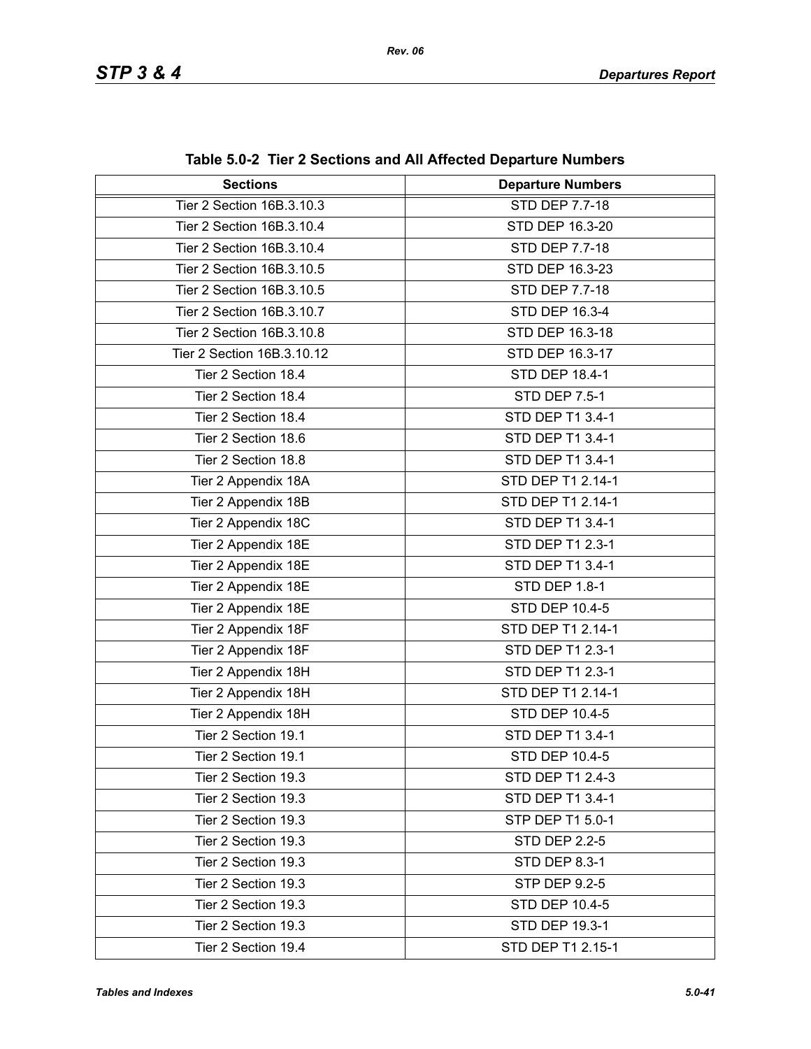**Table 5.0-2 Tier 2 Sections and All Affected Departure Numbers**

| Sections | Departure Numbers |
|---|---|
| Tier 2 Section 16B.3.10.3 | STD DEP 7.7-18 |
| Tier 2 Section 16B.3.10.4 | STD DEP 16.3-20 |
| Tier 2 Section 16B.3.10.4 | STD DEP 7.7-18 |
| Tier 2 Section 16B.3.10.5 | STD DEP 16.3-23 |
| Tier 2 Section 16B.3.10.5 | STD DEP 7.7-18 |
| Tier 2 Section 16B.3.10.7 | STD DEP 16.3-4 |
| Tier 2 Section 16B.3.10.8 | STD DEP 16.3-18 |
| Tier 2 Section 16B.3.10.12 | STD DEP 16.3-17 |
| Tier 2 Section 18.4 | STD DEP 18.4-1 |
| Tier 2 Section 18.4 | STD DEP 7.5-1 |
| Tier 2 Section 18.4 | STD DEP T1 3.4-1 |
| Tier 2 Section 18.6 | STD DEP T1 3.4-1 |
| Tier 2 Section 18.8 | STD DEP T1 3.4-1 |
| Tier 2 Appendix 18A | STD DEP T1 2.14-1 |
| Tier 2 Appendix 18B | STD DEP T1 2.14-1 |
| Tier 2 Appendix 18C | STD DEP T1 3.4-1 |
| Tier 2 Appendix 18E | STD DEP T1 2.3-1 |
| Tier 2 Appendix 18E | STD DEP T1 3.4-1 |
| Tier 2 Appendix 18E | STD DEP 1.8-1 |
| Tier 2 Appendix 18E | STD DEP 10.4-5 |
| Tier 2 Appendix 18F | STD DEP T1 2.14-1 |
| Tier 2 Appendix 18F | STD DEP T1 2.3-1 |
| Tier 2 Appendix 18H | STD DEP T1 2.3-1 |
| Tier 2 Appendix 18H | STD DEP T1 2.14-1 |
| Tier 2 Appendix 18H | STD DEP 10.4-5 |
| Tier 2 Section 19.1 | STD DEP T1 3.4-1 |
| Tier 2 Section 19.1 | STD DEP 10.4-5 |
| Tier 2 Section 19.3 | STD DEP T1 2.4-3 |
| Tier 2 Section 19.3 | STD DEP T1 3.4-1 |
| Tier 2 Section 19.3 | STP DEP T1 5.0-1 |
| Tier 2 Section 19.3 | STD DEP 2.2-5 |
| Tier 2 Section 19.3 | STD DEP 8.3-1 |
| Tier 2 Section 19.3 | STP DEP 9.2-5 |
| Tier 2 Section 19.3 | STD DEP 10.4-5 |
| Tier 2 Section 19.3 | STD DEP 19.3-1 |
| Tier 2 Section 19.4 | STD DEP T1 2.15-1 |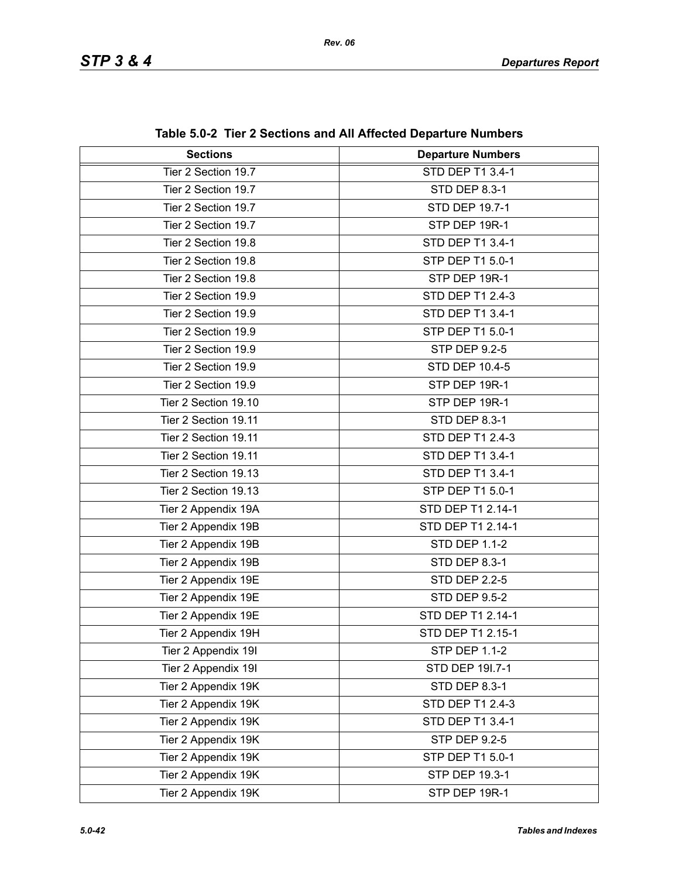**Table 5.0-2 Tier 2 Sections and All Affected Departure Numbers**

| Sections | Departure Numbers |
|---|---|
| Tier 2 Section 19.7 | STD DEP T1 3.4-1 |
| Tier 2 Section 19.7 | STD DEP 8.3-1 |
| Tier 2 Section 19.7 | STD DEP 19.7-1 |
| Tier 2 Section 19.7 | STP DEP 19R-1 |
| Tier 2 Section 19.8 | STD DEP T1 3.4-1 |
| Tier 2 Section 19.8 | STP DEP T1 5.0-1 |
| Tier 2 Section 19.8 | STP DEP 19R-1 |
| Tier 2 Section 19.9 | STD DEP T1 2.4-3 |
| Tier 2 Section 19.9 | STD DEP T1 3.4-1 |
| Tier 2 Section 19.9 | STP DEP T1 5.0-1 |
| Tier 2 Section 19.9 | STP DEP 9.2-5 |
| Tier 2 Section 19.9 | STD DEP 10.4-5 |
| Tier 2 Section 19.9 | STP DEP 19R-1 |
| Tier 2 Section 19.10 | STP DEP 19R-1 |
| Tier 2 Section 19.11 | STD DEP 8.3-1 |
| Tier 2 Section 19.11 | STD DEP T1 2.4-3 |
| Tier 2 Section 19.11 | STD DEP T1 3.4-1 |
| Tier 2 Section 19.13 | STD DEP T1 3.4-1 |
| Tier 2 Section 19.13 | STP DEP T1 5.0-1 |
| Tier 2 Appendix 19A | STD DEP T1 2.14-1 |
| Tier 2 Appendix 19B | STD DEP T1 2.14-1 |
| Tier 2 Appendix 19B | STD DEP 1.1-2 |
| Tier 2 Appendix 19B | STD DEP 8.3-1 |
| Tier 2 Appendix 19E | STD DEP 2.2-5 |
| Tier 2 Appendix 19E | STD DEP 9.5-2 |
| Tier 2 Appendix 19E | STD DEP T1 2.14-1 |
| Tier 2 Appendix 19H | STD DEP T1 2.15-1 |
| Tier 2 Appendix 19I | STP DEP 1.1-2 |
| Tier 2 Appendix 19I | STD DEP 19I.7-1 |
| Tier 2 Appendix 19K | STD DEP 8.3-1 |
| Tier 2 Appendix 19K | STD DEP T1 2.4-3 |
| Tier 2 Appendix 19K | STD DEP T1 3.4-1 |
| Tier 2 Appendix 19K | STP DEP 9.2-5 |
| Tier 2 Appendix 19K | STP DEP T1 5.0-1 |
| Tier 2 Appendix 19K | STP DEP 19.3-1 |
| Tier 2 Appendix 19K | STP DEP 19R-1 |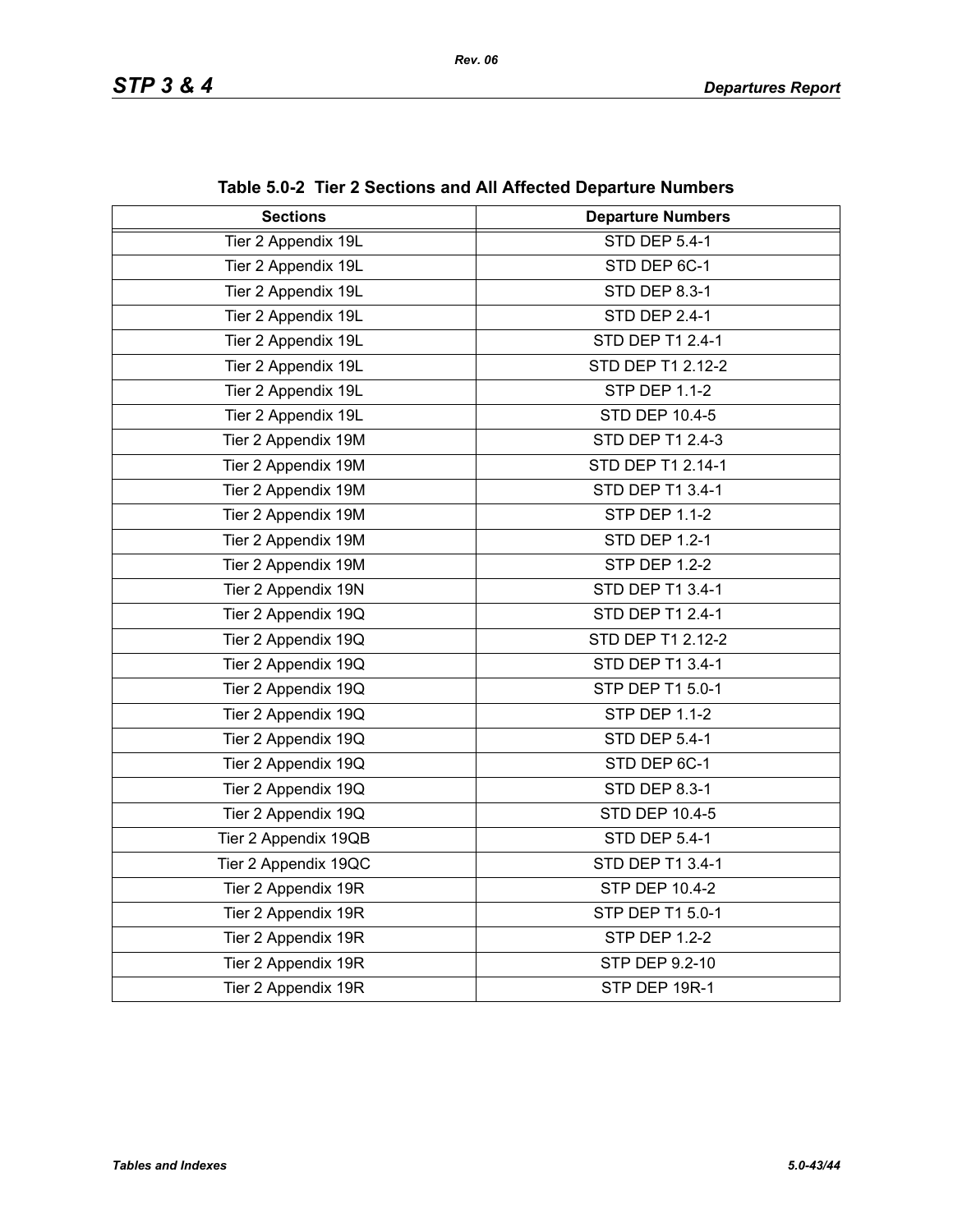**Table 5.0-2 Tier 2 Sections and All Affected Departure Numbers**

| Sections | Departure Numbers |
| --- | --- |
| Tier 2 Appendix 19L | STD DEP 5.4-1 |
| Tier 2 Appendix 19L | STD DEP 6C-1 |
| Tier 2 Appendix 19L | STD DEP 8.3-1 |
| Tier 2 Appendix 19L | STD DEP 2.4-1 |
| Tier 2 Appendix 19L | STD DEP T1 2.4-1 |
| Tier 2 Appendix 19L | STD DEP T1 2.12-2 |
| Tier 2 Appendix 19L | STP DEP 1.1-2 |
| Tier 2 Appendix 19L | STD DEP 10.4-5 |
| Tier 2 Appendix 19M | STD DEP T1 2.4-3 |
| Tier 2 Appendix 19M | STD DEP T1 2.14-1 |
| Tier 2 Appendix 19M | STD DEP T1 3.4-1 |
| Tier 2 Appendix 19M | STP DEP 1.1-2 |
| Tier 2 Appendix 19M | STD DEP 1.2-1 |
| Tier 2 Appendix 19M | STP DEP 1.2-2 |
| Tier 2 Appendix 19N | STD DEP T1 3.4-1 |
| Tier 2 Appendix 19Q | STD DEP T1 2.4-1 |
| Tier 2 Appendix 19Q | STD DEP T1 2.12-2 |
| Tier 2 Appendix 19Q | STD DEP T1 3.4-1 |
| Tier 2 Appendix 19Q | STP DEP T1 5.0-1 |
| Tier 2 Appendix 19Q | STP DEP 1.1-2 |
| Tier 2 Appendix 19Q | STD DEP 5.4-1 |
| Tier 2 Appendix 19Q | STD DEP 6C-1 |
| Tier 2 Appendix 19Q | STD DEP 8.3-1 |
| Tier 2 Appendix 19Q | STD DEP 10.4-5 |
| Tier 2 Appendix 19QB | STD DEP 5.4-1 |
| Tier 2 Appendix 19QC | STD DEP T1 3.4-1 |
| Tier 2 Appendix 19R | STP DEP 10.4-2 |
| Tier 2 Appendix 19R | STP DEP T1 5.0-1 |
| Tier 2 Appendix 19R | STP DEP 1.2-2 |
| Tier 2 Appendix 19R | STP DEP 9.2-10 |
| Tier 2 Appendix 19R | STP DEP 19R-1 |